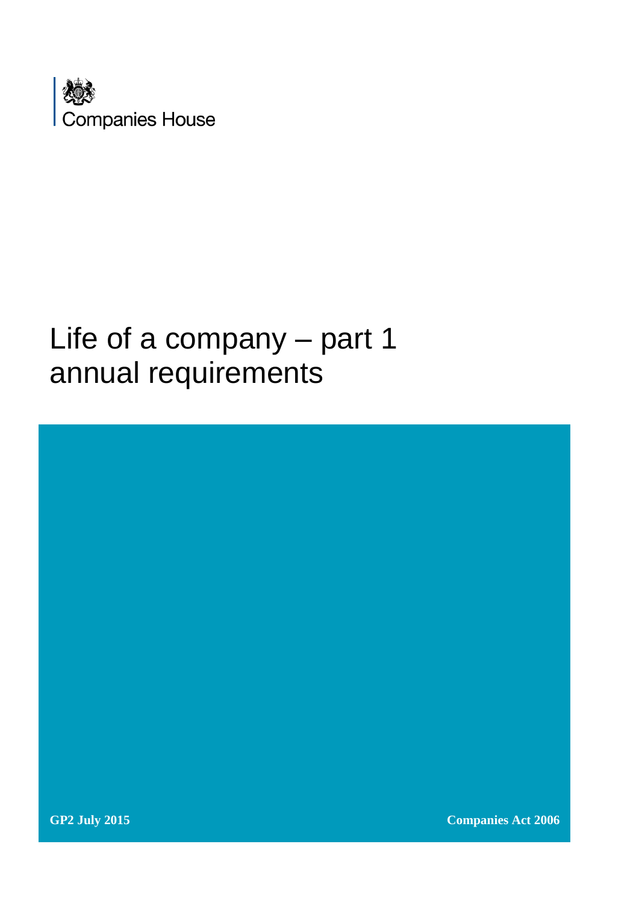Companies House

# Life of a company – part 1 annual requirements

**GP2 July 2015**

**Companies Act 2006**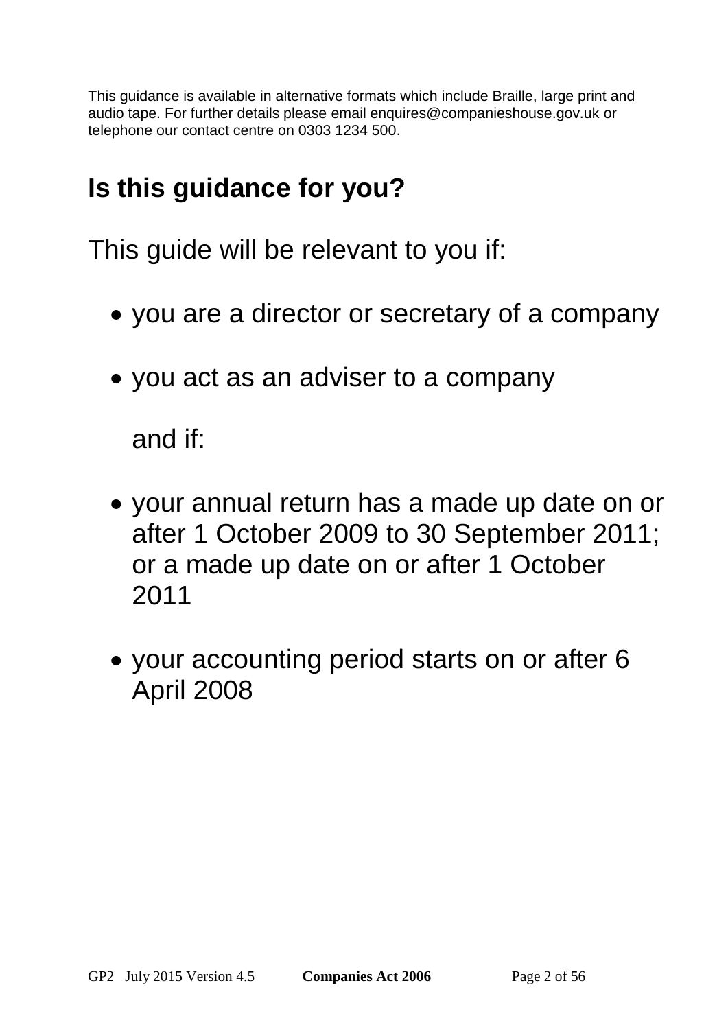This guidance is available in alternative formats which include Braille, large print and audio tape. For further details please email enquires@companieshouse.gov.uk or telephone our contact centre on 0303 1234 500.

## Is this guidance for you?

This guide will be relevant to you if:

- you are a director or secretary of a company
- you act as an adviser to a company

  and if:

- your annual return has a made up date on or after 1 October 2009 to 30 September 2011; or a made up date on or after 1 October 2011
- your accounting period starts on or after 6 April 2008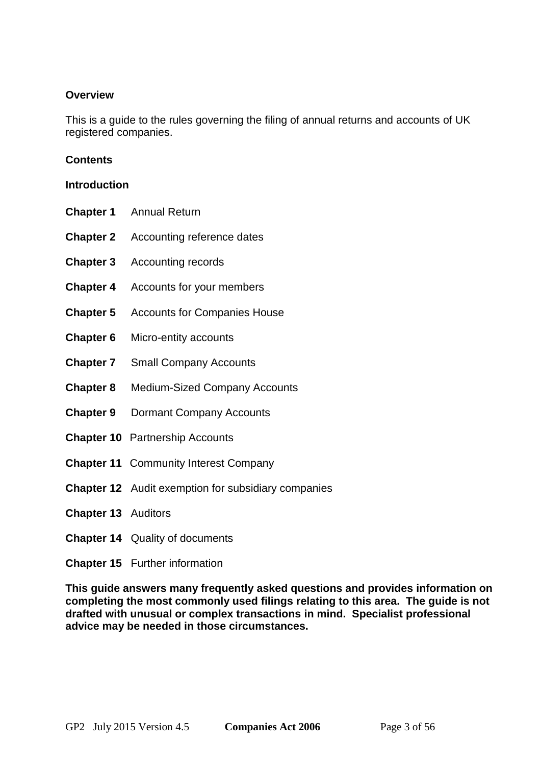**Overview**

This is a guide to the rules governing the filing of annual returns and accounts of UK registered companies.

**Contents**

**Introduction**

**Chapter 1** Annual Return

**Chapter 2** Accounting reference dates

**Chapter 3** Accounting records

**Chapter 4** Accounts for your members

**Chapter 5** Accounts for Companies House

**Chapter 6** Micro-entity accounts

**Chapter 7** Small Company Accounts

**Chapter 8** Medium-Sized Company Accounts

**Chapter 9** Dormant Company Accounts

**Chapter 10** Partnership Accounts

**Chapter 11** Community Interest Company

**Chapter 12** Audit exemption for subsidiary companies

**Chapter 13** Auditors

**Chapter 14** Quality of documents

**Chapter 15** Further information

**This guide answers many frequently asked questions and provides information on completing the most commonly used filings relating to this area. The guide is not drafted with unusual or complex transactions in mind. Specialist professional advice may be needed in those circumstances.**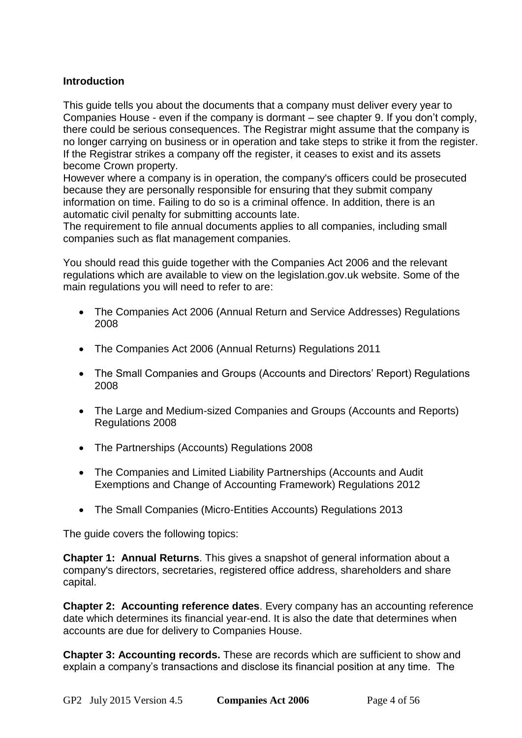**Introduction**

This guide tells you about the documents that a company must deliver every year to Companies House - even if the company is dormant – see chapter 9. If you don't comply, there could be serious consequences. The Registrar might assume that the company is no longer carrying on business or in operation and take steps to strike it from the register. If the Registrar strikes a company off the register, it ceases to exist and its assets become Crown property.

However where a company is in operation, the company's officers could be prosecuted because they are personally responsible for ensuring that they submit company information on time. Failing to do so is a criminal offence. In addition, there is an automatic civil penalty for submitting accounts late.

The requirement to file annual documents applies to all companies, including small companies such as flat management companies.

You should read this guide together with the Companies Act 2006 and the relevant regulations which are available to view on the legislation.gov.uk website. Some of the main regulations you will need to refer to are:

- The Companies Act 2006 (Annual Return and Service Addresses) Regulations 2008
- The Companies Act 2006 (Annual Returns) Regulations 2011
- The Small Companies and Groups (Accounts and Directors' Report) Regulations 2008
- The Large and Medium-sized Companies and Groups (Accounts and Reports) Regulations 2008
- The Partnerships (Accounts) Regulations 2008
- The Companies and Limited Liability Partnerships (Accounts and Audit Exemptions and Change of Accounting Framework) Regulations 2012
- The Small Companies (Micro-Entities Accounts) Regulations 2013

The guide covers the following topics:

**Chapter 1: Annual Returns**. This gives a snapshot of general information about a company's directors, secretaries, registered office address, shareholders and share capital.

**Chapter 2: Accounting reference dates**. Every company has an accounting reference date which determines its financial year-end. It is also the date that determines when accounts are due for delivery to Companies House.

**Chapter 3: Accounting records.** These are records which are sufficient to show and explain a company's transactions and disclose its financial position at any time. The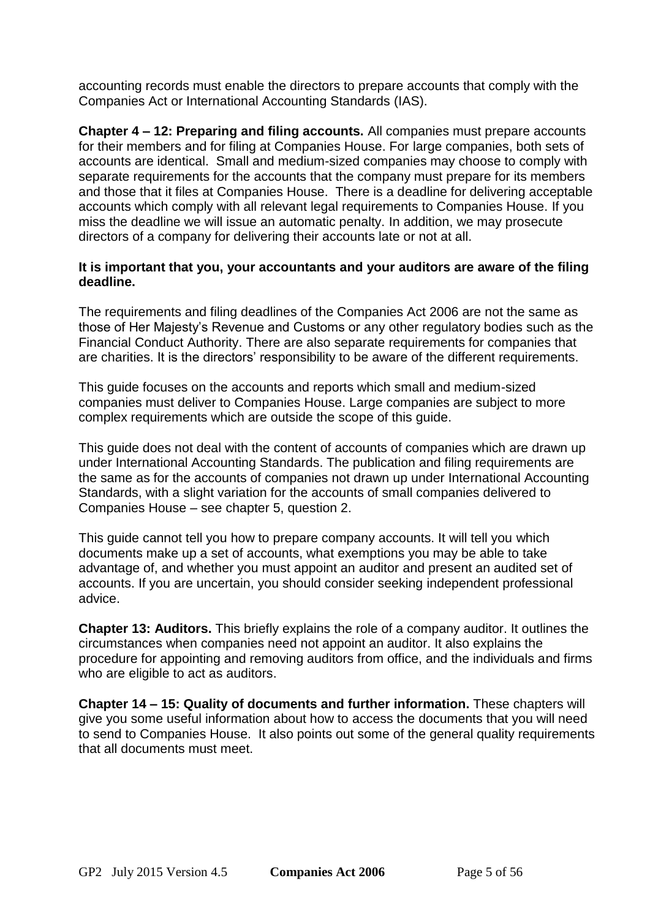accounting records must enable the directors to prepare accounts that comply with the Companies Act or International Accounting Standards (IAS).

**Chapter 4 – 12: Preparing and filing accounts.** All companies must prepare accounts for their members and for filing at Companies House. For large companies, both sets of accounts are identical. Small and medium-sized companies may choose to comply with separate requirements for the accounts that the company must prepare for its members and those that it files at Companies House. There is a deadline for delivering acceptable accounts which comply with all relevant legal requirements to Companies House. If you miss the deadline we will issue an automatic penalty. In addition, we may prosecute directors of a company for delivering their accounts late or not at all.

**It is important that you, your accountants and your auditors are aware of the filing deadline.**

The requirements and filing deadlines of the Companies Act 2006 are not the same as those of Her Majesty's Revenue and Customs or any other regulatory bodies such as the Financial Conduct Authority. There are also separate requirements for companies that are charities. It is the directors' responsibility to be aware of the different requirements.

This guide focuses on the accounts and reports which small and medium-sized companies must deliver to Companies House. Large companies are subject to more complex requirements which are outside the scope of this guide.

This guide does not deal with the content of accounts of companies which are drawn up under International Accounting Standards. The publication and filing requirements are the same as for the accounts of companies not drawn up under International Accounting Standards, with a slight variation for the accounts of small companies delivered to Companies House – see chapter 5, question 2.

This guide cannot tell you how to prepare company accounts. It will tell you which documents make up a set of accounts, what exemptions you may be able to take advantage of, and whether you must appoint an auditor and present an audited set of accounts. If you are uncertain, you should consider seeking independent professional advice.

**Chapter 13: Auditors.** This briefly explains the role of a company auditor. It outlines the circumstances when companies need not appoint an auditor. It also explains the procedure for appointing and removing auditors from office, and the individuals and firms who are eligible to act as auditors.

**Chapter 14 – 15: Quality of documents and further information.** These chapters will give you some useful information about how to access the documents that you will need to send to Companies House. It also points out some of the general quality requirements that all documents must meet.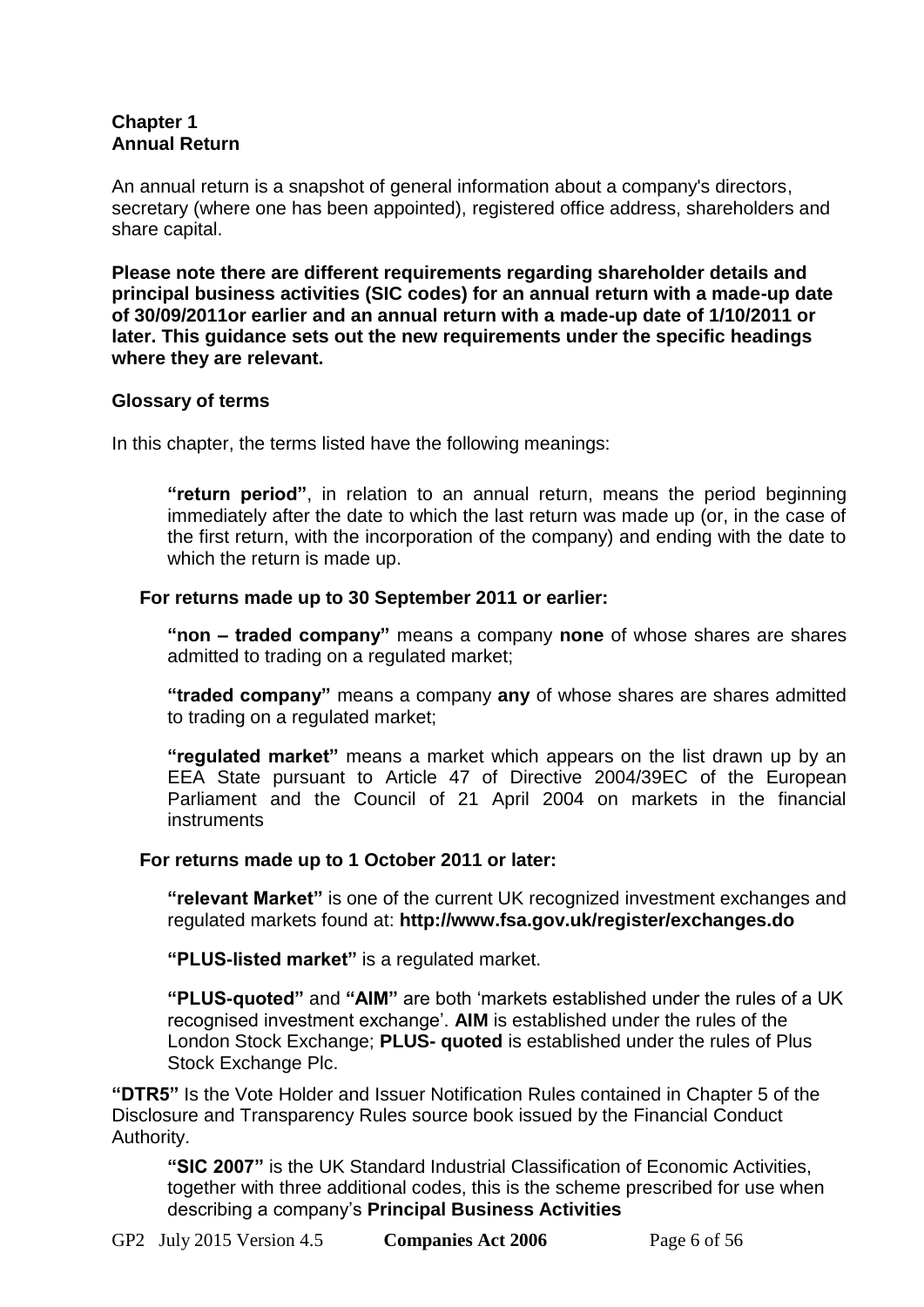**Chapter 1**
**Annual Return**

An annual return is a snapshot of general information about a company's directors, secretary (where one has been appointed), registered office address, shareholders and share capital.

**Please note there are different requirements regarding shareholder details and principal business activities (SIC codes) for an annual return with a made-up date of 30/09/2011or earlier and an annual return with a made-up date of 1/10/2011 or later. This guidance sets out the new requirements under the specific headings where they are relevant.**

**Glossary of terms**

In this chapter, the terms listed have the following meanings:

> **"return period"**, in relation to an annual return, means the period beginning immediately after the date to which the last return was made up (or, in the case of the first return, with the incorporation of the company) and ending with the date to which the return is made up.

**For returns made up to 30 September 2011 or earlier:**

> **"non – traded company"** means a company **none** of whose shares are shares admitted to trading on a regulated market;
>
> **"traded company"** means a company **any** of whose shares are shares admitted to trading on a regulated market;
>
> **"regulated market"** means a market which appears on the list drawn up by an EEA State pursuant to Article 47 of Directive 2004/39EC of the European Parliament and the Council of 21 April 2004 on markets in the financial instruments

**For returns made up to 1 October 2011 or later:**

> **"relevant Market"** is one of the current UK recognized investment exchanges and regulated markets found at: **http://www.fsa.gov.uk/register/exchanges.do**
>
> **"PLUS-listed market"** is a regulated market.
>
> **"PLUS-quoted"** and **"AIM"** are both 'markets established under the rules of a UK recognised investment exchange'. **AIM** is established under the rules of the London Stock Exchange; **PLUS- quoted** is established under the rules of Plus Stock Exchange Plc.

**"DTR5"** Is the Vote Holder and Issuer Notification Rules contained in Chapter 5 of the Disclosure and Transparency Rules source book issued by the Financial Conduct Authority.

> **"SIC 2007"** is the UK Standard Industrial Classification of Economic Activities, together with three additional codes, this is the scheme prescribed for use when describing a company's **Principal Business Activities**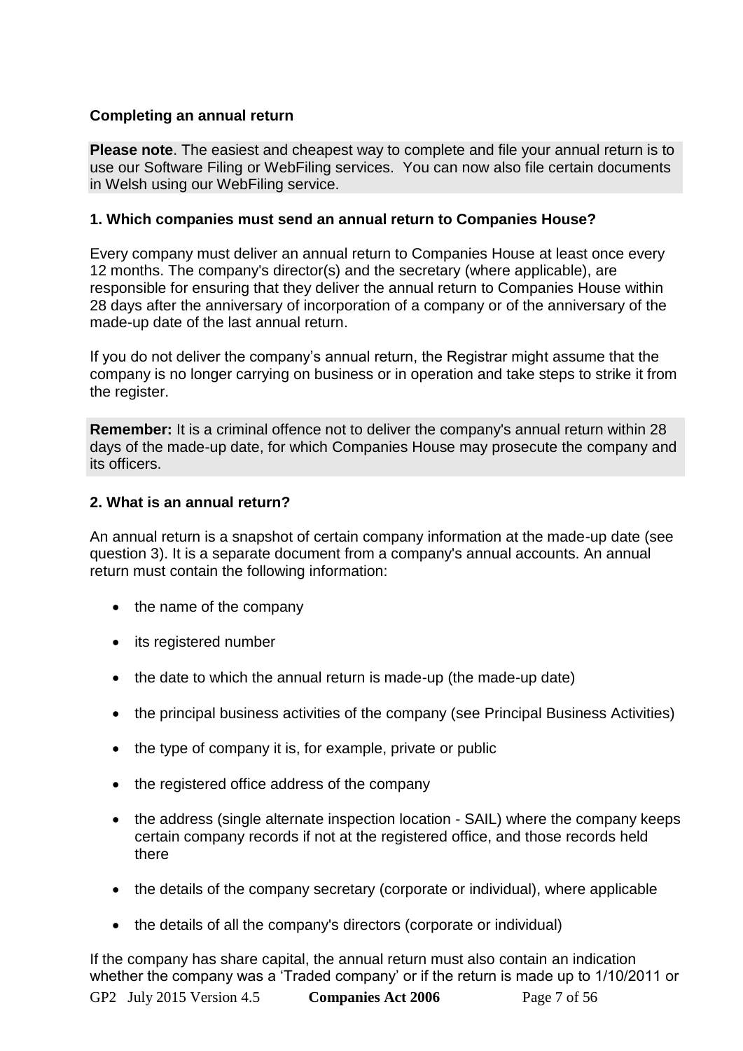### Completing an annual return

**Please note**. The easiest and cheapest way to complete and file your annual return is to use our Software Filing or WebFiling services. You can now also file certain documents in Welsh using our WebFiling service.

#### 1. Which companies must send an annual return to Companies House?

Every company must deliver an annual return to Companies House at least once every 12 months. The company's director(s) and the secretary (where applicable), are responsible for ensuring that they deliver the annual return to Companies House within 28 days after the anniversary of incorporation of a company or of the anniversary of the made-up date of the last annual return.

If you do not deliver the company's annual return, the Registrar might assume that the company is no longer carrying on business or in operation and take steps to strike it from the register.

**Remember:** It is a criminal offence not to deliver the company's annual return within 28 days of the made-up date, for which Companies House may prosecute the company and its officers.

#### 2. What is an annual return?

An annual return is a snapshot of certain company information at the made-up date (see question 3). It is a separate document from a company's annual accounts. An annual return must contain the following information:

- the name of the company
- its registered number
- the date to which the annual return is made-up (the made-up date)
- the principal business activities of the company (see Principal Business Activities)
- the type of company it is, for example, private or public
- the registered office address of the company
- the address (single alternate inspection location - SAIL) where the company keeps certain company records if not at the registered office, and those records held there
- the details of the company secretary (corporate or individual), where applicable
- the details of all the company's directors (corporate or individual)

If the company has share capital, the annual return must also contain an indication whether the company was a 'Traded company' or if the return is made up to 1/10/2011 or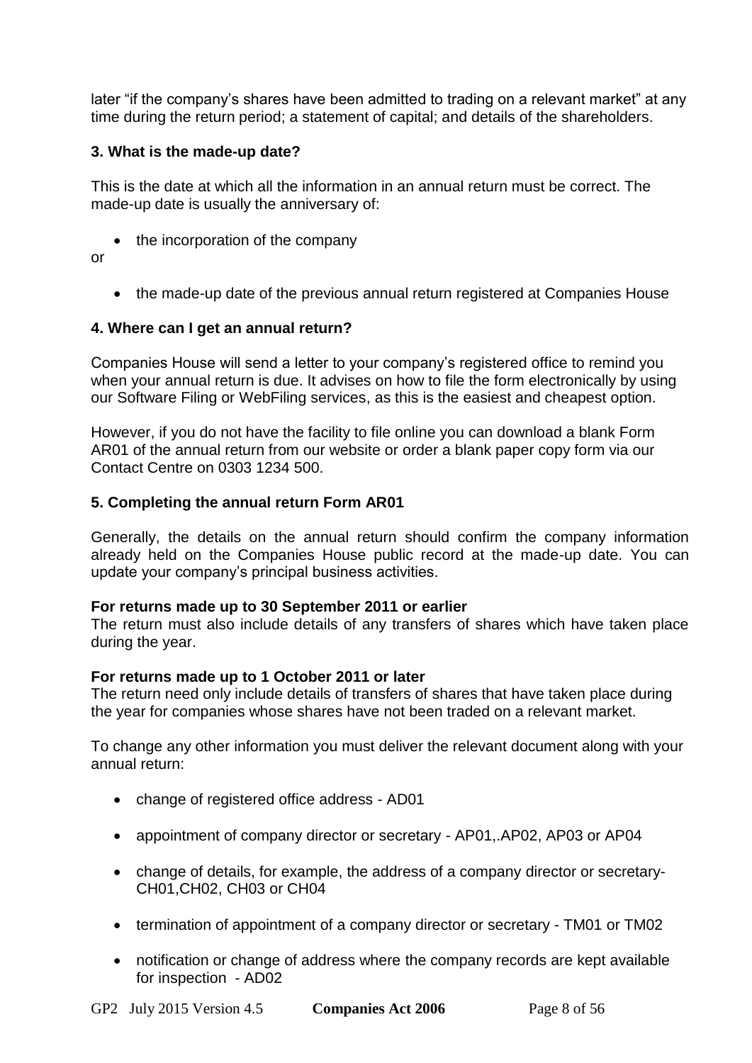later “if the company’s shares have been admitted to trading on a relevant market” at any time during the return period; a statement of capital; and details of the shareholders.

### 3. What is the made-up date?

This is the date at which all the information in an annual return must be correct. The made-up date is usually the anniversary of:

- the incorporation of the company

or

- the made-up date of the previous annual return registered at Companies House

### 4. Where can I get an annual return?

Companies House will send a letter to your company’s registered office to remind you when your annual return is due. It advises on how to file the form electronically by using our Software Filing or WebFiling services, as this is the easiest and cheapest option.

However, if you do not have the facility to file online you can download a blank Form AR01 of the annual return from our website or order a blank paper copy form via our Contact Centre on 0303 1234 500.

### 5. Completing the annual return Form AR01

Generally, the details on the annual return should confirm the company information already held on the Companies House public record at the made-up date. You can update your company’s principal business activities.

**For returns made up to 30 September 2011 or earlier**
The return must also include details of any transfers of shares which have taken place during the year.

**For returns made up to 1 October 2011 or later**
The return need only include details of transfers of shares that have taken place during the year for companies whose shares have not been traded on a relevant market.

To change any other information you must deliver the relevant document along with your annual return:

- change of registered office address - AD01
- appointment of company director or secretary - AP01,.AP02, AP03 or AP04
- change of details, for example, the address of a company director or secretary-CH01,CH02, CH03 or CH04
- termination of appointment of a company director or secretary - TM01 or TM02
- notification or change of address where the company records are kept available for inspection - AD02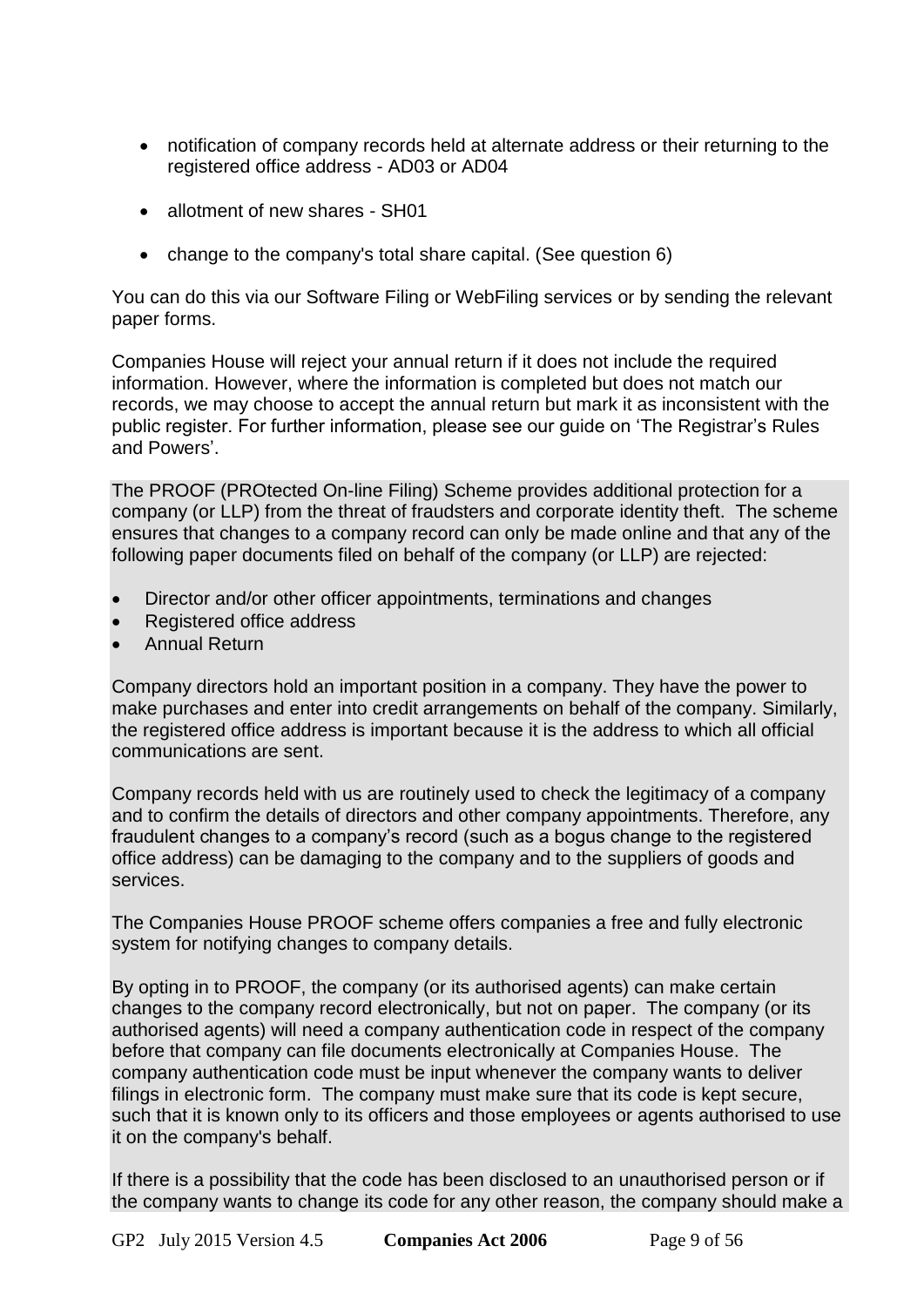- notification of company records held at alternate address or their returning to the registered office address - AD03 or AD04
- allotment of new shares - SH01
- change to the company's total share capital. (See question 6)

You can do this via our Software Filing or WebFiling services or by sending the relevant paper forms.

Companies House will reject your annual return if it does not include the required information. However, where the information is completed but does not match our records, we may choose to accept the annual return but mark it as inconsistent with the public register. For further information, please see our guide on 'The Registrar's Rules and Powers'.

The PROOF (PROtected On-line Filing) Scheme provides additional protection for a company (or LLP) from the threat of fraudsters and corporate identity theft. The scheme ensures that changes to a company record can only be made online and that any of the following paper documents filed on behalf of the company (or LLP) are rejected:

- Director and/or other officer appointments, terminations and changes
- Registered office address
- Annual Return

Company directors hold an important position in a company. They have the power to make purchases and enter into credit arrangements on behalf of the company. Similarly, the registered office address is important because it is the address to which all official communications are sent.

Company records held with us are routinely used to check the legitimacy of a company and to confirm the details of directors and other company appointments. Therefore, any fraudulent changes to a company's record (such as a bogus change to the registered office address) can be damaging to the company and to the suppliers of goods and services.

The Companies House PROOF scheme offers companies a free and fully electronic system for notifying changes to company details.

By opting in to PROOF, the company (or its authorised agents) can make certain changes to the company record electronically, but not on paper. The company (or its authorised agents) will need a company authentication code in respect of the company before that company can file documents electronically at Companies House. The company authentication code must be input whenever the company wants to deliver filings in electronic form. The company must make sure that its code is kept secure, such that it is known only to its officers and those employees or agents authorised to use it on the company's behalf.

If there is a possibility that the code has been disclosed to an unauthorised person or if the company wants to change its code for any other reason, the company should make a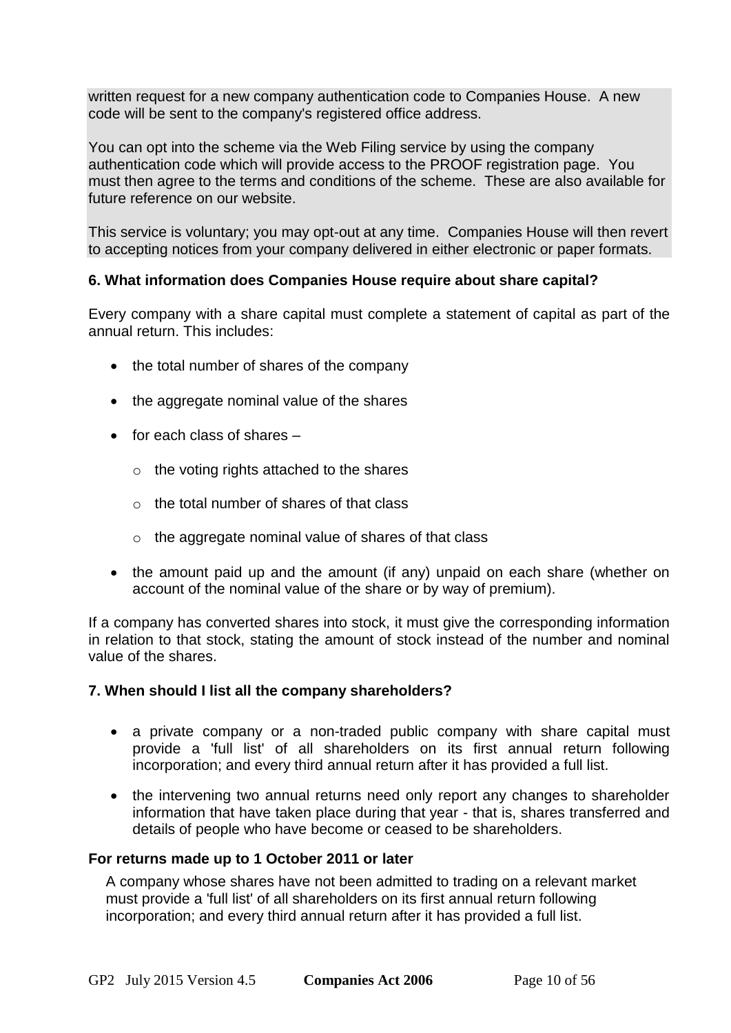written request for a new company authentication code to Companies House. A new code will be sent to the company's registered office address.

You can opt into the scheme via the Web Filing service by using the company authentication code which will provide access to the PROOF registration page. You must then agree to the terms and conditions of the scheme. These are also available for future reference on our website.

This service is voluntary; you may opt-out at any time. Companies House will then revert to accepting notices from your company delivered in either electronic or paper formats.

### 6. What information does Companies House require about share capital?

Every company with a share capital must complete a statement of capital as part of the annual return. This includes:

- the total number of shares of the company
- the aggregate nominal value of the shares
- for each class of shares –
    - the voting rights attached to the shares
    - the total number of shares of that class
    - the aggregate nominal value of shares of that class
- the amount paid up and the amount (if any) unpaid on each share (whether on account of the nominal value of the share or by way of premium).

If a company has converted shares into stock, it must give the corresponding information in relation to that stock, stating the amount of stock instead of the number and nominal value of the shares.

### 7. When should I list all the company shareholders?

- a private company or a non-traded public company with share capital must provide a 'full list' of all shareholders on its first annual return following incorporation; and every third annual return after it has provided a full list.
- the intervening two annual returns need only report any changes to shareholder information that have taken place during that year - that is, shares transferred and details of people who have become or ceased to be shareholders.

**For returns made up to 1 October 2011 or later**

A company whose shares have not been admitted to trading on a relevant market must provide a 'full list' of all shareholders on its first annual return following incorporation; and every third annual return after it has provided a full list.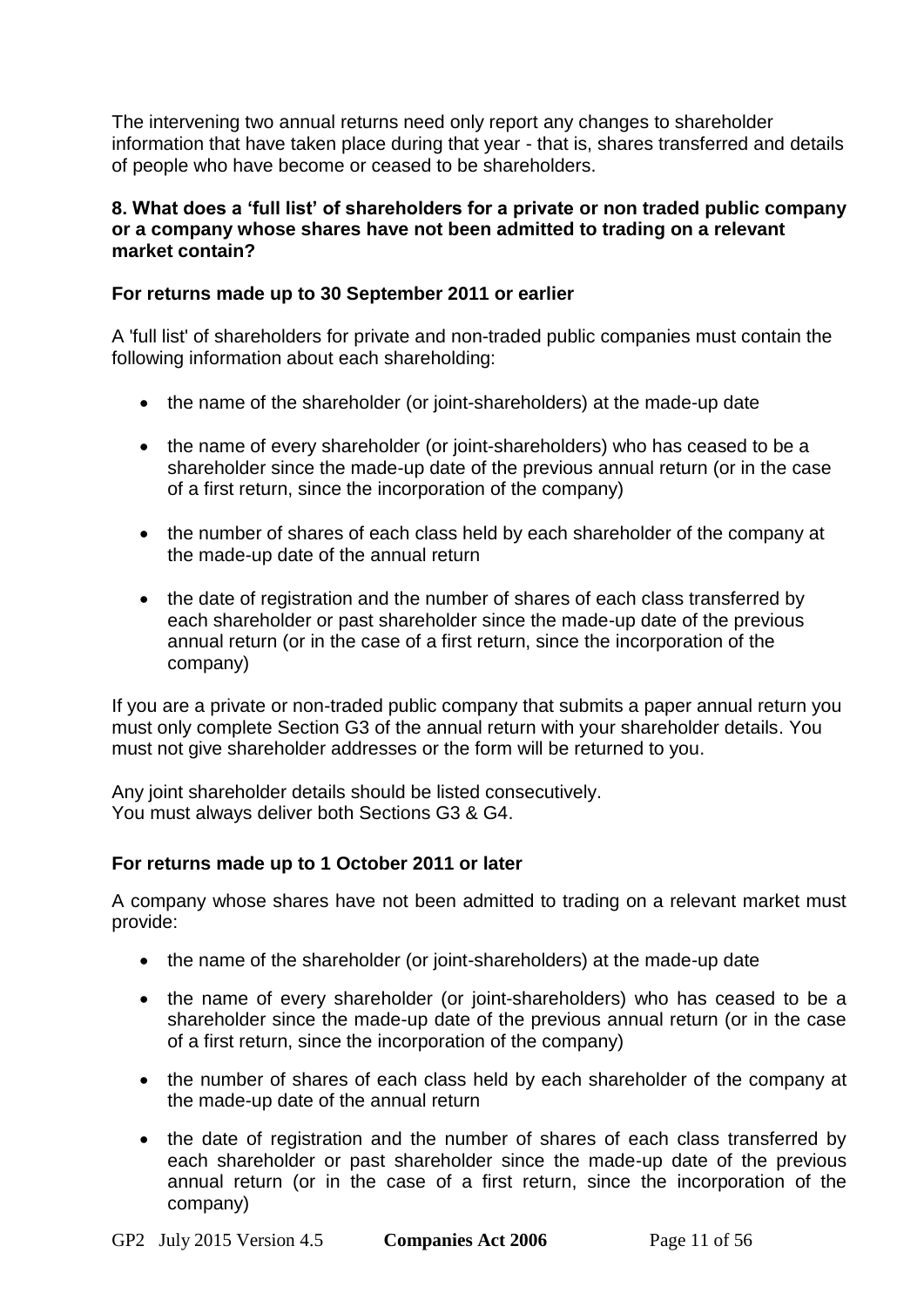The intervening two annual returns need only report any changes to shareholder information that have taken place during that year - that is, shares transferred and details of people who have become or ceased to be shareholders.

### 8. What does a 'full list' of shareholders for a private or non traded public company or a company whose shares have not been admitted to trading on a relevant market contain?

#### For returns made up to 30 September 2011 or earlier

A 'full list' of shareholders for private and non-traded public companies must contain the following information about each shareholding:

- the name of the shareholder (or joint-shareholders) at the made-up date
- the name of every shareholder (or joint-shareholders) who has ceased to be a shareholder since the made-up date of the previous annual return (or in the case of a first return, since the incorporation of the company)
- the number of shares of each class held by each shareholder of the company at the made-up date of the annual return
- the date of registration and the number of shares of each class transferred by each shareholder or past shareholder since the made-up date of the previous annual return (or in the case of a first return, since the incorporation of the company)

If you are a private or non-traded public company that submits a paper annual return you must only complete Section G3 of the annual return with your shareholder details. You must not give shareholder addresses or the form will be returned to you.

Any joint shareholder details should be listed consecutively.
You must always deliver both Sections G3 & G4.

#### For returns made up to 1 October 2011 or later

A company whose shares have not been admitted to trading on a relevant market must provide:

- the name of the shareholder (or joint-shareholders) at the made-up date
- the name of every shareholder (or joint-shareholders) who has ceased to be a shareholder since the made-up date of the previous annual return (or in the case of a first return, since the incorporation of the company)
- the number of shares of each class held by each shareholder of the company at the made-up date of the annual return
- the date of registration and the number of shares of each class transferred by each shareholder or past shareholder since the made-up date of the previous annual return (or in the case of a first return, since the incorporation of the company)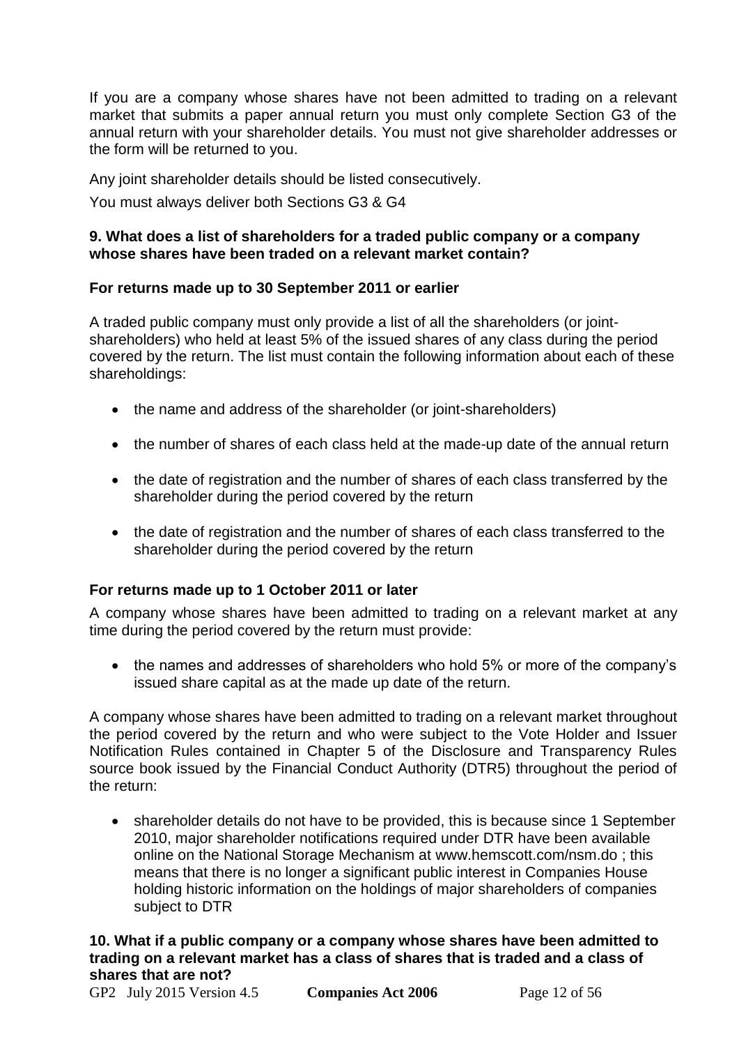If you are a company whose shares have not been admitted to trading on a relevant market that submits a paper annual return you must only complete Section G3 of the annual return with your shareholder details. You must not give shareholder addresses or the form will be returned to you.

Any joint shareholder details should be listed consecutively.

You must always deliver both Sections G3 & G4

**9. What does a list of shareholders for a traded public company or a company whose shares have been traded on a relevant market contain?**

**For returns made up to 30 September 2011 or earlier**

A traded public company must only provide a list of all the shareholders (or joint-shareholders) who held at least 5% of the issued shares of any class during the period covered by the return. The list must contain the following information about each of these shareholdings:

- the name and address of the shareholder (or joint-shareholders)
- the number of shares of each class held at the made-up date of the annual return
- the date of registration and the number of shares of each class transferred by the shareholder during the period covered by the return
- the date of registration and the number of shares of each class transferred to the shareholder during the period covered by the return

**For returns made up to 1 October 2011 or later**

A company whose shares have been admitted to trading on a relevant market at any time during the period covered by the return must provide:

- the names and addresses of shareholders who hold 5% or more of the company's issued share capital as at the made up date of the return.

A company whose shares have been admitted to trading on a relevant market throughout the period covered by the return and who were subject to the Vote Holder and Issuer Notification Rules contained in Chapter 5 of the Disclosure and Transparency Rules source book issued by the Financial Conduct Authority (DTR5) throughout the period of the return:

- shareholder details do not have to be provided, this is because since 1 September 2010, major shareholder notifications required under DTR have been available online on the National Storage Mechanism at www.hemscott.com/nsm.do ; this means that there is no longer a significant public interest in Companies House holding historic information on the holdings of major shareholders of companies subject to DTR

**10. What if a public company or a company whose shares have been admitted to trading on a relevant market has a class of shares that is traded and a class of shares that are not?**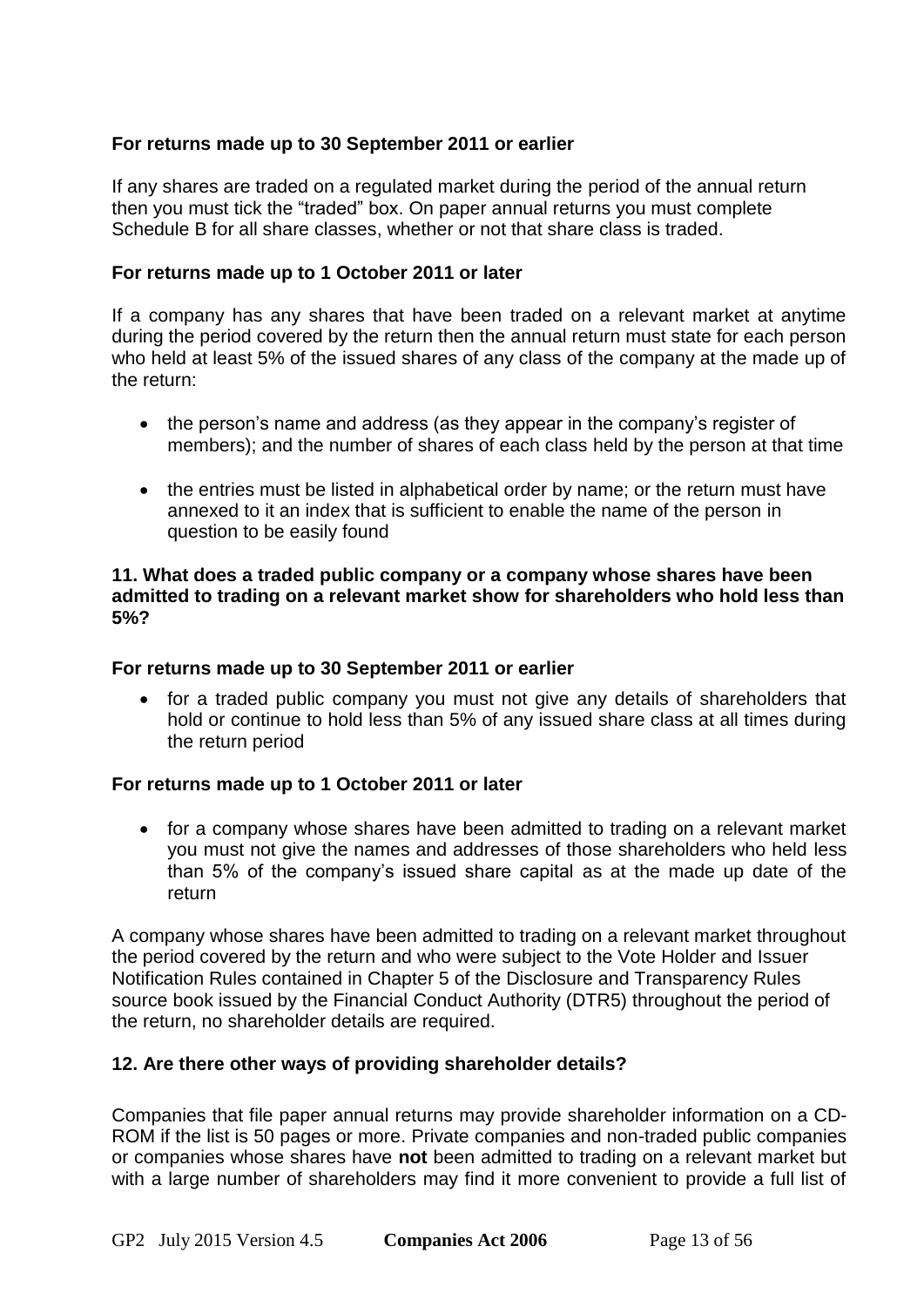**For returns made up to 30 September 2011 or earlier**

If any shares are traded on a regulated market during the period of the annual return then you must tick the "traded" box. On paper annual returns you must complete Schedule B for all share classes, whether or not that share class is traded.

**For returns made up to 1 October 2011 or later**

If a company has any shares that have been traded on a relevant market at anytime during the period covered by the return then the annual return must state for each person who held at least 5% of the issued shares of any class of the company at the made up of the return:

- the person's name and address (as they appear in the company's register of members); and the number of shares of each class held by the person at that time
- the entries must be listed in alphabetical order by name; or the return must have annexed to it an index that is sufficient to enable the name of the person in question to be easily found

### 11. What does a traded public company or a company whose shares have been admitted to trading on a relevant market show for shareholders who hold less than 5%?

**For returns made up to 30 September 2011 or earlier**

- for a traded public company you must not give any details of shareholders that hold or continue to hold less than 5% of any issued share class at all times during the return period

**For returns made up to 1 October 2011 or later**

- for a company whose shares have been admitted to trading on a relevant market you must not give the names and addresses of those shareholders who held less than 5% of the company's issued share capital as at the made up date of the return

A company whose shares have been admitted to trading on a relevant market throughout the period covered by the return and who were subject to the Vote Holder and Issuer Notification Rules contained in Chapter 5 of the Disclosure and Transparency Rules source book issued by the Financial Conduct Authority (DTR5) throughout the period of the return, no shareholder details are required.

### 12. Are there other ways of providing shareholder details?

Companies that file paper annual returns may provide shareholder information on a CD-ROM if the list is 50 pages or more. Private companies and non-traded public companies or companies whose shares have **not** been admitted to trading on a relevant market but with a large number of shareholders may find it more convenient to provide a full list of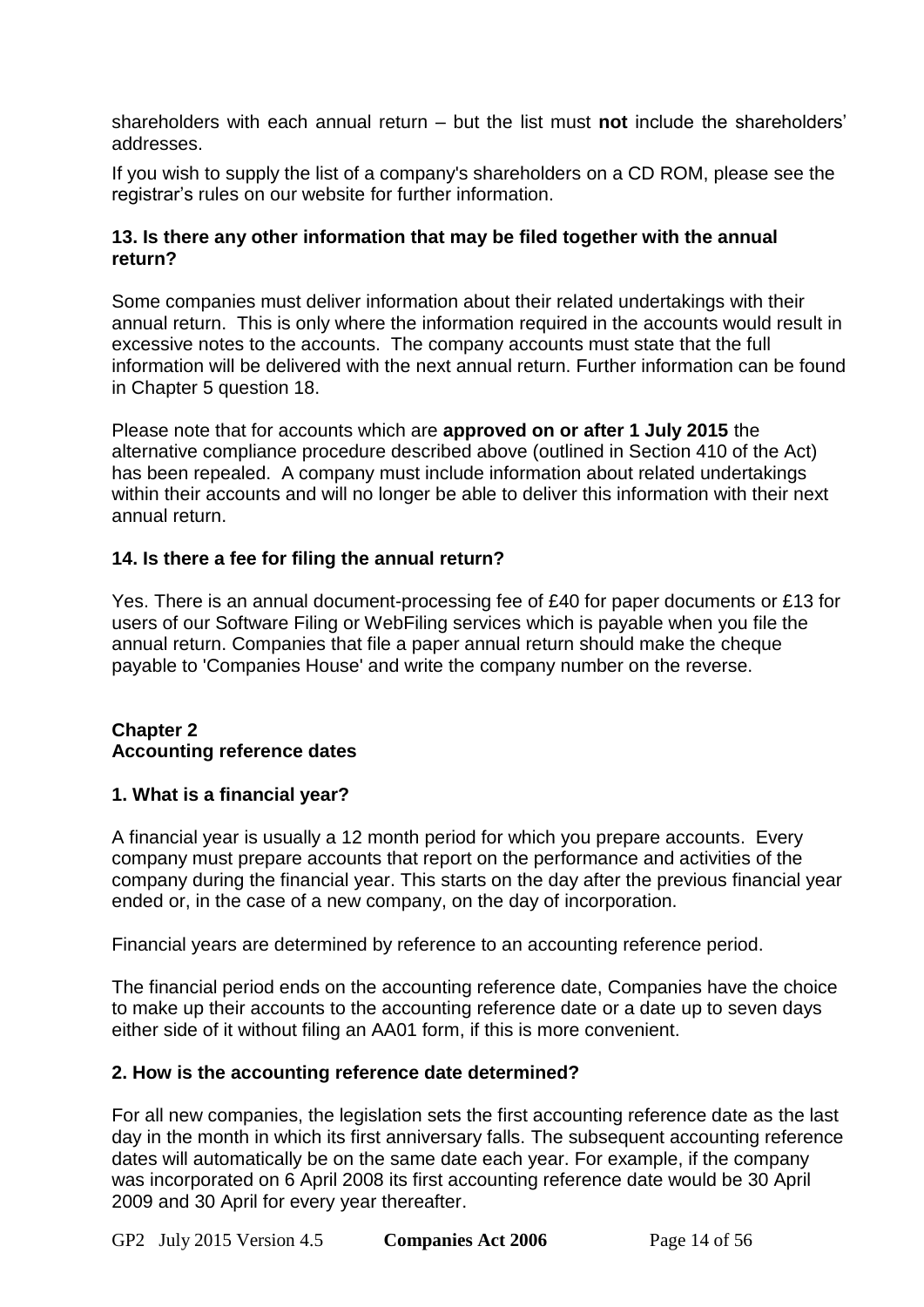shareholders with each annual return – but the list must **not** include the shareholders' addresses.

If you wish to supply the list of a company's shareholders on a CD ROM, please see the registrar's rules on our website for further information.

### 13. Is there any other information that may be filed together with the annual return?

Some companies must deliver information about their related undertakings with their annual return. This is only where the information required in the accounts would result in excessive notes to the accounts. The company accounts must state that the full information will be delivered with the next annual return. Further information can be found in Chapter 5 question 18.

Please note that for accounts which are **approved on or after 1 July 2015** the alternative compliance procedure described above (outlined in Section 410 of the Act) has been repealed. A company must include information about related undertakings within their accounts and will no longer be able to deliver this information with their next annual return.

### 14. Is there a fee for filing the annual return?

Yes. There is an annual document-processing fee of £40 for paper documents or £13 for users of our Software Filing or WebFiling services which is payable when you file the annual return. Companies that file a paper annual return should make the cheque payable to 'Companies House' and write the company number on the reverse.

## Chapter 2
## Accounting reference dates

### 1. What is a financial year?

A financial year is usually a 12 month period for which you prepare accounts. Every company must prepare accounts that report on the performance and activities of the company during the financial year. This starts on the day after the previous financial year ended or, in the case of a new company, on the day of incorporation.

Financial years are determined by reference to an accounting reference period.

The financial period ends on the accounting reference date, Companies have the choice to make up their accounts to the accounting reference date or a date up to seven days either side of it without filing an AA01 form, if this is more convenient.

### 2. How is the accounting reference date determined?

For all new companies, the legislation sets the first accounting reference date as the last day in the month in which its first anniversary falls. The subsequent accounting reference dates will automatically be on the same date each year. For example, if the company was incorporated on 6 April 2008 its first accounting reference date would be 30 April 2009 and 30 April for every year thereafter.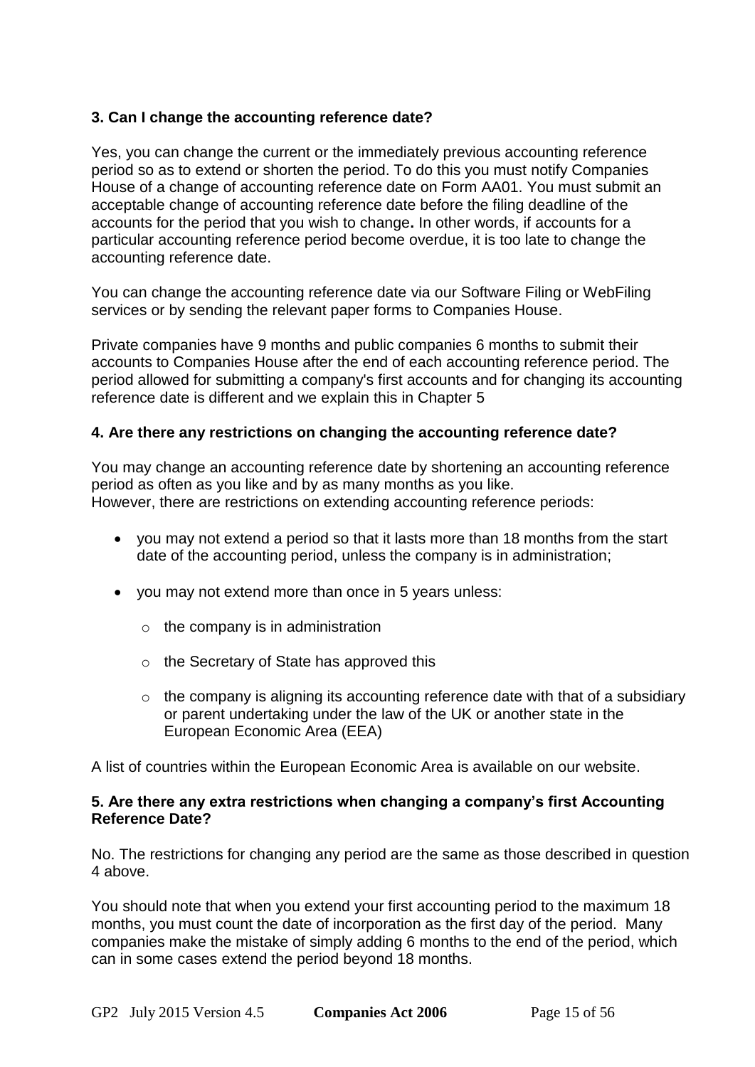### 3. Can I change the accounting reference date?

Yes, you can change the current or the immediately previous accounting reference period so as to extend or shorten the period. To do this you must notify Companies House of a change of accounting reference date on Form AA01. You must submit an acceptable change of accounting reference date before the filing deadline of the accounts for the period that you wish to change**.** In other words, if accounts for a particular accounting reference period become overdue, it is too late to change the accounting reference date.

You can change the accounting reference date via our Software Filing or WebFiling services or by sending the relevant paper forms to Companies House.

Private companies have 9 months and public companies 6 months to submit their accounts to Companies House after the end of each accounting reference period. The period allowed for submitting a company's first accounts and for changing its accounting reference date is different and we explain this in Chapter 5

### 4. Are there any restrictions on changing the accounting reference date?

You may change an accounting reference date by shortening an accounting reference period as often as you like and by as many months as you like.
However, there are restrictions on extending accounting reference periods:

- you may not extend a period so that it lasts more than 18 months from the start date of the accounting period, unless the company is in administration;
- you may not extend more than once in 5 years unless:
  - the company is in administration
  - the Secretary of State has approved this
  - the company is aligning its accounting reference date with that of a subsidiary or parent undertaking under the law of the UK or another state in the European Economic Area (EEA)

A list of countries within the European Economic Area is available on our website.

### 5. Are there any extra restrictions when changing a company's first Accounting Reference Date?

No. The restrictions for changing any period are the same as those described in question 4 above.

You should note that when you extend your first accounting period to the maximum 18 months, you must count the date of incorporation as the first day of the period. Many companies make the mistake of simply adding 6 months to the end of the period, which can in some cases extend the period beyond 18 months.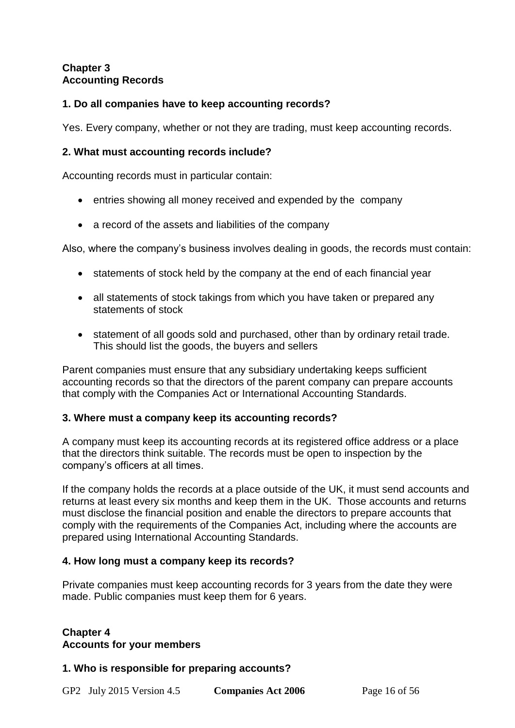## Chapter 3
## Accounting Records

### 1. Do all companies have to keep accounting records?

Yes. Every company, whether or not they are trading, must keep accounting records.

### 2. What must accounting records include?

Accounting records must in particular contain:

- entries showing all money received and expended by the company
- a record of the assets and liabilities of the company

Also, where the company's business involves dealing in goods, the records must contain:

- statements of stock held by the company at the end of each financial year
- all statements of stock takings from which you have taken or prepared any statements of stock
- statement of all goods sold and purchased, other than by ordinary retail trade. This should list the goods, the buyers and sellers

Parent companies must ensure that any subsidiary undertaking keeps sufficient accounting records so that the directors of the parent company can prepare accounts that comply with the Companies Act or International Accounting Standards.

### 3. Where must a company keep its accounting records?

A company must keep its accounting records at its registered office address or a place that the directors think suitable. The records must be open to inspection by the company's officers at all times.

If the company holds the records at a place outside of the UK, it must send accounts and returns at least every six months and keep them in the UK. Those accounts and returns must disclose the financial position and enable the directors to prepare accounts that comply with the requirements of the Companies Act, including where the accounts are prepared using International Accounting Standards.

### 4. How long must a company keep its records?

Private companies must keep accounting records for 3 years from the date they were made. Public companies must keep them for 6 years.

## Chapter 4
## Accounts for your members

### 1. Who is responsible for preparing accounts?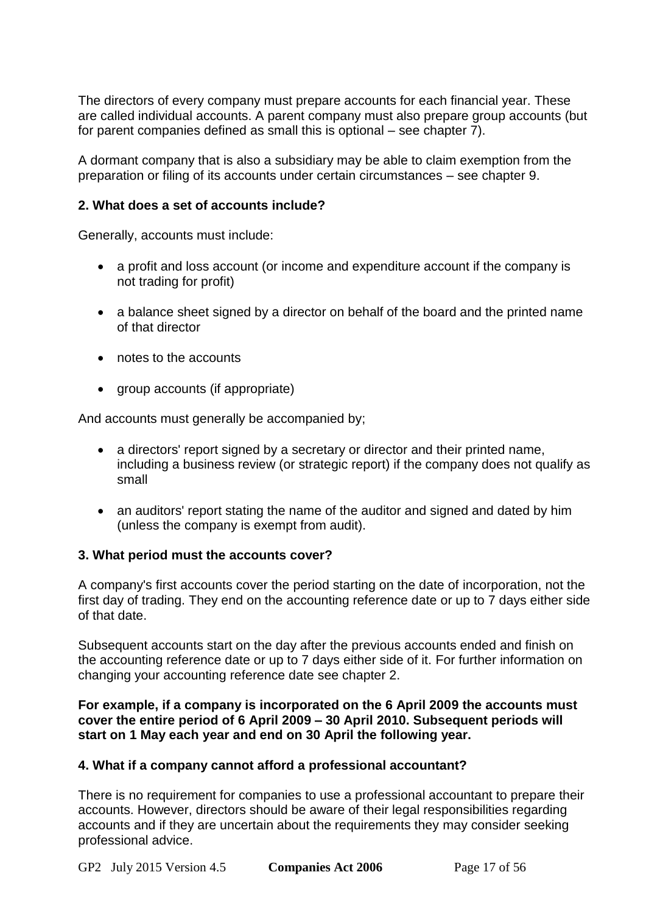The directors of every company must prepare accounts for each financial year. These are called individual accounts. A parent company must also prepare group accounts (but for parent companies defined as small this is optional – see chapter 7).

A dormant company that is also a subsidiary may be able to claim exemption from the preparation or filing of its accounts under certain circumstances – see chapter 9.

### 2. What does a set of accounts include?

Generally, accounts must include:

- a profit and loss account (or income and expenditure account if the company is not trading for profit)
- a balance sheet signed by a director on behalf of the board and the printed name of that director
- notes to the accounts
- group accounts (if appropriate)

And accounts must generally be accompanied by;

- a directors' report signed by a secretary or director and their printed name, including a business review (or strategic report) if the company does not qualify as small
- an auditors' report stating the name of the auditor and signed and dated by him (unless the company is exempt from audit).

### 3. What period must the accounts cover?

A company's first accounts cover the period starting on the date of incorporation, not the first day of trading. They end on the accounting reference date or up to 7 days either side of that date.

Subsequent accounts start on the day after the previous accounts ended and finish on the accounting reference date or up to 7 days either side of it. For further information on changing your accounting reference date see chapter 2.

**For example, if a company is incorporated on the 6 April 2009 the accounts must cover the entire period of 6 April 2009 – 30 April 2010. Subsequent periods will start on 1 May each year and end on 30 April the following year.**

### 4. What if a company cannot afford a professional accountant?

There is no requirement for companies to use a professional accountant to prepare their accounts. However, directors should be aware of their legal responsibilities regarding accounts and if they are uncertain about the requirements they may consider seeking professional advice.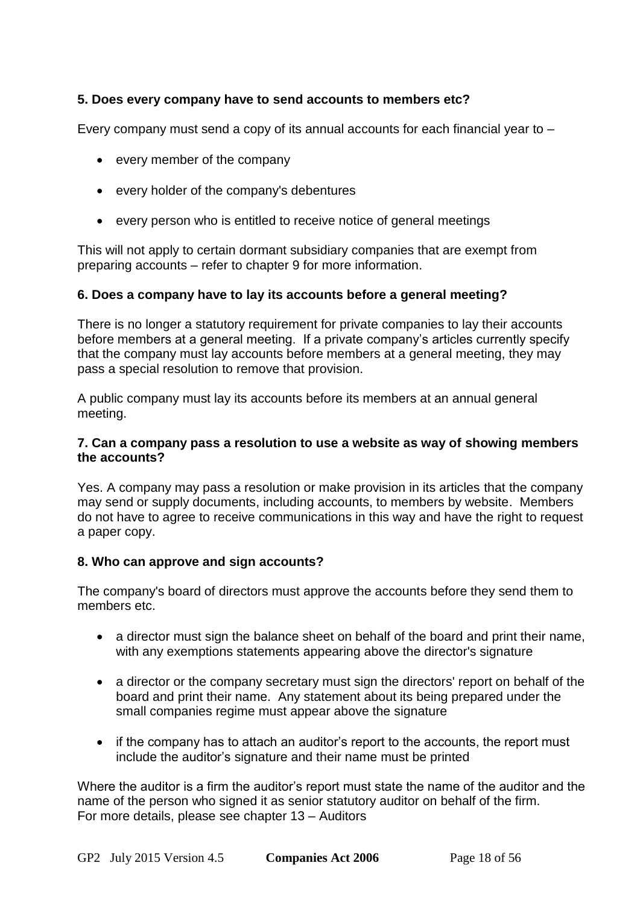### 5. Does every company have to send accounts to members etc?

Every company must send a copy of its annual accounts for each financial year to –

- every member of the company
- every holder of the company's debentures
- every person who is entitled to receive notice of general meetings

This will not apply to certain dormant subsidiary companies that are exempt from preparing accounts – refer to chapter 9 for more information.

### 6. Does a company have to lay its accounts before a general meeting?

There is no longer a statutory requirement for private companies to lay their accounts before members at a general meeting. If a private company's articles currently specify that the company must lay accounts before members at a general meeting, they may pass a special resolution to remove that provision.

A public company must lay its accounts before its members at an annual general meeting.

### 7. Can a company pass a resolution to use a website as way of showing members the accounts?

Yes. A company may pass a resolution or make provision in its articles that the company may send or supply documents, including accounts, to members by website. Members do not have to agree to receive communications in this way and have the right to request a paper copy.

### 8. Who can approve and sign accounts?

The company's board of directors must approve the accounts before they send them to members etc.

- a director must sign the balance sheet on behalf of the board and print their name, with any exemptions statements appearing above the director's signature
- a director or the company secretary must sign the directors' report on behalf of the board and print their name. Any statement about its being prepared under the small companies regime must appear above the signature
- if the company has to attach an auditor's report to the accounts, the report must include the auditor's signature and their name must be printed

Where the auditor is a firm the auditor's report must state the name of the auditor and the name of the person who signed it as senior statutory auditor on behalf of the firm.
For more details, please see chapter 13 – Auditors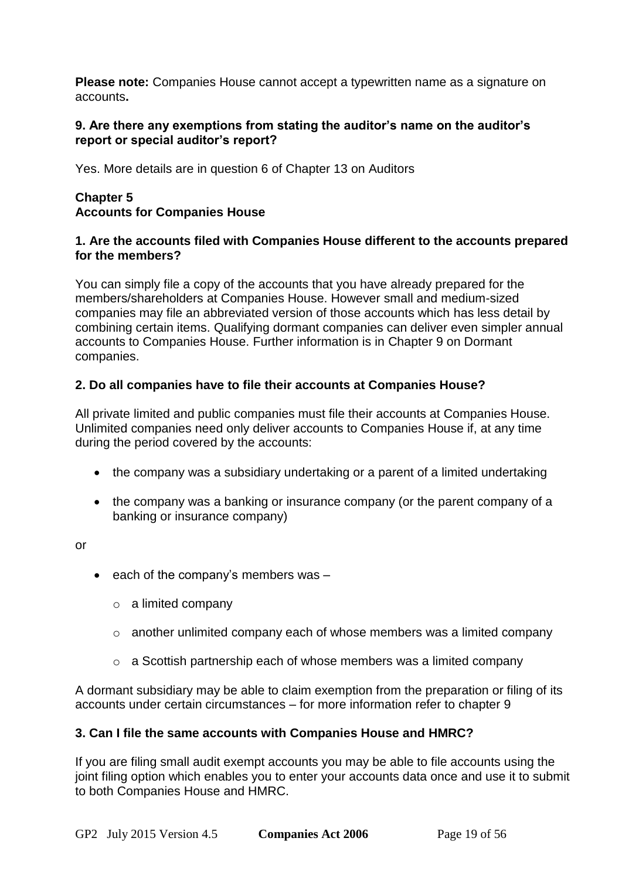**Please note:** Companies House cannot accept a typewritten name as a signature on accounts**.**

### 9. Are there any exemptions from stating the auditor's name on the auditor's report or special auditor's report?

Yes. More details are in question 6 of Chapter 13 on Auditors

## Chapter 5
## Accounts for Companies House

### 1. Are the accounts filed with Companies House different to the accounts prepared for the members?

You can simply file a copy of the accounts that you have already prepared for the members/shareholders at Companies House. However small and medium-sized companies may file an abbreviated version of those accounts which has less detail by combining certain items. Qualifying dormant companies can deliver even simpler annual accounts to Companies House. Further information is in Chapter 9 on Dormant companies.

### 2. Do all companies have to file their accounts at Companies House?

All private limited and public companies must file their accounts at Companies House. Unlimited companies need only deliver accounts to Companies House if, at any time during the period covered by the accounts:

- the company was a subsidiary undertaking or a parent of a limited undertaking
- the company was a banking or insurance company (or the parent company of a banking or insurance company)

or

- each of the company's members was –
  - a limited company
  - another unlimited company each of whose members was a limited company
  - a Scottish partnership each of whose members was a limited company

A dormant subsidiary may be able to claim exemption from the preparation or filing of its accounts under certain circumstances – for more information refer to chapter 9

### 3. Can I file the same accounts with Companies House and HMRC?

If you are filing small audit exempt accounts you may be able to file accounts using the joint filing option which enables you to enter your accounts data once and use it to submit to both Companies House and HMRC.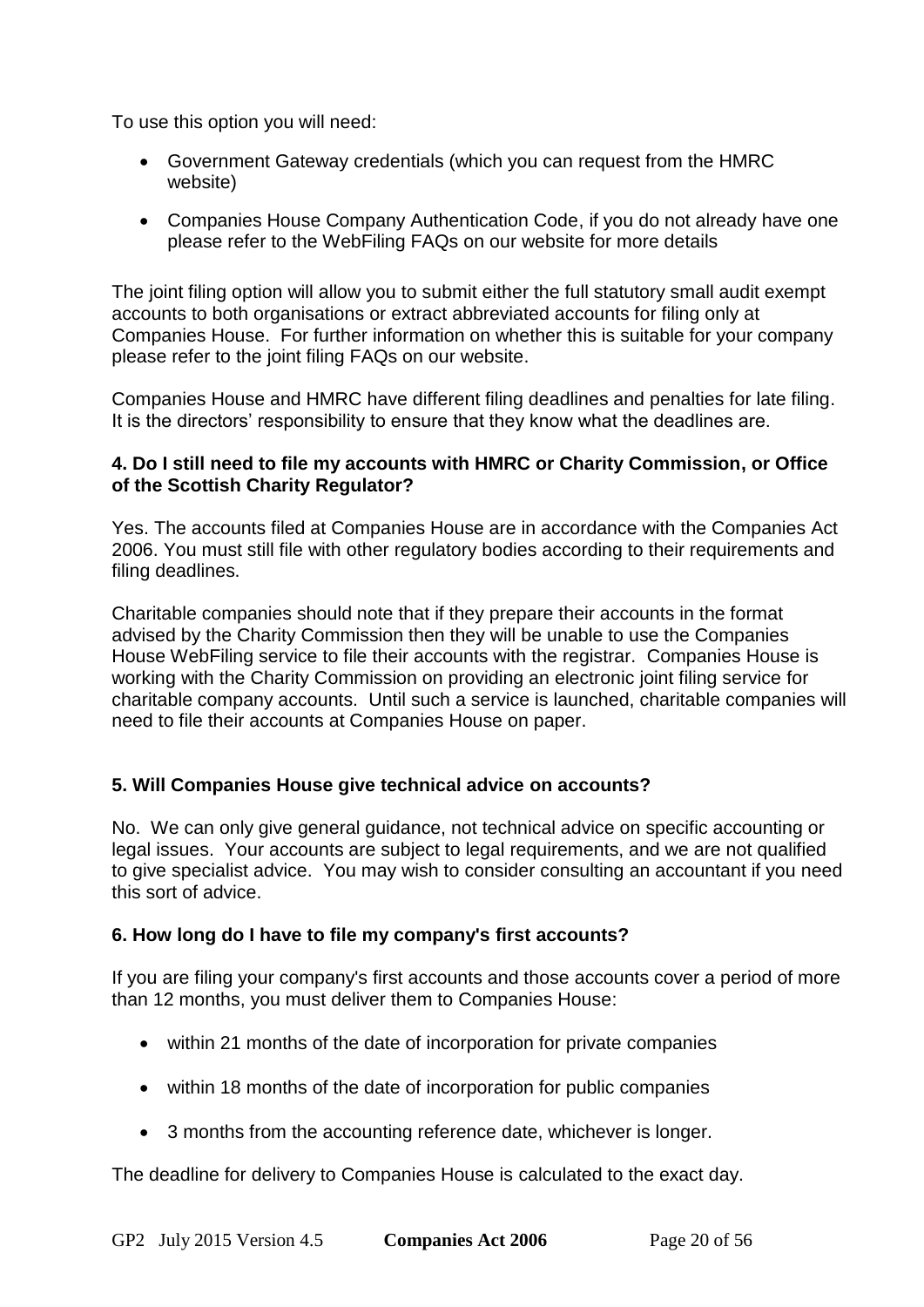To use this option you will need:

- Government Gateway credentials (which you can request from the HMRC website)
- Companies House Company Authentication Code, if you do not already have one please refer to the WebFiling FAQs on our website for more details

The joint filing option will allow you to submit either the full statutory small audit exempt accounts to both organisations or extract abbreviated accounts for filing only at Companies House. For further information on whether this is suitable for your company please refer to the joint filing FAQs on our website.

Companies House and HMRC have different filing deadlines and penalties for late filing. It is the directors' responsibility to ensure that they know what the deadlines are.

**4. Do I still need to file my accounts with HMRC or Charity Commission, or Office of the Scottish Charity Regulator?**

Yes. The accounts filed at Companies House are in accordance with the Companies Act 2006. You must still file with other regulatory bodies according to their requirements and filing deadlines.

Charitable companies should note that if they prepare their accounts in the format advised by the Charity Commission then they will be unable to use the Companies House WebFiling service to file their accounts with the registrar. Companies House is working with the Charity Commission on providing an electronic joint filing service for charitable company accounts. Until such a service is launched, charitable companies will need to file their accounts at Companies House on paper.

**5. Will Companies House give technical advice on accounts?**

No. We can only give general guidance, not technical advice on specific accounting or legal issues. Your accounts are subject to legal requirements, and we are not qualified to give specialist advice. You may wish to consider consulting an accountant if you need this sort of advice.

**6. How long do I have to file my company's first accounts?**

If you are filing your company's first accounts and those accounts cover a period of more than 12 months, you must deliver them to Companies House:

- within 21 months of the date of incorporation for private companies
- within 18 months of the date of incorporation for public companies
- 3 months from the accounting reference date, whichever is longer.

The deadline for delivery to Companies House is calculated to the exact day.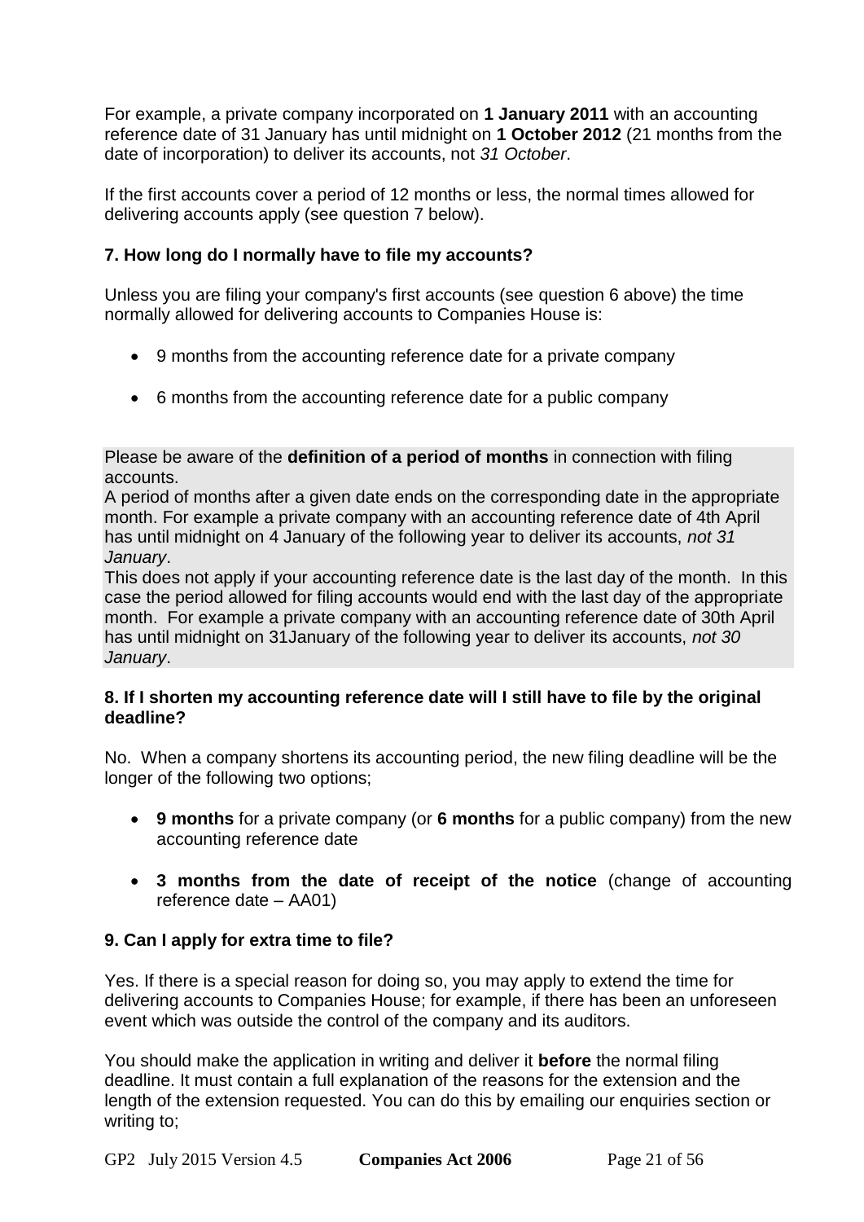For example, a private company incorporated on **1 January 2011** with an accounting reference date of 31 January has until midnight on **1 October 2012** (21 months from the date of incorporation) to deliver its accounts, not *31 October*.

If the first accounts cover a period of 12 months or less, the normal times allowed for delivering accounts apply (see question 7 below).

### 7. How long do I normally have to file my accounts?

Unless you are filing your company's first accounts (see question 6 above) the time normally allowed for delivering accounts to Companies House is:

- 9 months from the accounting reference date for a private company
- 6 months from the accounting reference date for a public company

Please be aware of the **definition of a period of months** in connection with filing accounts.
A period of months after a given date ends on the corresponding date in the appropriate month. For example a private company with an accounting reference date of 4th April has until midnight on 4 January of the following year to deliver its accounts, *not 31 January*.
This does not apply if your accounting reference date is the last day of the month. In this case the period allowed for filing accounts would end with the last day of the appropriate month. For example a private company with an accounting reference date of 30th April has until midnight on 31January of the following year to deliver its accounts, *not 30 January*.

### 8. If I shorten my accounting reference date will I still have to file by the original deadline?

No. When a company shortens its accounting period, the new filing deadline will be the longer of the following two options;

- **9 months** for a private company (or **6 months** for a public company) from the new accounting reference date
- **3 months from the date of receipt of the notice** (change of accounting reference date – AA01)

### 9. Can I apply for extra time to file?

Yes. If there is a special reason for doing so, you may apply to extend the time for delivering accounts to Companies House; for example, if there has been an unforeseen event which was outside the control of the company and its auditors.

You should make the application in writing and deliver it **before** the normal filing deadline. It must contain a full explanation of the reasons for the extension and the length of the extension requested. You can do this by emailing our enquiries section or writing to;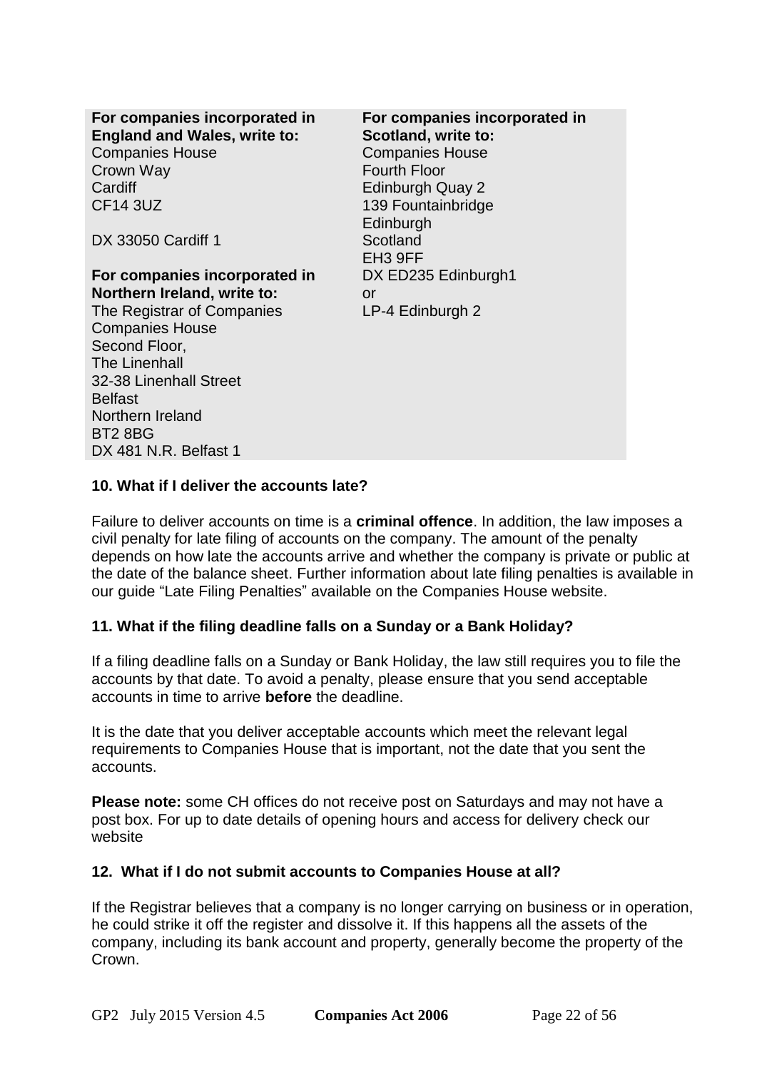**For companies incorporated in England and Wales, write to:**
Companies House
Crown Way
Cardiff
CF14 3UZ

DX 33050 Cardiff 1

**For companies incorporated in Northern Ireland, write to:**
The Registrar of Companies
Companies House
Second Floor,
The Linenhall
32-38 Linenhall Street
Belfast
Northern Ireland
BT2 8BG
DX 481 N.R. Belfast 1

**For companies incorporated in Scotland, write to:**
Companies House
Fourth Floor
Edinburgh Quay 2
139 Fountainbridge
Edinburgh
Scotland
EH3 9FF
DX ED235 Edinburgh1
or
LP-4 Edinburgh 2

### 10. What if I deliver the accounts late?

Failure to deliver accounts on time is a **criminal offence**. In addition, the law imposes a civil penalty for late filing of accounts on the company. The amount of the penalty depends on how late the accounts arrive and whether the company is private or public at the date of the balance sheet. Further information about late filing penalties is available in our guide "Late Filing Penalties" available on the Companies House website.

### 11. What if the filing deadline falls on a Sunday or a Bank Holiday?

If a filing deadline falls on a Sunday or Bank Holiday, the law still requires you to file the accounts by that date. To avoid a penalty, please ensure that you send acceptable accounts in time to arrive **before** the deadline.

It is the date that you deliver acceptable accounts which meet the relevant legal requirements to Companies House that is important, not the date that you sent the accounts.

**Please note:** some CH offices do not receive post on Saturdays and may not have a post box. For up to date details of opening hours and access for delivery check our website

### 12. What if I do not submit accounts to Companies House at all?

If the Registrar believes that a company is no longer carrying on business or in operation, he could strike it off the register and dissolve it. If this happens all the assets of the company, including its bank account and property, generally become the property of the Crown.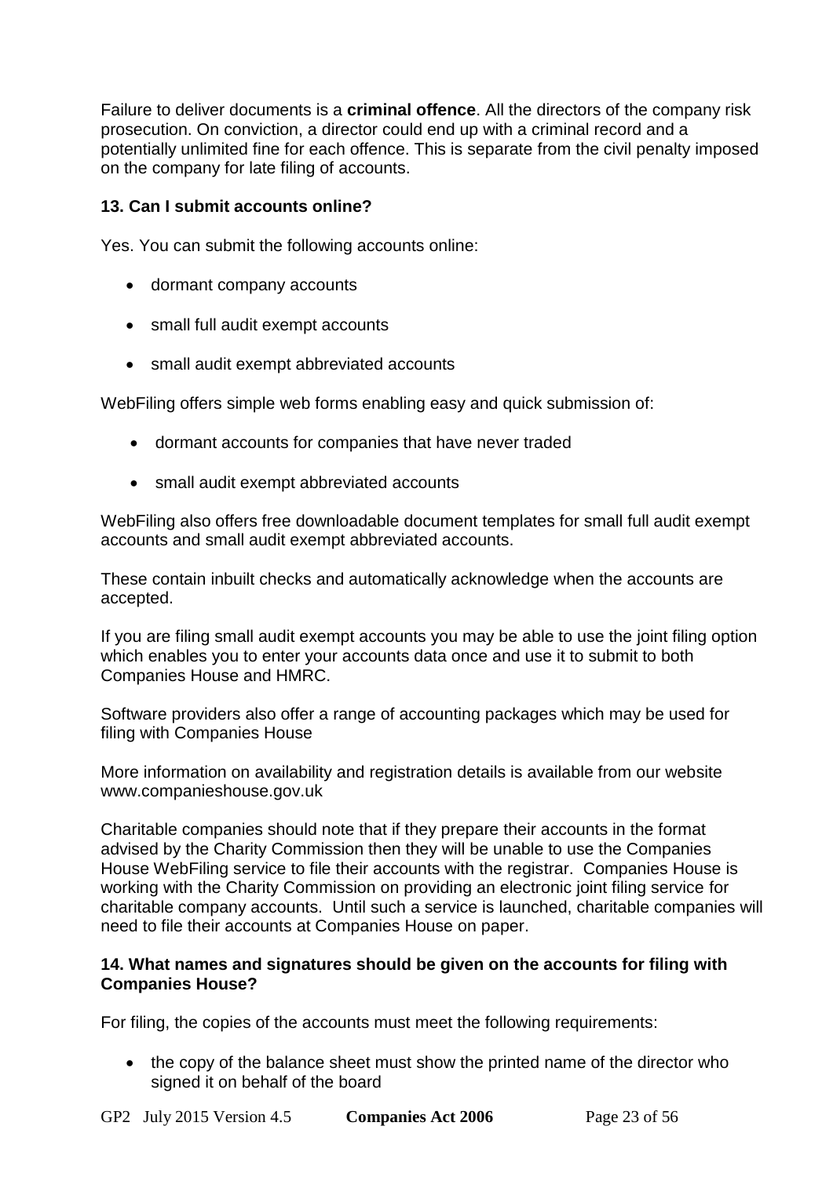Failure to deliver documents is a **criminal offence**. All the directors of the company risk prosecution. On conviction, a director could end up with a criminal record and a potentially unlimited fine for each offence. This is separate from the civil penalty imposed on the company for late filing of accounts.

### 13. Can I submit accounts online?

Yes. You can submit the following accounts online:

- dormant company accounts
- small full audit exempt accounts
- small audit exempt abbreviated accounts

WebFiling offers simple web forms enabling easy and quick submission of:

- dormant accounts for companies that have never traded
- small audit exempt abbreviated accounts

WebFiling also offers free downloadable document templates for small full audit exempt accounts and small audit exempt abbreviated accounts.

These contain inbuilt checks and automatically acknowledge when the accounts are accepted.

If you are filing small audit exempt accounts you may be able to use the joint filing option which enables you to enter your accounts data once and use it to submit to both Companies House and HMRC.

Software providers also offer a range of accounting packages which may be used for filing with Companies House

More information on availability and registration details is available from our website www.companieshouse.gov.uk

Charitable companies should note that if they prepare their accounts in the format advised by the Charity Commission then they will be unable to use the Companies House WebFiling service to file their accounts with the registrar. Companies House is working with the Charity Commission on providing an electronic joint filing service for charitable company accounts. Until such a service is launched, charitable companies will need to file their accounts at Companies House on paper.

### 14. What names and signatures should be given on the accounts for filing with Companies House?

For filing, the copies of the accounts must meet the following requirements:

- the copy of the balance sheet must show the printed name of the director who signed it on behalf of the board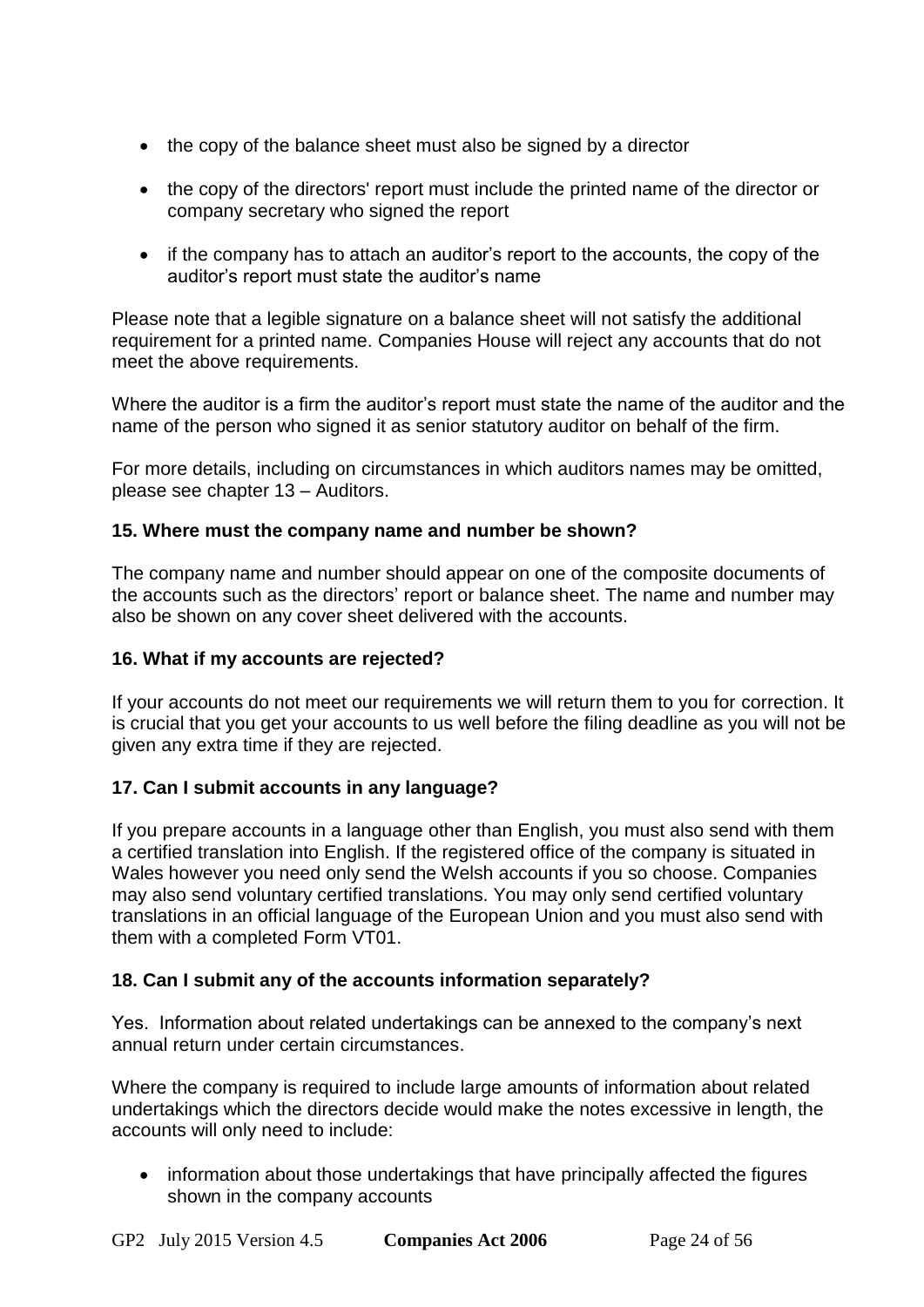- the copy of the balance sheet must also be signed by a director
- the copy of the directors' report must include the printed name of the director or company secretary who signed the report
- if the company has to attach an auditor's report to the accounts, the copy of the auditor's report must state the auditor's name

Please note that a legible signature on a balance sheet will not satisfy the additional requirement for a printed name. Companies House will reject any accounts that do not meet the above requirements.

Where the auditor is a firm the auditor's report must state the name of the auditor and the name of the person who signed it as senior statutory auditor on behalf of the firm.

For more details, including on circumstances in which auditors names may be omitted, please see chapter 13 – Auditors.

**15. Where must the company name and number be shown?**

The company name and number should appear on one of the composite documents of the accounts such as the directors' report or balance sheet. The name and number may also be shown on any cover sheet delivered with the accounts.

**16. What if my accounts are rejected?**

If your accounts do not meet our requirements we will return them to you for correction. It is crucial that you get your accounts to us well before the filing deadline as you will not be given any extra time if they are rejected.

**17. Can I submit accounts in any language?**

If you prepare accounts in a language other than English, you must also send with them a certified translation into English. If the registered office of the company is situated in Wales however you need only send the Welsh accounts if you so choose. Companies may also send voluntary certified translations. You may only send certified voluntary translations in an official language of the European Union and you must also send with them with a completed Form VT01.

**18. Can I submit any of the accounts information separately?**

Yes. Information about related undertakings can be annexed to the company's next annual return under certain circumstances.

Where the company is required to include large amounts of information about related undertakings which the directors decide would make the notes excessive in length, the accounts will only need to include:

- information about those undertakings that have principally affected the figures shown in the company accounts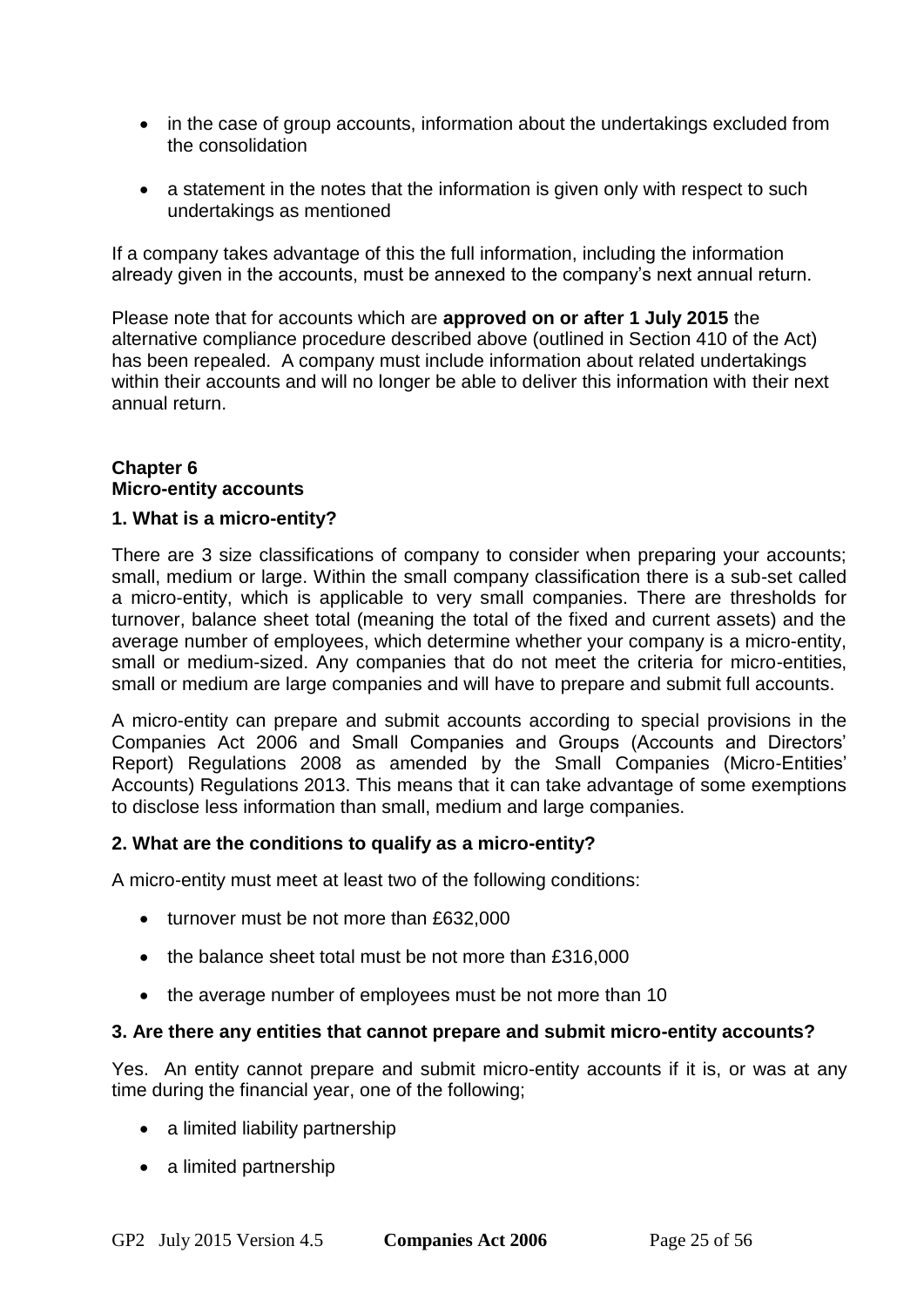- in the case of group accounts, information about the undertakings excluded from the consolidation
- a statement in the notes that the information is given only with respect to such undertakings as mentioned

If a company takes advantage of this the full information, including the information already given in the accounts, must be annexed to the company's next annual return.

Please note that for accounts which are **approved on or after 1 July 2015** the alternative compliance procedure described above (outlined in Section 410 of the Act) has been repealed. A company must include information about related undertakings within their accounts and will no longer be able to deliver this information with their next annual return.

## Chapter 6
## Micro-entity accounts

### 1. What is a micro-entity?

There are 3 size classifications of company to consider when preparing your accounts; small, medium or large. Within the small company classification there is a sub-set called a micro-entity, which is applicable to very small companies. There are thresholds for turnover, balance sheet total (meaning the total of the fixed and current assets) and the average number of employees, which determine whether your company is a micro-entity, small or medium-sized. Any companies that do not meet the criteria for micro-entities, small or medium are large companies and will have to prepare and submit full accounts.

A micro-entity can prepare and submit accounts according to special provisions in the Companies Act 2006 and Small Companies and Groups (Accounts and Directors' Report) Regulations 2008 as amended by the Small Companies (Micro-Entities' Accounts) Regulations 2013. This means that it can take advantage of some exemptions to disclose less information than small, medium and large companies.

### 2. What are the conditions to qualify as a micro-entity?

A micro-entity must meet at least two of the following conditions:

- turnover must be not more than £632,000
- the balance sheet total must be not more than £316,000
- the average number of employees must be not more than 10

### 3. Are there any entities that cannot prepare and submit micro-entity accounts?

Yes. An entity cannot prepare and submit micro-entity accounts if it is, or was at any time during the financial year, one of the following;

- a limited liability partnership
- a limited partnership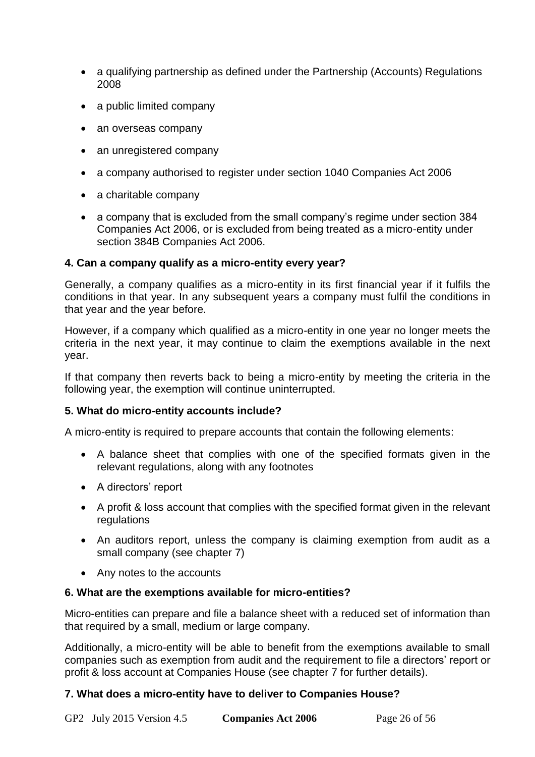- a qualifying partnership as defined under the Partnership (Accounts) Regulations 2008
- a public limited company
- an overseas company
- an unregistered company
- a company authorised to register under section 1040 Companies Act 2006
- a charitable company
- a company that is excluded from the small company's regime under section 384 Companies Act 2006, or is excluded from being treated as a micro-entity under section 384B Companies Act 2006.

**4. Can a company qualify as a micro-entity every year?**

Generally, a company qualifies as a micro-entity in its first financial year if it fulfils the conditions in that year. In any subsequent years a company must fulfil the conditions in that year and the year before.

However, if a company which qualified as a micro-entity in one year no longer meets the criteria in the next year, it may continue to claim the exemptions available in the next year.

If that company then reverts back to being a micro-entity by meeting the criteria in the following year, the exemption will continue uninterrupted.

**5. What do micro-entity accounts include?**

A micro-entity is required to prepare accounts that contain the following elements:

- A balance sheet that complies with one of the specified formats given in the relevant regulations, along with any footnotes
- A directors' report
- A profit & loss account that complies with the specified format given in the relevant regulations
- An auditors report, unless the company is claiming exemption from audit as a small company (see chapter 7)
- Any notes to the accounts

**6. What are the exemptions available for micro-entities?**

Micro-entities can prepare and file a balance sheet with a reduced set of information than that required by a small, medium or large company.

Additionally, a micro-entity will be able to benefit from the exemptions available to small companies such as exemption from audit and the requirement to file a directors' report or profit & loss account at Companies House (see chapter 7 for further details).

**7. What does a micro-entity have to deliver to Companies House?**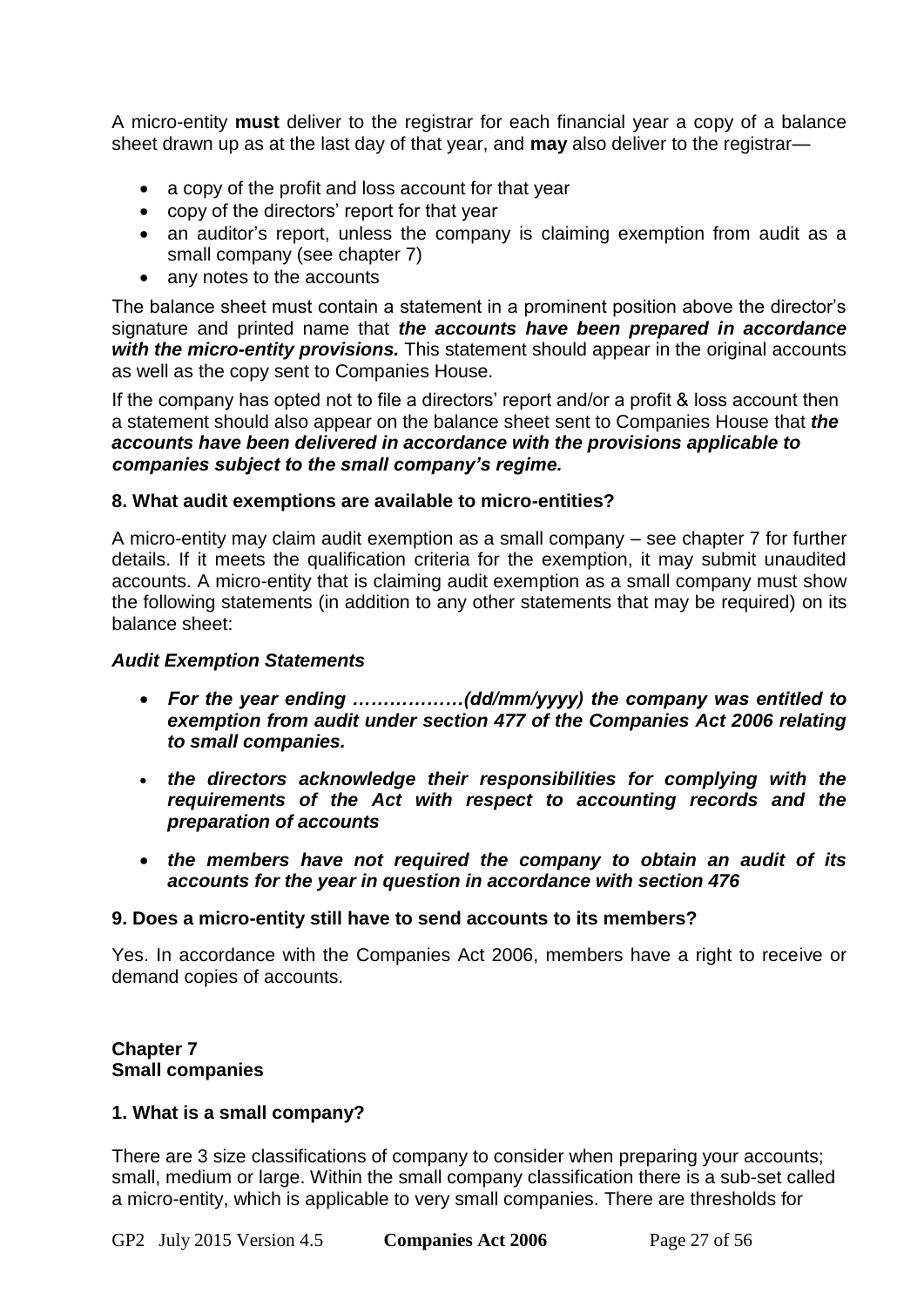A micro-entity **must** deliver to the registrar for each financial year a copy of a balance sheet drawn up as at the last day of that year, and **may** also deliver to the registrar—

- a copy of the profit and loss account for that year
- copy of the directors' report for that year
- an auditor's report, unless the company is claiming exemption from audit as a small company (see chapter 7)
- any notes to the accounts

The balance sheet must contain a statement in a prominent position above the director's signature and printed name that ***the accounts have been prepared in accordance with the micro-entity provisions.*** This statement should appear in the original accounts as well as the copy sent to Companies House.

If the company has opted not to file a directors' report and/or a profit & loss account then a statement should also appear on the balance sheet sent to Companies House that ***the accounts have been delivered in accordance with the provisions applicable to companies subject to the small company's regime.***

**8. What audit exemptions are available to micro-entities?**

A micro-entity may claim audit exemption as a small company – see chapter 7 for further details. If it meets the qualification criteria for the exemption, it may submit unaudited accounts. A micro-entity that is claiming audit exemption as a small company must show the following statements (in addition to any other statements that may be required) on its balance sheet:

***Audit Exemption Statements***

- ***For the year ending ………………(dd/mm/yyyy) the company was entitled to exemption from audit under section 477 of the Companies Act 2006 relating to small companies.***
- ***the directors acknowledge their responsibilities for complying with the requirements of the Act with respect to accounting records and the preparation of accounts***
- ***the members have not required the company to obtain an audit of its accounts for the year in question in accordance with section 476***

**9. Does a micro-entity still have to send accounts to its members?**

Yes. In accordance with the Companies Act 2006, members have a right to receive or demand copies of accounts.

## Chapter 7
## Small companies

**1. What is a small company?**

There are 3 size classifications of company to consider when preparing your accounts; small, medium or large. Within the small company classification there is a sub-set called a micro-entity, which is applicable to very small companies. There are thresholds for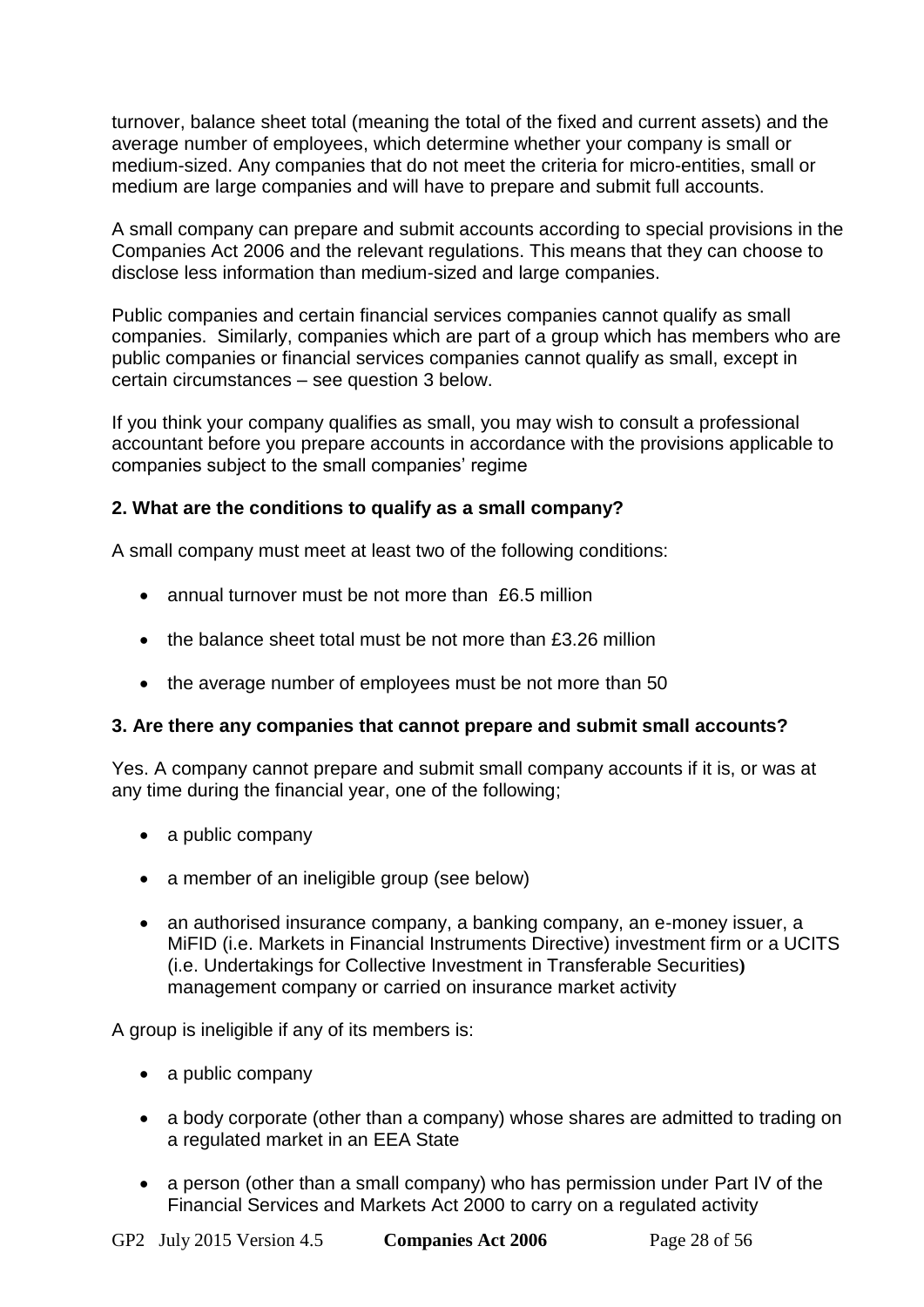turnover, balance sheet total (meaning the total of the fixed and current assets) and the average number of employees, which determine whether your company is small or medium-sized. Any companies that do not meet the criteria for micro-entities, small or medium are large companies and will have to prepare and submit full accounts.

A small company can prepare and submit accounts according to special provisions in the Companies Act 2006 and the relevant regulations. This means that they can choose to disclose less information than medium-sized and large companies.

Public companies and certain financial services companies cannot qualify as small companies. Similarly, companies which are part of a group which has members who are public companies or financial services companies cannot qualify as small, except in certain circumstances – see question 3 below.

If you think your company qualifies as small, you may wish to consult a professional accountant before you prepare accounts in accordance with the provisions applicable to companies subject to the small companies' regime

**2. What are the conditions to qualify as a small company?**

A small company must meet at least two of the following conditions:

- annual turnover must be not more than £6.5 million
- the balance sheet total must be not more than £3.26 million
- the average number of employees must be not more than 50

**3. Are there any companies that cannot prepare and submit small accounts?**

Yes. A company cannot prepare and submit small company accounts if it is, or was at any time during the financial year, one of the following;

- a public company
- a member of an ineligible group (see below)
- an authorised insurance company, a banking company, an e-money issuer, a MiFID (i.e. Markets in Financial Instruments Directive) investment firm or a UCITS (i.e. Undertakings for Collective Investment in Transferable Securities**)** management company or carried on insurance market activity

A group is ineligible if any of its members is:

- a public company
- a body corporate (other than a company) whose shares are admitted to trading on a regulated market in an EEA State
- a person (other than a small company) who has permission under Part IV of the Financial Services and Markets Act 2000 to carry on a regulated activity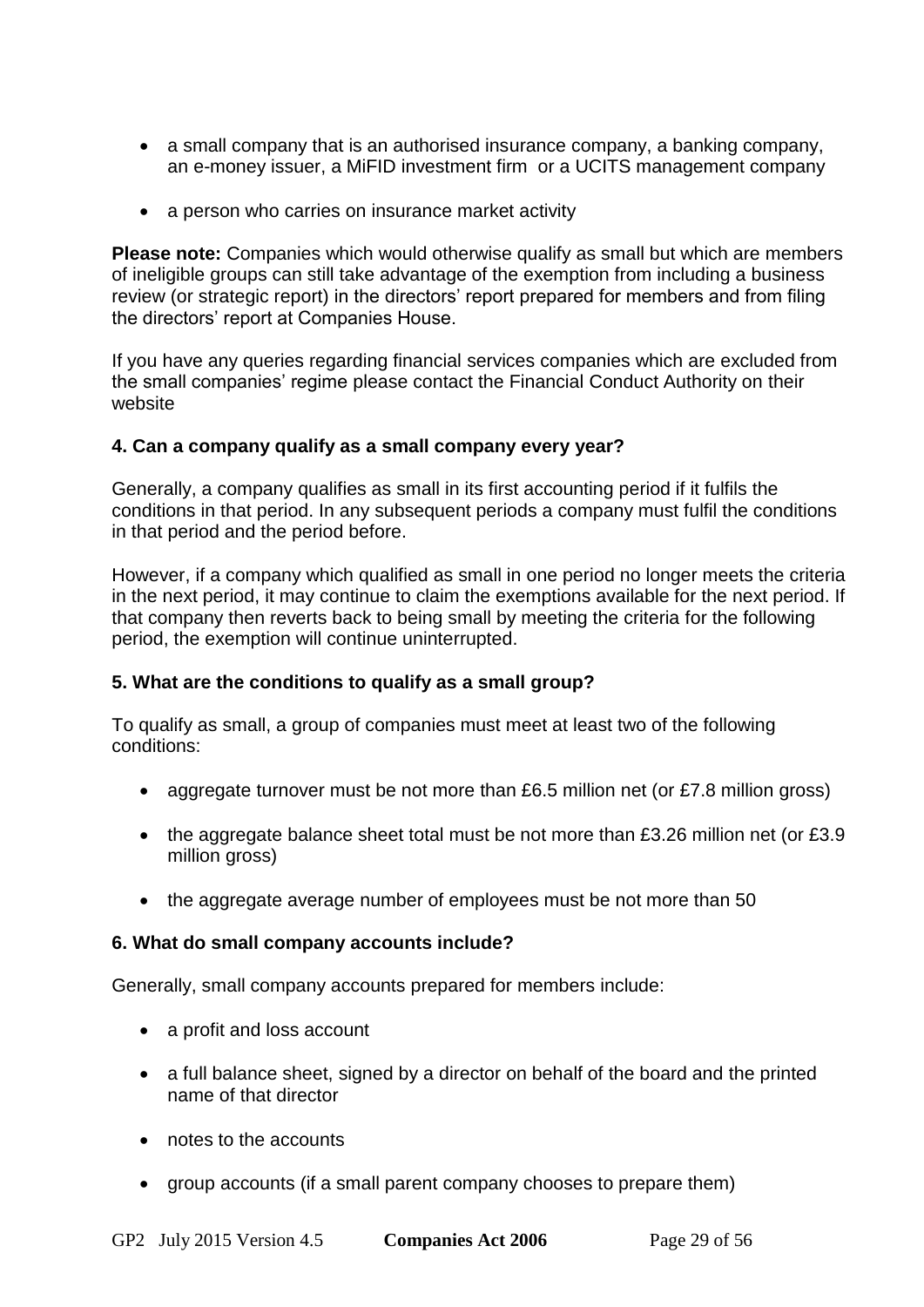- a small company that is an authorised insurance company, a banking company, an e-money issuer, a MiFID investment firm or a UCITS management company
- a person who carries on insurance market activity

**Please note:** Companies which would otherwise qualify as small but which are members of ineligible groups can still take advantage of the exemption from including a business review (or strategic report) in the directors' report prepared for members and from filing the directors' report at Companies House.

If you have any queries regarding financial services companies which are excluded from the small companies' regime please contact the Financial Conduct Authority on their website

#### 4. Can a company qualify as a small company every year?

Generally, a company qualifies as small in its first accounting period if it fulfils the conditions in that period. In any subsequent periods a company must fulfil the conditions in that period and the period before.

However, if a company which qualified as small in one period no longer meets the criteria in the next period, it may continue to claim the exemptions available for the next period. If that company then reverts back to being small by meeting the criteria for the following period, the exemption will continue uninterrupted.

#### 5. What are the conditions to qualify as a small group?

To qualify as small, a group of companies must meet at least two of the following conditions:

- aggregate turnover must be not more than £6.5 million net (or £7.8 million gross)
- the aggregate balance sheet total must be not more than £3.26 million net (or £3.9 million gross)
- the aggregate average number of employees must be not more than 50

#### 6. What do small company accounts include?

Generally, small company accounts prepared for members include:

- a profit and loss account
- a full balance sheet, signed by a director on behalf of the board and the printed name of that director
- notes to the accounts
- group accounts (if a small parent company chooses to prepare them)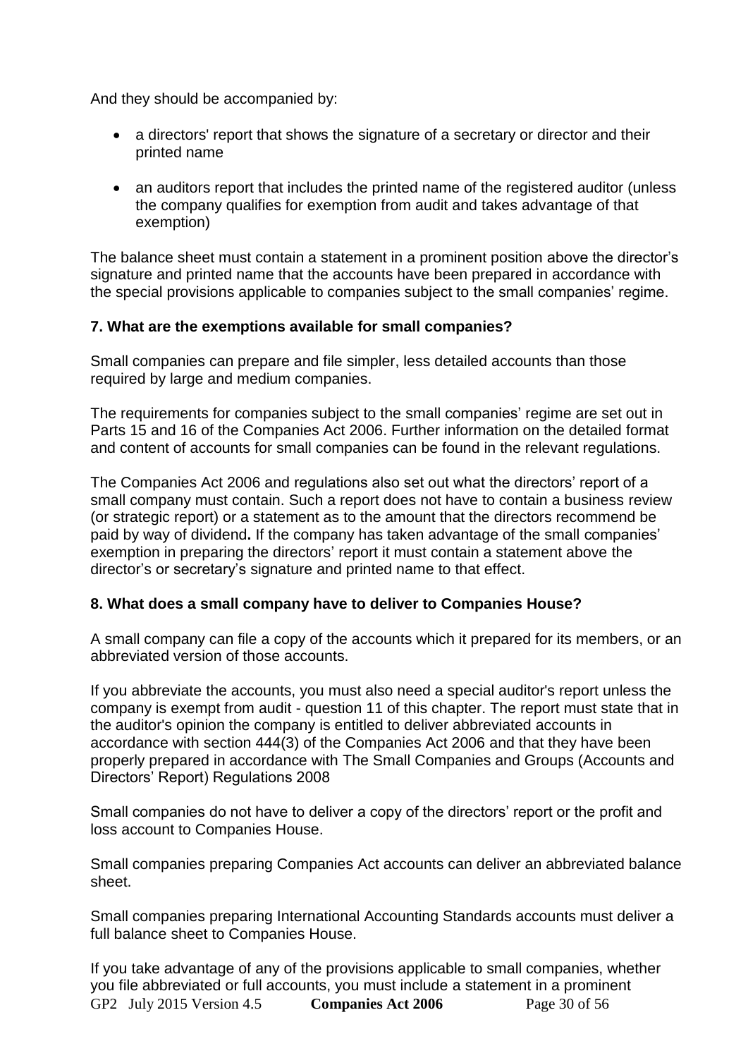And they should be accompanied by:

- a directors' report that shows the signature of a secretary or director and their printed name
- an auditors report that includes the printed name of the registered auditor (unless the company qualifies for exemption from audit and takes advantage of that exemption)

The balance sheet must contain a statement in a prominent position above the director's signature and printed name that the accounts have been prepared in accordance with the special provisions applicable to companies subject to the small companies' regime.

### 7. What are the exemptions available for small companies?

Small companies can prepare and file simpler, less detailed accounts than those required by large and medium companies.

The requirements for companies subject to the small companies' regime are set out in Parts 15 and 16 of the Companies Act 2006. Further information on the detailed format and content of accounts for small companies can be found in the relevant regulations.

The Companies Act 2006 and regulations also set out what the directors' report of a small company must contain. Such a report does not have to contain a business review (or strategic report) or a statement as to the amount that the directors recommend be paid by way of dividend**.** If the company has taken advantage of the small companies' exemption in preparing the directors' report it must contain a statement above the director's or secretary's signature and printed name to that effect.

### 8. What does a small company have to deliver to Companies House?

A small company can file a copy of the accounts which it prepared for its members, or an abbreviated version of those accounts.

If you abbreviate the accounts, you must also need a special auditor's report unless the company is exempt from audit - question 11 of this chapter. The report must state that in the auditor's opinion the company is entitled to deliver abbreviated accounts in accordance with section 444(3) of the Companies Act 2006 and that they have been properly prepared in accordance with The Small Companies and Groups (Accounts and Directors' Report) Regulations 2008

Small companies do not have to deliver a copy of the directors' report or the profit and loss account to Companies House.

Small companies preparing Companies Act accounts can deliver an abbreviated balance sheet.

Small companies preparing International Accounting Standards accounts must deliver a full balance sheet to Companies House.

If you take advantage of any of the provisions applicable to small companies, whether you file abbreviated or full accounts, you must include a statement in a prominent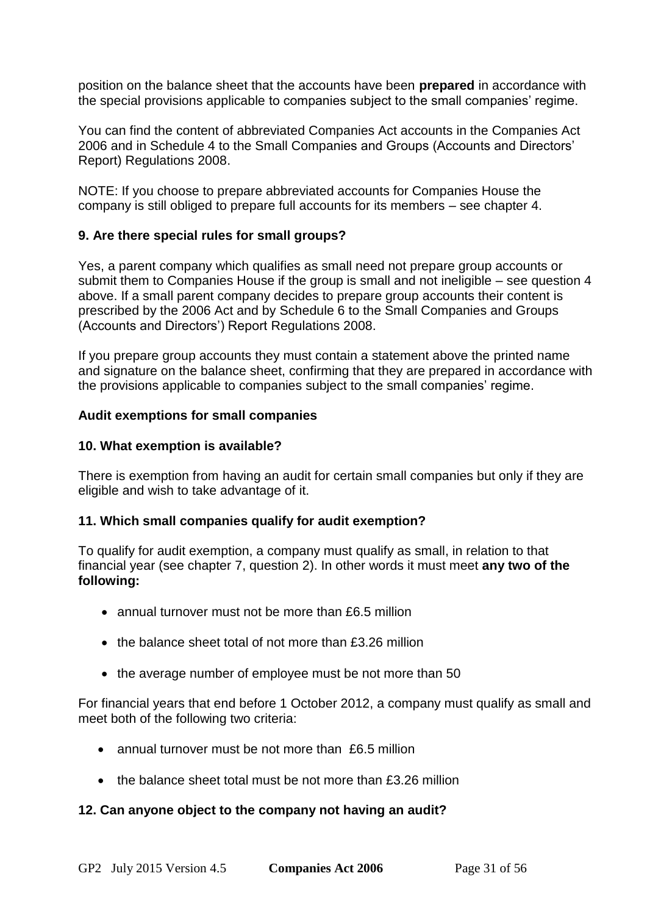position on the balance sheet that the accounts have been **prepared** in accordance with the special provisions applicable to companies subject to the small companies' regime.

You can find the content of abbreviated Companies Act accounts in the Companies Act 2006 and in Schedule 4 to the Small Companies and Groups (Accounts and Directors' Report) Regulations 2008.

NOTE: If you choose to prepare abbreviated accounts for Companies House the company is still obliged to prepare full accounts for its members – see chapter 4.

### 9. Are there special rules for small groups?

Yes, a parent company which qualifies as small need not prepare group accounts or submit them to Companies House if the group is small and not ineligible – see question 4 above. If a small parent company decides to prepare group accounts their content is prescribed by the 2006 Act and by Schedule 6 to the Small Companies and Groups (Accounts and Directors') Report Regulations 2008.

If you prepare group accounts they must contain a statement above the printed name and signature on the balance sheet, confirming that they are prepared in accordance with the provisions applicable to companies subject to the small companies' regime.

## Audit exemptions for small companies

### 10. What exemption is available?

There is exemption from having an audit for certain small companies but only if they are eligible and wish to take advantage of it.

### 11. Which small companies qualify for audit exemption?

To qualify for audit exemption, a company must qualify as small, in relation to that financial year (see chapter 7, question 2). In other words it must meet **any two of the following:**

- annual turnover must not be more than £6.5 million
- the balance sheet total of not more than £3.26 million
- the average number of employee must be not more than 50

For financial years that end before 1 October 2012, a company must qualify as small and meet both of the following two criteria:

- annual turnover must be not more than £6.5 million
- the balance sheet total must be not more than £3.26 million

### 12. Can anyone object to the company not having an audit?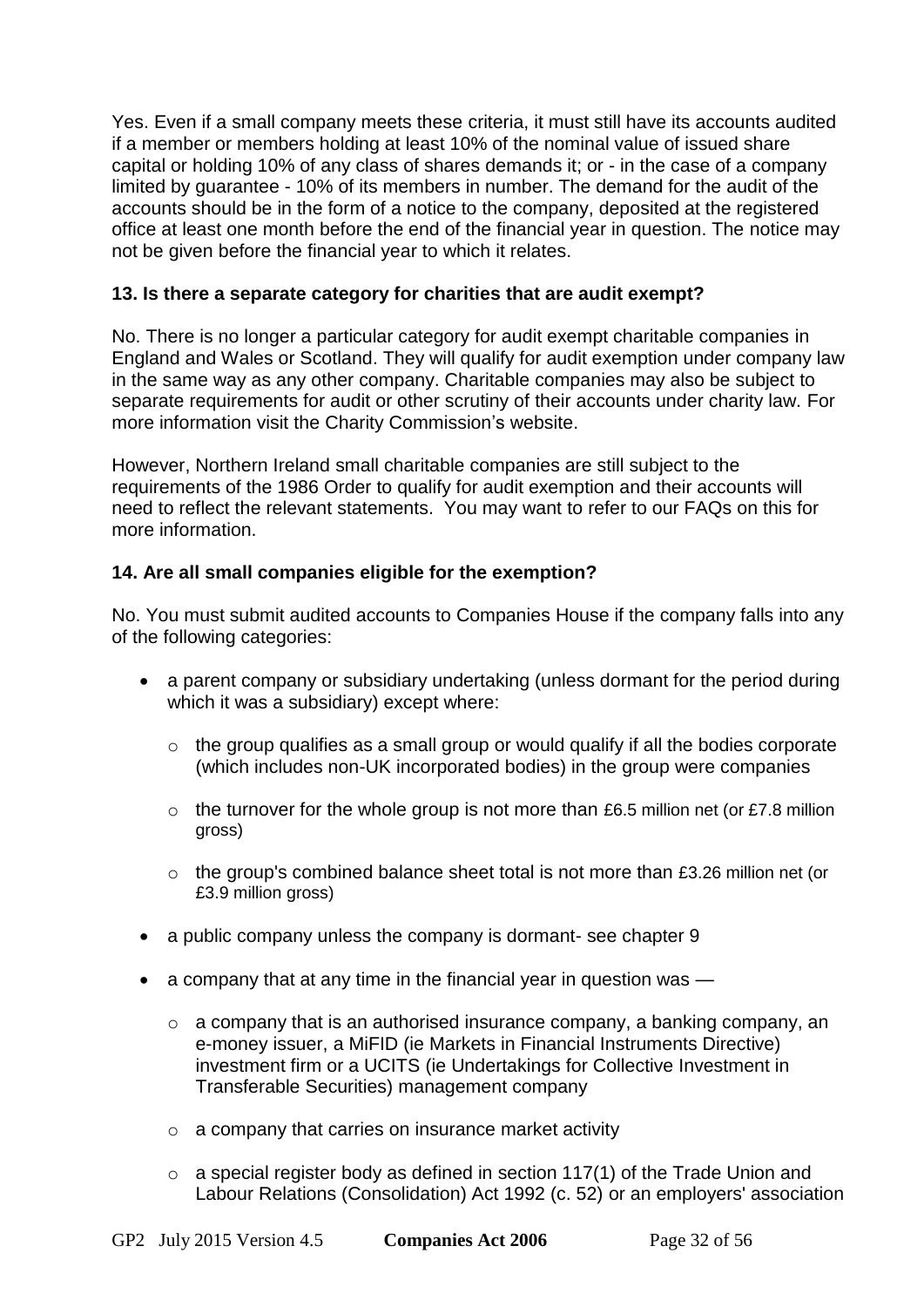Yes. Even if a small company meets these criteria, it must still have its accounts audited if a member or members holding at least 10% of the nominal value of issued share capital or holding 10% of any class of shares demands it; or - in the case of a company limited by guarantee - 10% of its members in number. The demand for the audit of the accounts should be in the form of a notice to the company, deposited at the registered office at least one month before the end of the financial year in question. The notice may not be given before the financial year to which it relates.

### 13. Is there a separate category for charities that are audit exempt?

No. There is no longer a particular category for audit exempt charitable companies in England and Wales or Scotland. They will qualify for audit exemption under company law in the same way as any other company. Charitable companies may also be subject to separate requirements for audit or other scrutiny of their accounts under charity law. For more information visit the Charity Commission's website.

However, Northern Ireland small charitable companies are still subject to the requirements of the 1986 Order to qualify for audit exemption and their accounts will need to reflect the relevant statements. You may want to refer to our FAQs on this for more information.

### 14. Are all small companies eligible for the exemption?

No. You must submit audited accounts to Companies House if the company falls into any of the following categories:

- a parent company or subsidiary undertaking (unless dormant for the period during which it was a subsidiary) except where:
  - the group qualifies as a small group or would qualify if all the bodies corporate (which includes non-UK incorporated bodies) in the group were companies
  - the turnover for the whole group is not more than £6.5 million net (or £7.8 million gross)
  - the group's combined balance sheet total is not more than £3.26 million net (or £3.9 million gross)
- a public company unless the company is dormant- see chapter 9
- a company that at any time in the financial year in question was —
  - a company that is an authorised insurance company, a banking company, an e-money issuer, a MiFID (ie Markets in Financial Instruments Directive) investment firm or a UCITS (ie Undertakings for Collective Investment in Transferable Securities) management company
  - a company that carries on insurance market activity
  - a special register body as defined in section 117(1) of the Trade Union and Labour Relations (Consolidation) Act 1992 (c. 52) or an employers' association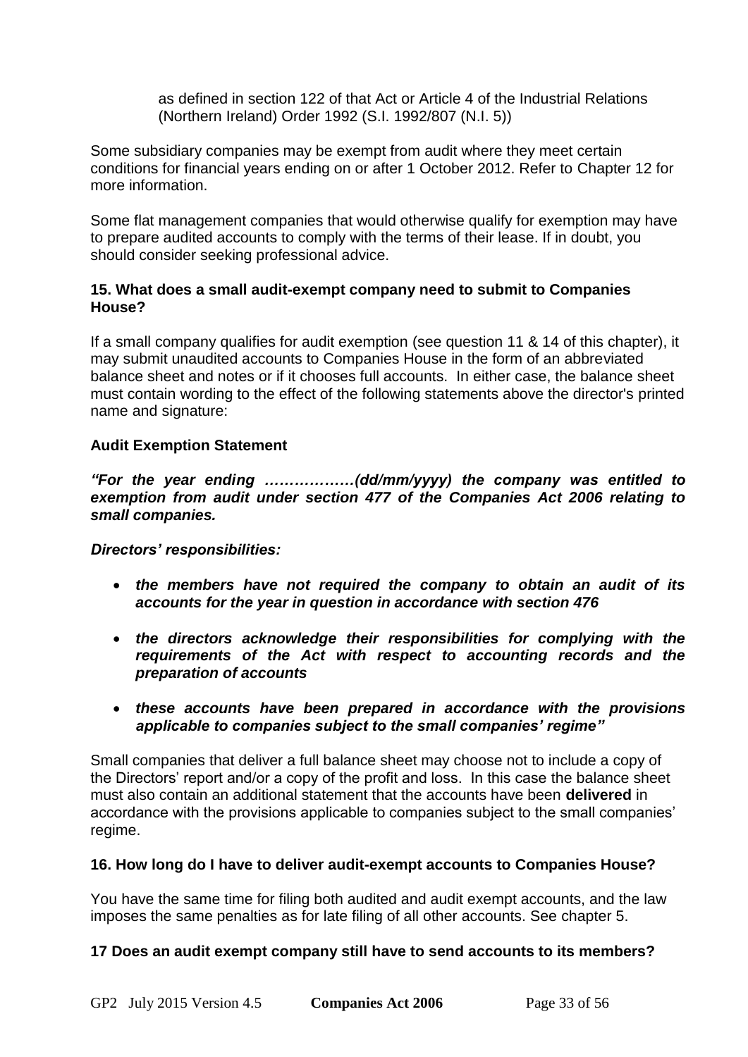as defined in section 122 of that Act or Article 4 of the Industrial Relations (Northern Ireland) Order 1992 (S.I. 1992/807 (N.I. 5))

Some subsidiary companies may be exempt from audit where they meet certain conditions for financial years ending on or after 1 October 2012. Refer to Chapter 12 for more information.

Some flat management companies that would otherwise qualify for exemption may have to prepare audited accounts to comply with the terms of their lease. If in doubt, you should consider seeking professional advice.

**15. What does a small audit-exempt company need to submit to Companies House?**

If a small company qualifies for audit exemption (see question 11 & 14 of this chapter), it may submit unaudited accounts to Companies House in the form of an abbreviated balance sheet and notes or if it chooses full accounts. In either case, the balance sheet must contain wording to the effect of the following statements above the director's printed name and signature:

**Audit Exemption Statement**

***"For the year ending ………………(dd/mm/yyyy) the company was entitled to exemption from audit under section 477 of the Companies Act 2006 relating to small companies.***

***Directors' responsibilities:***

- ***the members have not required the company to obtain an audit of its accounts for the year in question in accordance with section 476***
- ***the directors acknowledge their responsibilities for complying with the requirements of the Act with respect to accounting records and the preparation of accounts***
- ***these accounts have been prepared in accordance with the provisions applicable to companies subject to the small companies' regime"***

Small companies that deliver a full balance sheet may choose not to include a copy of the Directors' report and/or a copy of the profit and loss. In this case the balance sheet must also contain an additional statement that the accounts have been **delivered** in accordance with the provisions applicable to companies subject to the small companies' regime.

**16. How long do I have to deliver audit-exempt accounts to Companies House?**

You have the same time for filing both audited and audit exempt accounts, and the law imposes the same penalties as for late filing of all other accounts. See chapter 5.

**17 Does an audit exempt company still have to send accounts to its members?**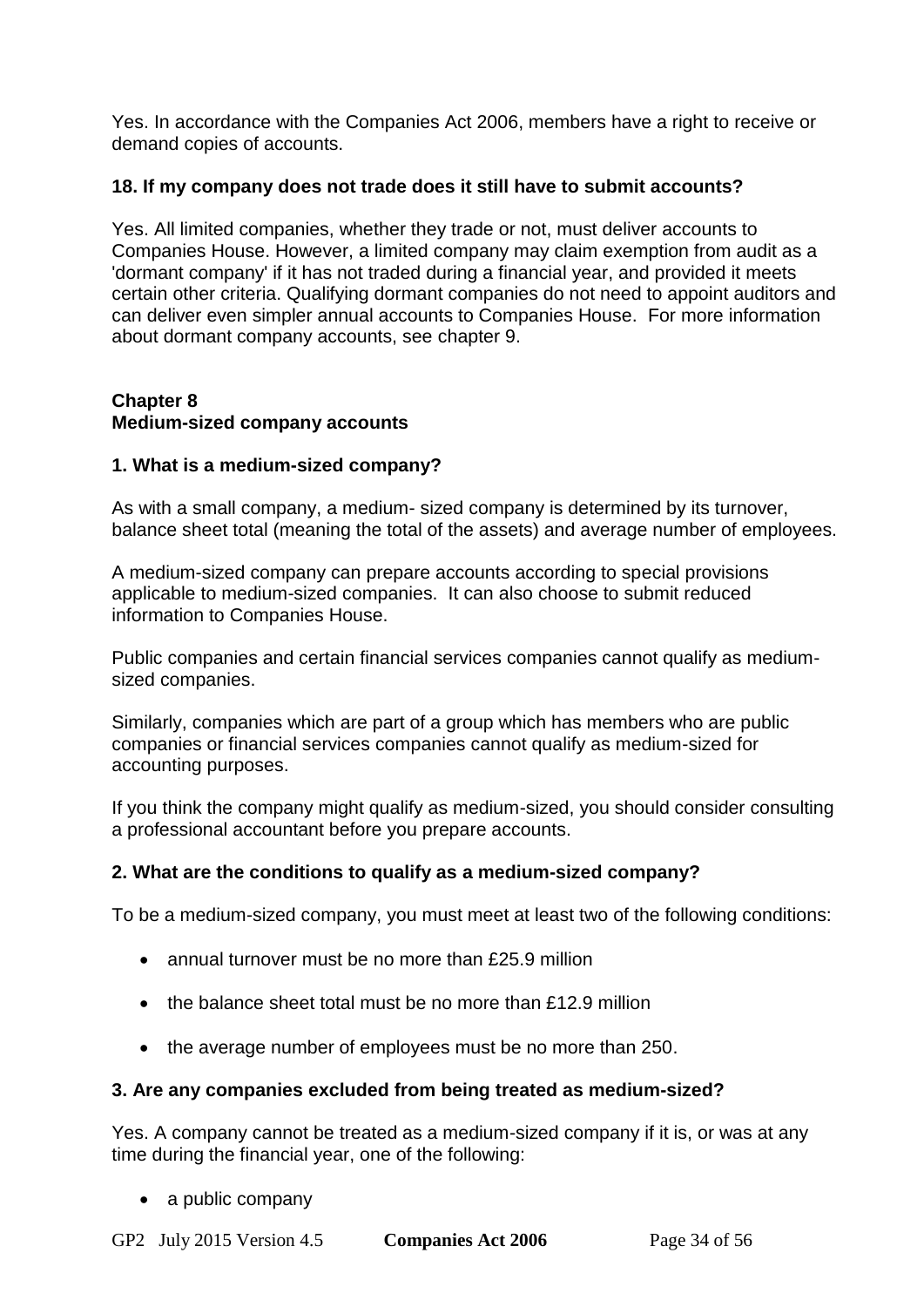Yes. In accordance with the Companies Act 2006, members have a right to receive or demand copies of accounts.

**18. If my company does not trade does it still have to submit accounts?**

Yes. All limited companies, whether they trade or not, must deliver accounts to Companies House. However, a limited company may claim exemption from audit as a 'dormant company' if it has not traded during a financial year, and provided it meets certain other criteria. Qualifying dormant companies do not need to appoint auditors and can deliver even simpler annual accounts to Companies House. For more information about dormant company accounts, see chapter 9.

## Chapter 8
## Medium-sized company accounts

**1. What is a medium-sized company?**

As with a small company, a medium- sized company is determined by its turnover, balance sheet total (meaning the total of the assets) and average number of employees.

A medium-sized company can prepare accounts according to special provisions applicable to medium-sized companies. It can also choose to submit reduced information to Companies House.

Public companies and certain financial services companies cannot qualify as medium-sized companies.

Similarly, companies which are part of a group which has members who are public companies or financial services companies cannot qualify as medium-sized for accounting purposes.

If you think the company might qualify as medium-sized, you should consider consulting a professional accountant before you prepare accounts.

**2. What are the conditions to qualify as a medium-sized company?**

To be a medium-sized company, you must meet at least two of the following conditions:

- annual turnover must be no more than £25.9 million
- the balance sheet total must be no more than £12.9 million
- the average number of employees must be no more than 250.

**3. Are any companies excluded from being treated as medium-sized?**

Yes. A company cannot be treated as a medium-sized company if it is, or was at any time during the financial year, one of the following:

- a public company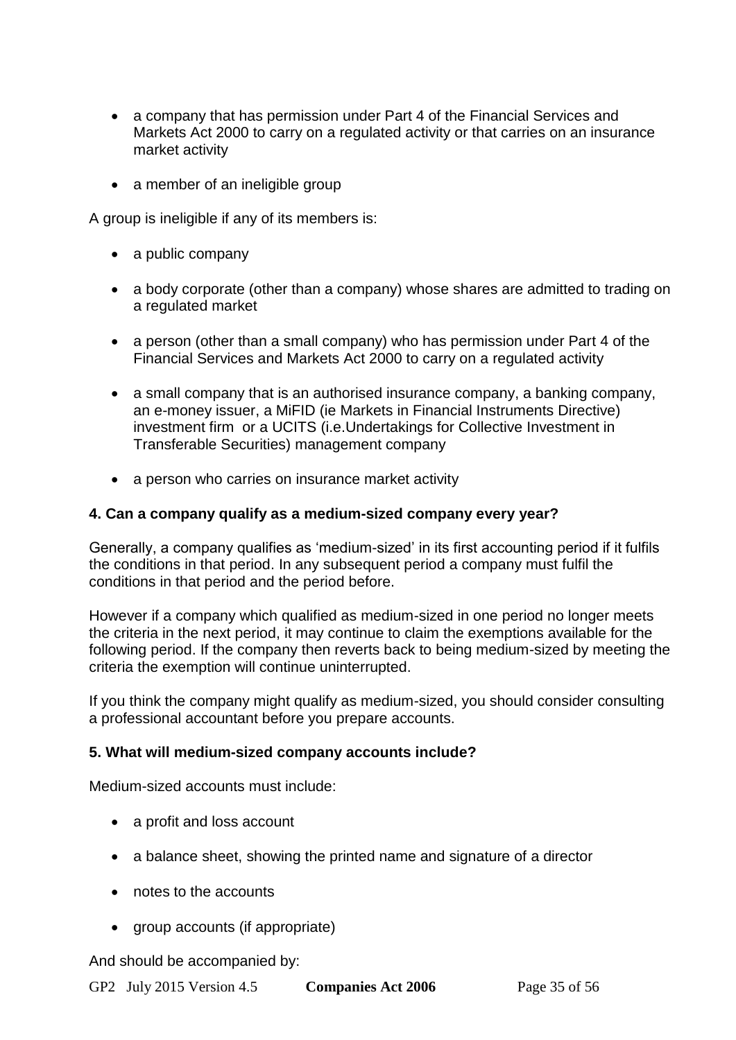- a company that has permission under Part 4 of the Financial Services and Markets Act 2000 to carry on a regulated activity or that carries on an insurance market activity
- a member of an ineligible group

A group is ineligible if any of its members is:

- a public company
- a body corporate (other than a company) whose shares are admitted to trading on a regulated market
- a person (other than a small company) who has permission under Part 4 of the Financial Services and Markets Act 2000 to carry on a regulated activity
- a small company that is an authorised insurance company, a banking company, an e-money issuer, a MiFID (ie Markets in Financial Instruments Directive) investment firm or a UCITS (i.e.Undertakings for Collective Investment in Transferable Securities) management company
- a person who carries on insurance market activity

**4. Can a company qualify as a medium-sized company every year?**

Generally, a company qualifies as 'medium-sized' in its first accounting period if it fulfils the conditions in that period. In any subsequent period a company must fulfil the conditions in that period and the period before.

However if a company which qualified as medium-sized in one period no longer meets the criteria in the next period, it may continue to claim the exemptions available for the following period. If the company then reverts back to being medium-sized by meeting the criteria the exemption will continue uninterrupted.

If you think the company might qualify as medium-sized, you should consider consulting a professional accountant before you prepare accounts.

**5. What will medium-sized company accounts include?**

Medium-sized accounts must include:

- a profit and loss account
- a balance sheet, showing the printed name and signature of a director
- notes to the accounts
- group accounts (if appropriate)

And should be accompanied by: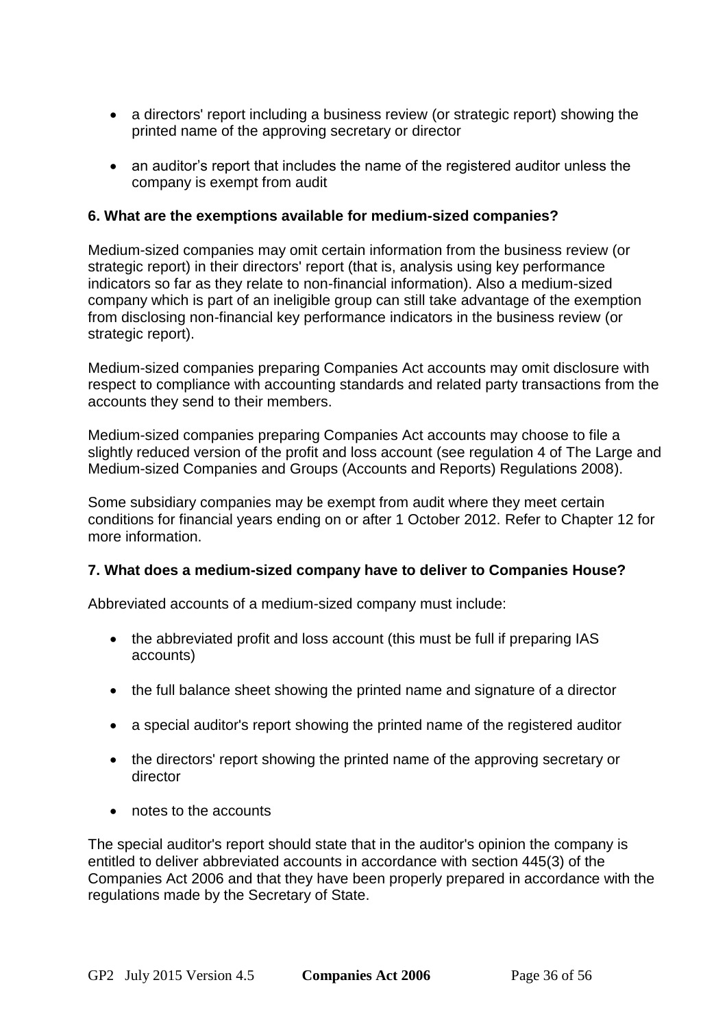- a directors' report including a business review (or strategic report) showing the printed name of the approving secretary or director
- an auditor's report that includes the name of the registered auditor unless the company is exempt from audit

**6. What are the exemptions available for medium-sized companies?**

Medium-sized companies may omit certain information from the business review (or strategic report) in their directors' report (that is, analysis using key performance indicators so far as they relate to non-financial information). Also a medium-sized company which is part of an ineligible group can still take advantage of the exemption from disclosing non-financial key performance indicators in the business review (or strategic report).

Medium-sized companies preparing Companies Act accounts may omit disclosure with respect to compliance with accounting standards and related party transactions from the accounts they send to their members.

Medium-sized companies preparing Companies Act accounts may choose to file a slightly reduced version of the profit and loss account (see regulation 4 of The Large and Medium-sized Companies and Groups (Accounts and Reports) Regulations 2008).

Some subsidiary companies may be exempt from audit where they meet certain conditions for financial years ending on or after 1 October 2012. Refer to Chapter 12 for more information.

**7. What does a medium-sized company have to deliver to Companies House?**

Abbreviated accounts of a medium-sized company must include:

- the abbreviated profit and loss account (this must be full if preparing IAS accounts)
- the full balance sheet showing the printed name and signature of a director
- a special auditor's report showing the printed name of the registered auditor
- the directors' report showing the printed name of the approving secretary or director
- notes to the accounts

The special auditor's report should state that in the auditor's opinion the company is entitled to deliver abbreviated accounts in accordance with section 445(3) of the Companies Act 2006 and that they have been properly prepared in accordance with the regulations made by the Secretary of State.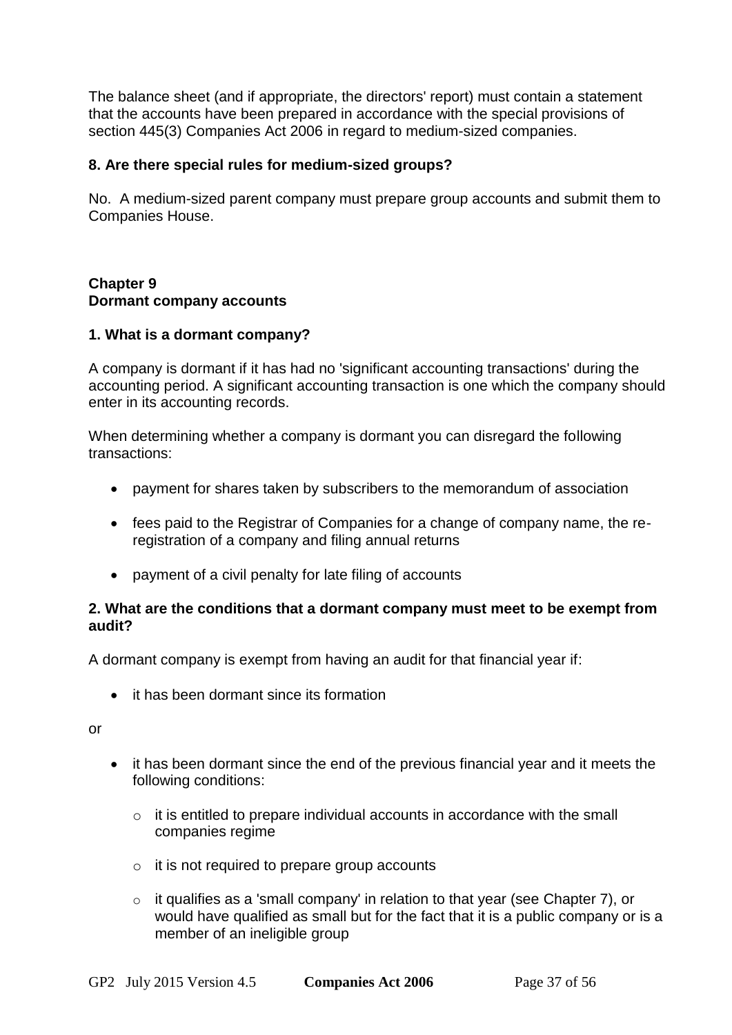The balance sheet (and if appropriate, the directors' report) must contain a statement that the accounts have been prepared in accordance with the special provisions of section 445(3) Companies Act 2006 in regard to medium-sized companies.

### 8. Are there special rules for medium-sized groups?

No. A medium-sized parent company must prepare group accounts and submit them to Companies House.

## Chapter 9
## Dormant company accounts

### 1. What is a dormant company?

A company is dormant if it has had no 'significant accounting transactions' during the accounting period. A significant accounting transaction is one which the company should enter in its accounting records.

When determining whether a company is dormant you can disregard the following transactions:

- payment for shares taken by subscribers to the memorandum of association
- fees paid to the Registrar of Companies for a change of company name, the re-registration of a company and filing annual returns
- payment of a civil penalty for late filing of accounts

### 2. What are the conditions that a dormant company must meet to be exempt from audit?

A dormant company is exempt from having an audit for that financial year if:

- it has been dormant since its formation

or

- it has been dormant since the end of the previous financial year and it meets the following conditions:
    - it is entitled to prepare individual accounts in accordance with the small companies regime
    - it is not required to prepare group accounts
    - it qualifies as a 'small company' in relation to that year (see Chapter 7), or would have qualified as small but for the fact that it is a public company or is a member of an ineligible group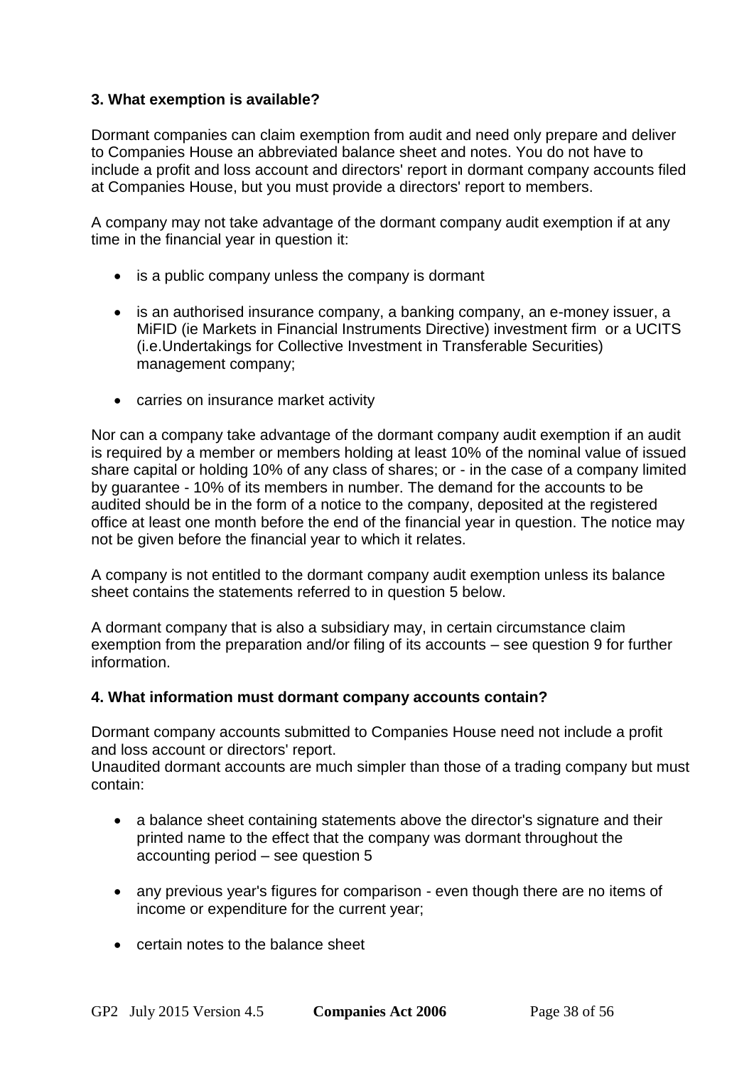### 3. What exemption is available?

Dormant companies can claim exemption from audit and need only prepare and deliver to Companies House an abbreviated balance sheet and notes. You do not have to include a profit and loss account and directors' report in dormant company accounts filed at Companies House, but you must provide a directors' report to members.

A company may not take advantage of the dormant company audit exemption if at any time in the financial year in question it:

- is a public company unless the company is dormant
- is an authorised insurance company, a banking company, an e-money issuer, a MiFID (ie Markets in Financial Instruments Directive) investment firm or a UCITS (i.e.Undertakings for Collective Investment in Transferable Securities) management company;
- carries on insurance market activity

Nor can a company take advantage of the dormant company audit exemption if an audit is required by a member or members holding at least 10% of the nominal value of issued share capital or holding 10% of any class of shares; or - in the case of a company limited by guarantee - 10% of its members in number. The demand for the accounts to be audited should be in the form of a notice to the company, deposited at the registered office at least one month before the end of the financial year in question. The notice may not be given before the financial year to which it relates.

A company is not entitled to the dormant company audit exemption unless its balance sheet contains the statements referred to in question 5 below.

A dormant company that is also a subsidiary may, in certain circumstance claim exemption from the preparation and/or filing of its accounts – see question 9 for further information.

### 4. What information must dormant company accounts contain?

Dormant company accounts submitted to Companies House need not include a profit and loss account or directors' report.
Unaudited dormant accounts are much simpler than those of a trading company but must contain:

- a balance sheet containing statements above the director's signature and their printed name to the effect that the company was dormant throughout the accounting period – see question 5
- any previous year's figures for comparison - even though there are no items of income or expenditure for the current year;
- certain notes to the balance sheet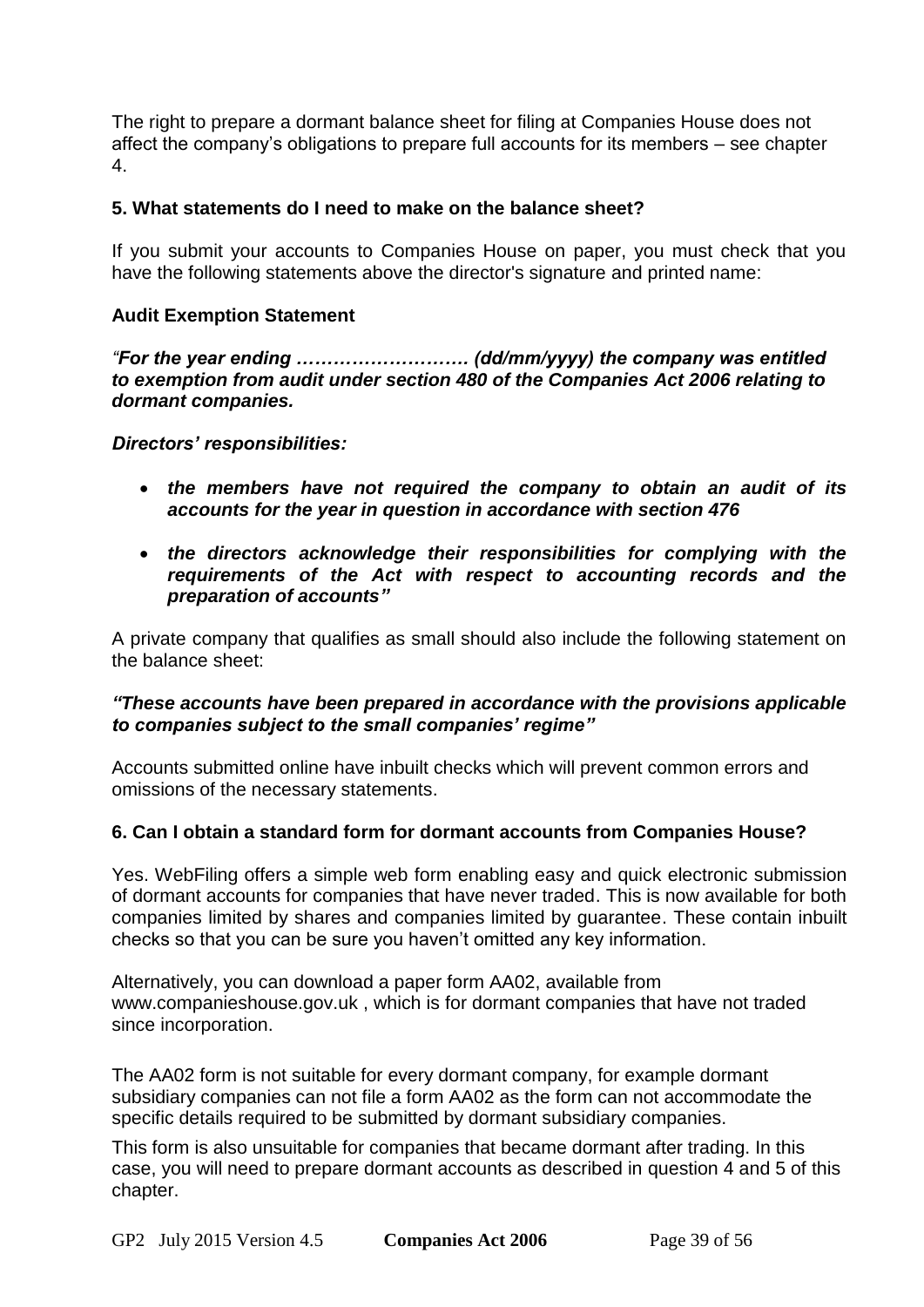The right to prepare a dormant balance sheet for filing at Companies House does not affect the company's obligations to prepare full accounts for its members – see chapter 4.

### 5. What statements do I need to make on the balance sheet?

If you submit your accounts to Companies House on paper, you must check that you have the following statements above the director's signature and printed name:

**Audit Exemption Statement**

***"For the year ending ………………………. (dd/mm/yyyy) the company was entitled to exemption from audit under section 480 of the Companies Act 2006 relating to dormant companies.***

***Directors' responsibilities:***

- ***the members have not required the company to obtain an audit of its accounts for the year in question in accordance with section 476***
- ***the directors acknowledge their responsibilities for complying with the requirements of the Act with respect to accounting records and the preparation of accounts"***

A private company that qualifies as small should also include the following statement on the balance sheet:

***"These accounts have been prepared in accordance with the provisions applicable to companies subject to the small companies' regime"***

Accounts submitted online have inbuilt checks which will prevent common errors and omissions of the necessary statements.

### 6. Can I obtain a standard form for dormant accounts from Companies House?

Yes. WebFiling offers a simple web form enabling easy and quick electronic submission of dormant accounts for companies that have never traded. This is now available for both companies limited by shares and companies limited by guarantee. These contain inbuilt checks so that you can be sure you haven't omitted any key information.

Alternatively, you can download a paper form AA02, available from www.companieshouse.gov.uk , which is for dormant companies that have not traded since incorporation.

The AA02 form is not suitable for every dormant company, for example dormant subsidiary companies can not file a form AA02 as the form can not accommodate the specific details required to be submitted by dormant subsidiary companies.

This form is also unsuitable for companies that became dormant after trading. In this case, you will need to prepare dormant accounts as described in question 4 and 5 of this chapter.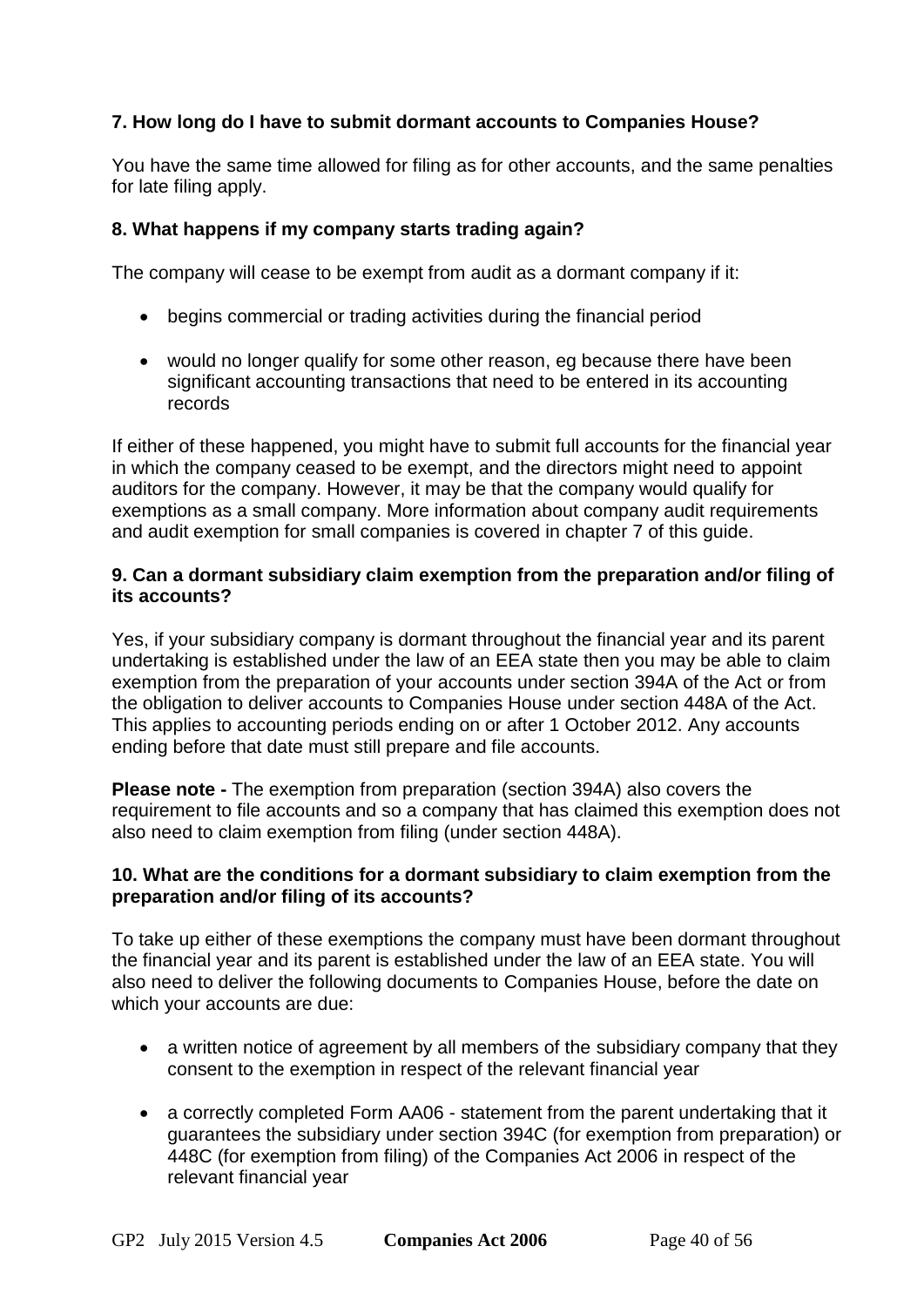**7. How long do I have to submit dormant accounts to Companies House?**

You have the same time allowed for filing as for other accounts, and the same penalties for late filing apply.

**8. What happens if my company starts trading again?**

The company will cease to be exempt from audit as a dormant company if it:

- begins commercial or trading activities during the financial period
- would no longer qualify for some other reason, eg because there have been significant accounting transactions that need to be entered in its accounting records

If either of these happened, you might have to submit full accounts for the financial year in which the company ceased to be exempt, and the directors might need to appoint auditors for the company. However, it may be that the company would qualify for exemptions as a small company. More information about company audit requirements and audit exemption for small companies is covered in chapter 7 of this guide.

**9. Can a dormant subsidiary claim exemption from the preparation and/or filing of its accounts?**

Yes, if your subsidiary company is dormant throughout the financial year and its parent undertaking is established under the law of an EEA state then you may be able to claim exemption from the preparation of your accounts under section 394A of the Act or from the obligation to deliver accounts to Companies House under section 448A of the Act. This applies to accounting periods ending on or after 1 October 2012. Any accounts ending before that date must still prepare and file accounts.

**Please note -** The exemption from preparation (section 394A) also covers the requirement to file accounts and so a company that has claimed this exemption does not also need to claim exemption from filing (under section 448A).

**10. What are the conditions for a dormant subsidiary to claim exemption from the preparation and/or filing of its accounts?**

To take up either of these exemptions the company must have been dormant throughout the financial year and its parent is established under the law of an EEA state. You will also need to deliver the following documents to Companies House, before the date on which your accounts are due:

- a written notice of agreement by all members of the subsidiary company that they consent to the exemption in respect of the relevant financial year
- a correctly completed Form AA06 - statement from the parent undertaking that it guarantees the subsidiary under section 394C (for exemption from preparation) or 448C (for exemption from filing) of the Companies Act 2006 in respect of the relevant financial year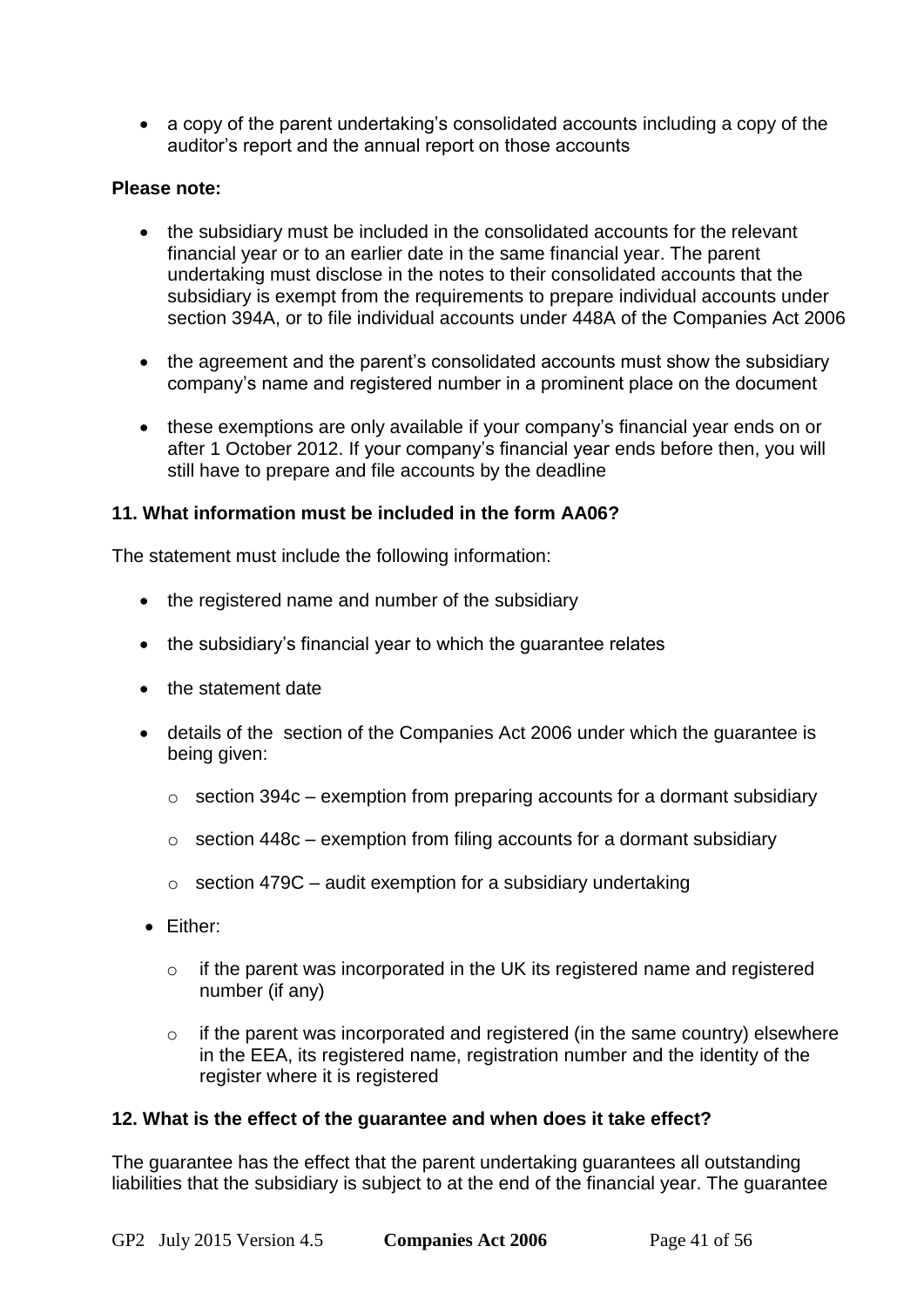- a copy of the parent undertaking's consolidated accounts including a copy of the auditor's report and the annual report on those accounts

**Please note:**

- the subsidiary must be included in the consolidated accounts for the relevant financial year or to an earlier date in the same financial year. The parent undertaking must disclose in the notes to their consolidated accounts that the subsidiary is exempt from the requirements to prepare individual accounts under section 394A, or to file individual accounts under 448A of the Companies Act 2006
- the agreement and the parent's consolidated accounts must show the subsidiary company's name and registered number in a prominent place on the document
- these exemptions are only available if your company's financial year ends on or after 1 October 2012. If your company's financial year ends before then, you will still have to prepare and file accounts by the deadline

### 11. What information must be included in the form AA06?

The statement must include the following information:

- the registered name and number of the subsidiary
- the subsidiary's financial year to which the guarantee relates
- the statement date
- details of the section of the Companies Act 2006 under which the guarantee is being given:
  - section 394c – exemption from preparing accounts for a dormant subsidiary
  - section 448c – exemption from filing accounts for a dormant subsidiary
  - section 479C – audit exemption for a subsidiary undertaking
- Either:
  - if the parent was incorporated in the UK its registered name and registered number (if any)
  - if the parent was incorporated and registered (in the same country) elsewhere in the EEA, its registered name, registration number and the identity of the register where it is registered

### 12. What is the effect of the guarantee and when does it take effect?

The guarantee has the effect that the parent undertaking guarantees all outstanding liabilities that the subsidiary is subject to at the end of the financial year. The guarantee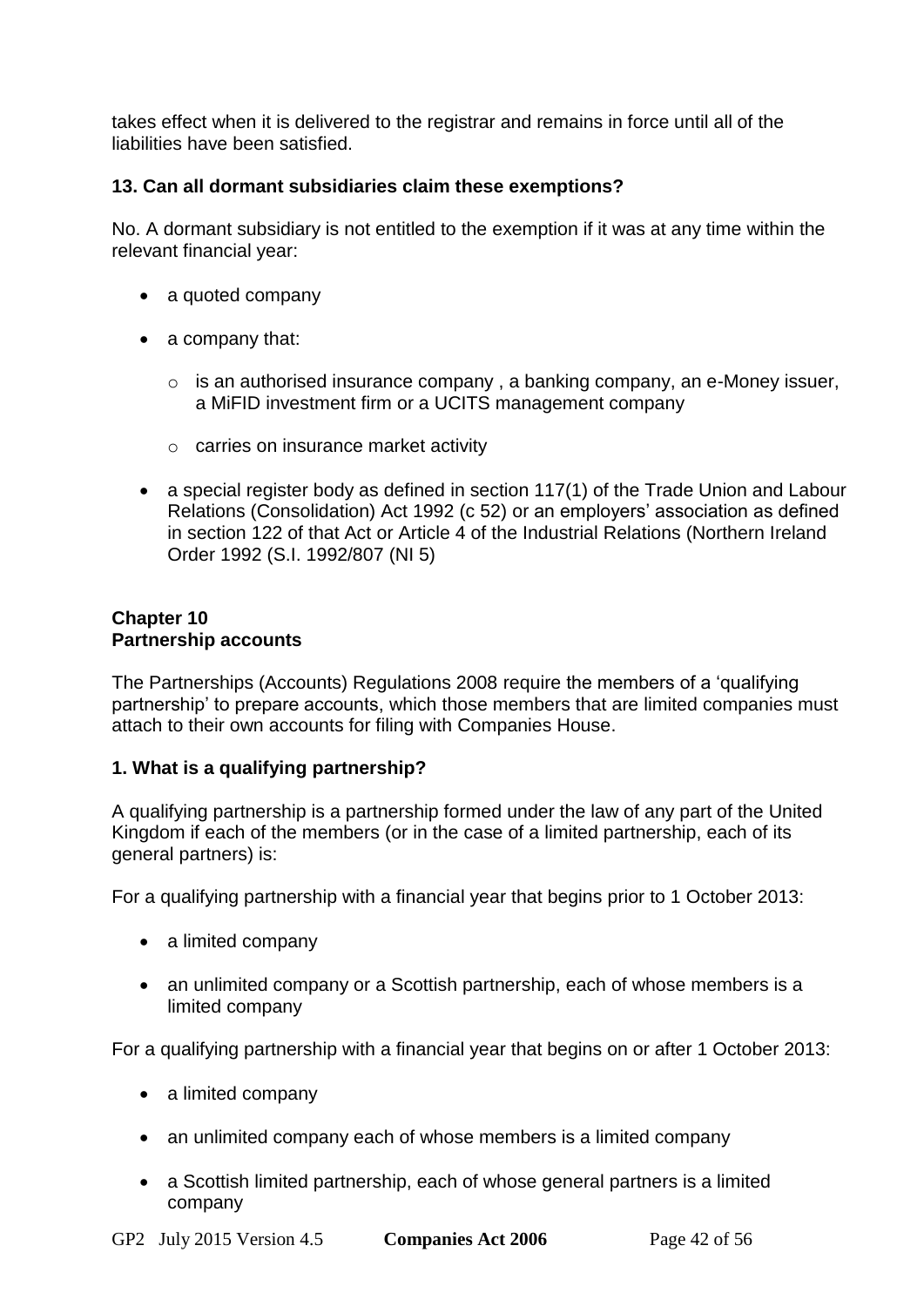takes effect when it is delivered to the registrar and remains in force until all of the liabilities have been satisfied.

**13. Can all dormant subsidiaries claim these exemptions?**

No. A dormant subsidiary is not entitled to the exemption if it was at any time within the relevant financial year:

- a quoted company
- a company that:
  - is an authorised insurance company , a banking company, an e-Money issuer, a MiFID investment firm or a UCITS management company
  - carries on insurance market activity
- a special register body as defined in section 117(1) of the Trade Union and Labour Relations (Consolidation) Act 1992 (c 52) or an employers' association as defined in section 122 of that Act or Article 4 of the Industrial Relations (Northern Ireland Order 1992 (S.I. 1992/807 (NI 5)

## Chapter 10
## Partnership accounts

The Partnerships (Accounts) Regulations 2008 require the members of a 'qualifying partnership' to prepare accounts, which those members that are limited companies must attach to their own accounts for filing with Companies House.

**1. What is a qualifying partnership?**

A qualifying partnership is a partnership formed under the law of any part of the United Kingdom if each of the members (or in the case of a limited partnership, each of its general partners) is:

For a qualifying partnership with a financial year that begins prior to 1 October 2013:

- a limited company
- an unlimited company or a Scottish partnership, each of whose members is a limited company

For a qualifying partnership with a financial year that begins on or after 1 October 2013:

- a limited company
- an unlimited company each of whose members is a limited company
- a Scottish limited partnership, each of whose general partners is a limited company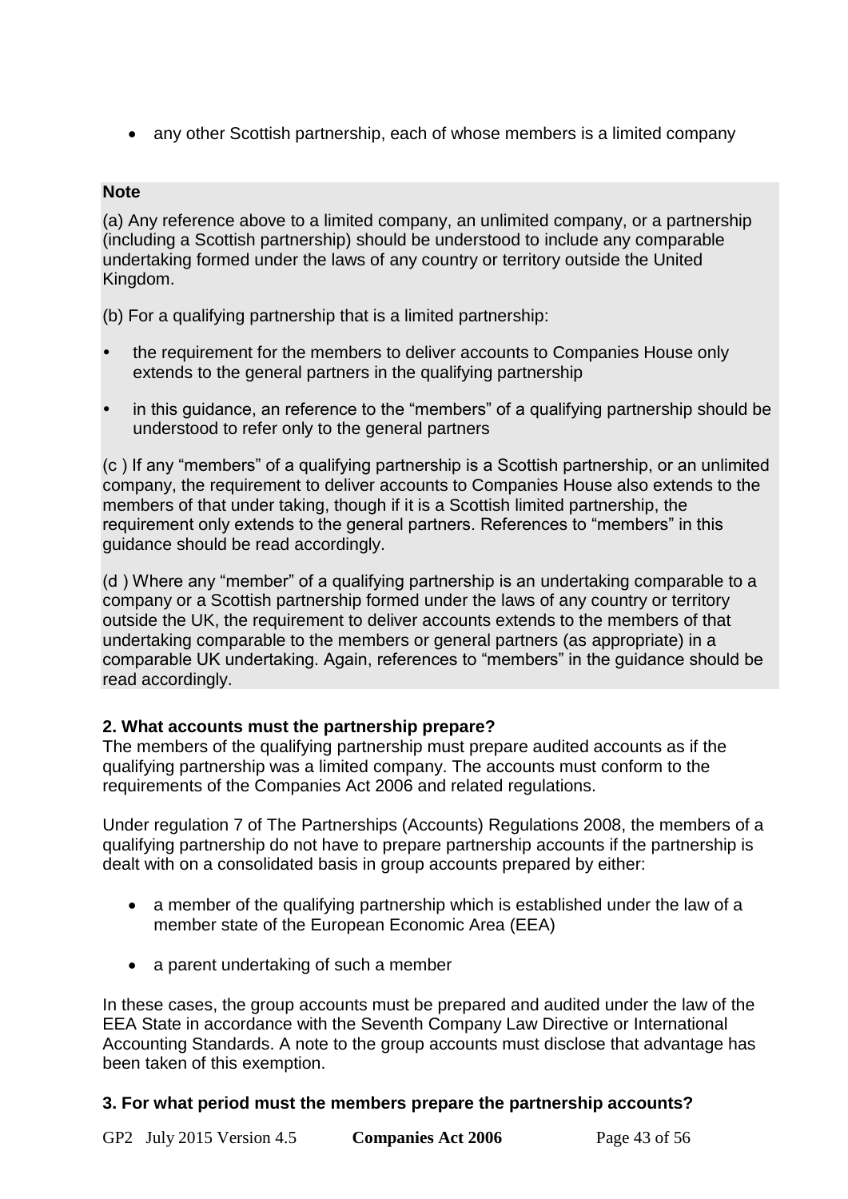- any other Scottish partnership, each of whose members is a limited company

**Note**

(a) Any reference above to a limited company, an unlimited company, or a partnership (including a Scottish partnership) should be understood to include any comparable undertaking formed under the laws of any country or territory outside the United Kingdom.

(b) For a qualifying partnership that is a limited partnership:

- the requirement for the members to deliver accounts to Companies House only extends to the general partners in the qualifying partnership
- in this guidance, an reference to the "members" of a qualifying partnership should be understood to refer only to the general partners

(c ) If any "members" of a qualifying partnership is a Scottish partnership, or an unlimited company, the requirement to deliver accounts to Companies House also extends to the members of that under taking, though if it is a Scottish limited partnership, the requirement only extends to the general partners. References to "members" in this guidance should be read accordingly.

(d ) Where any "member" of a qualifying partnership is an undertaking comparable to a company or a Scottish partnership formed under the laws of any country or territory outside the UK, the requirement to deliver accounts extends to the members of that undertaking comparable to the members or general partners (as appropriate) in a comparable UK undertaking. Again, references to "members" in the guidance should be read accordingly.

**2. What accounts must the partnership prepare?**

The members of the qualifying partnership must prepare audited accounts as if the qualifying partnership was a limited company. The accounts must conform to the requirements of the Companies Act 2006 and related regulations.

Under regulation 7 of The Partnerships (Accounts) Regulations 2008, the members of a qualifying partnership do not have to prepare partnership accounts if the partnership is dealt with on a consolidated basis in group accounts prepared by either:

- a member of the qualifying partnership which is established under the law of a member state of the European Economic Area (EEA)
- a parent undertaking of such a member

In these cases, the group accounts must be prepared and audited under the law of the EEA State in accordance with the Seventh Company Law Directive or International Accounting Standards. A note to the group accounts must disclose that advantage has been taken of this exemption.

**3. For what period must the members prepare the partnership accounts?**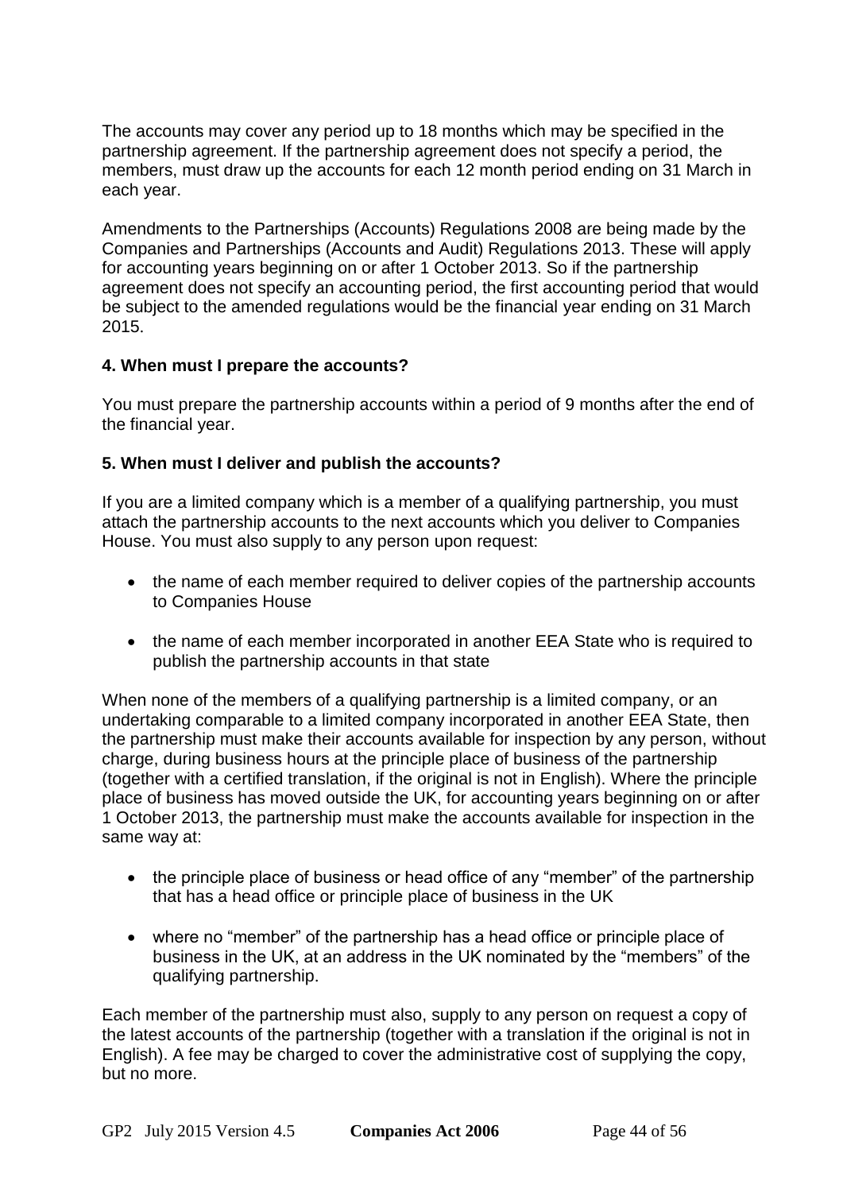The accounts may cover any period up to 18 months which may be specified in the partnership agreement. If the partnership agreement does not specify a period, the members, must draw up the accounts for each 12 month period ending on 31 March in each year.

Amendments to the Partnerships (Accounts) Regulations 2008 are being made by the Companies and Partnerships (Accounts and Audit) Regulations 2013. These will apply for accounting years beginning on or after 1 October 2013. So if the partnership agreement does not specify an accounting period, the first accounting period that would be subject to the amended regulations would be the financial year ending on 31 March 2015.

### 4. When must I prepare the accounts?

You must prepare the partnership accounts within a period of 9 months after the end of the financial year.

### 5. When must I deliver and publish the accounts?

If you are a limited company which is a member of a qualifying partnership, you must attach the partnership accounts to the next accounts which you deliver to Companies House. You must also supply to any person upon request:

- the name of each member required to deliver copies of the partnership accounts to Companies House
- the name of each member incorporated in another EEA State who is required to publish the partnership accounts in that state

When none of the members of a qualifying partnership is a limited company, or an undertaking comparable to a limited company incorporated in another EEA State, then the partnership must make their accounts available for inspection by any person, without charge, during business hours at the principle place of business of the partnership (together with a certified translation, if the original is not in English). Where the principle place of business has moved outside the UK, for accounting years beginning on or after 1 October 2013, the partnership must make the accounts available for inspection in the same way at:

- the principle place of business or head office of any "member" of the partnership that has a head office or principle place of business in the UK
- where no "member" of the partnership has a head office or principle place of business in the UK, at an address in the UK nominated by the "members" of the qualifying partnership.

Each member of the partnership must also, supply to any person on request a copy of the latest accounts of the partnership (together with a translation if the original is not in English). A fee may be charged to cover the administrative cost of supplying the copy, but no more.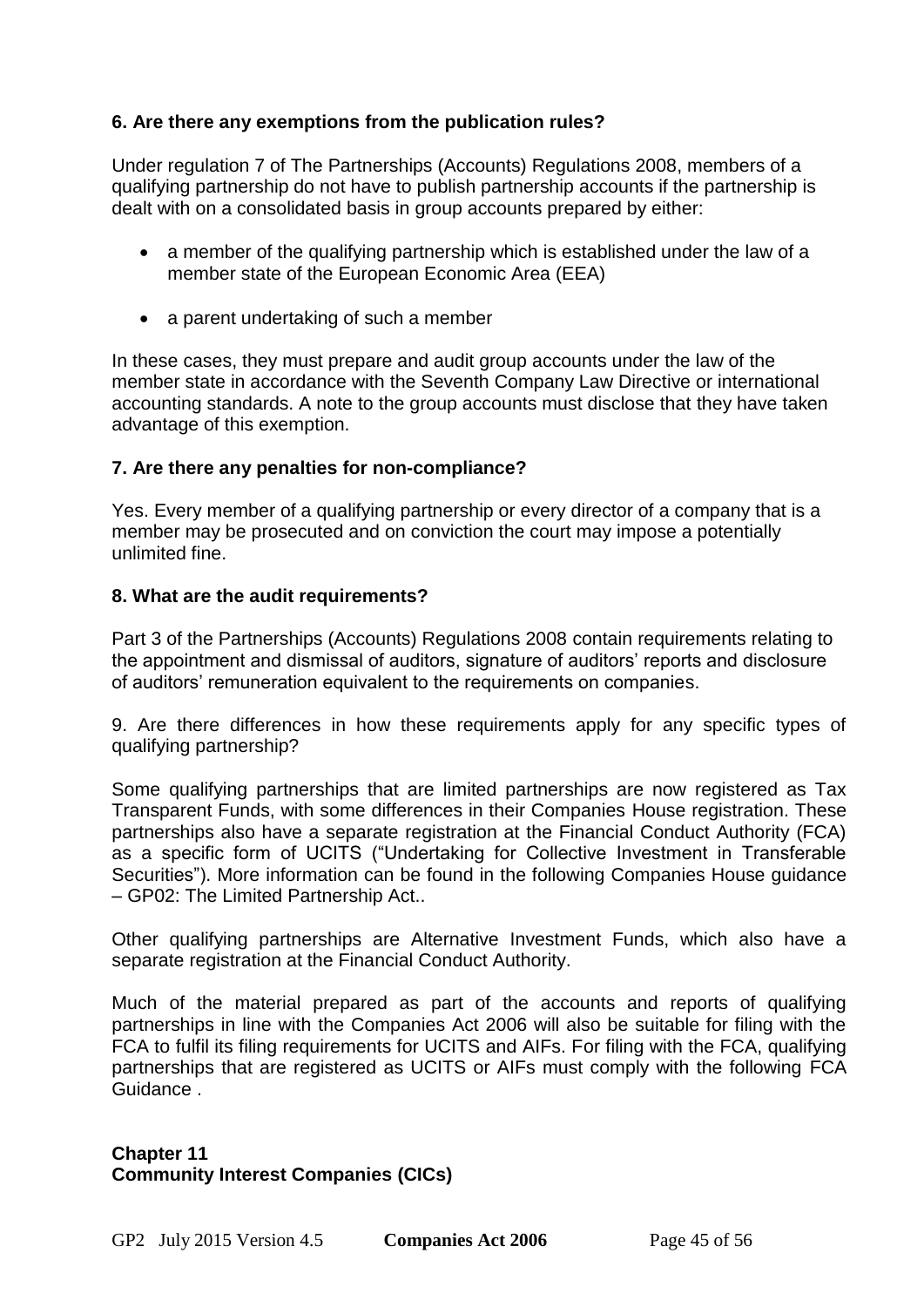**6. Are there any exemptions from the publication rules?**

Under regulation 7 of The Partnerships (Accounts) Regulations 2008, members of a qualifying partnership do not have to publish partnership accounts if the partnership is dealt with on a consolidated basis in group accounts prepared by either:

- a member of the qualifying partnership which is established under the law of a member state of the European Economic Area (EEA)
- a parent undertaking of such a member

In these cases, they must prepare and audit group accounts under the law of the member state in accordance with the Seventh Company Law Directive or international accounting standards. A note to the group accounts must disclose that they have taken advantage of this exemption.

**7. Are there any penalties for non-compliance?**

Yes. Every member of a qualifying partnership or every director of a company that is a member may be prosecuted and on conviction the court may impose a potentially unlimited fine.

**8. What are the audit requirements?**

Part 3 of the Partnerships (Accounts) Regulations 2008 contain requirements relating to the appointment and dismissal of auditors, signature of auditors' reports and disclosure of auditors' remuneration equivalent to the requirements on companies.

9. Are there differences in how these requirements apply for any specific types of qualifying partnership?

Some qualifying partnerships that are limited partnerships are now registered as Tax Transparent Funds, with some differences in their Companies House registration. These partnerships also have a separate registration at the Financial Conduct Authority (FCA) as a specific form of UCITS ("Undertaking for Collective Investment in Transferable Securities"). More information can be found in the following Companies House guidance – GP02: The Limited Partnership Act..

Other qualifying partnerships are Alternative Investment Funds, which also have a separate registration at the Financial Conduct Authority.

Much of the material prepared as part of the accounts and reports of qualifying partnerships in line with the Companies Act 2006 will also be suitable for filing with the FCA to fulfil its filing requirements for UCITS and AIFs. For filing with the FCA, qualifying partnerships that are registered as UCITS or AIFs must comply with the following FCA Guidance .

## Chapter 11
## Community Interest Companies (CICs)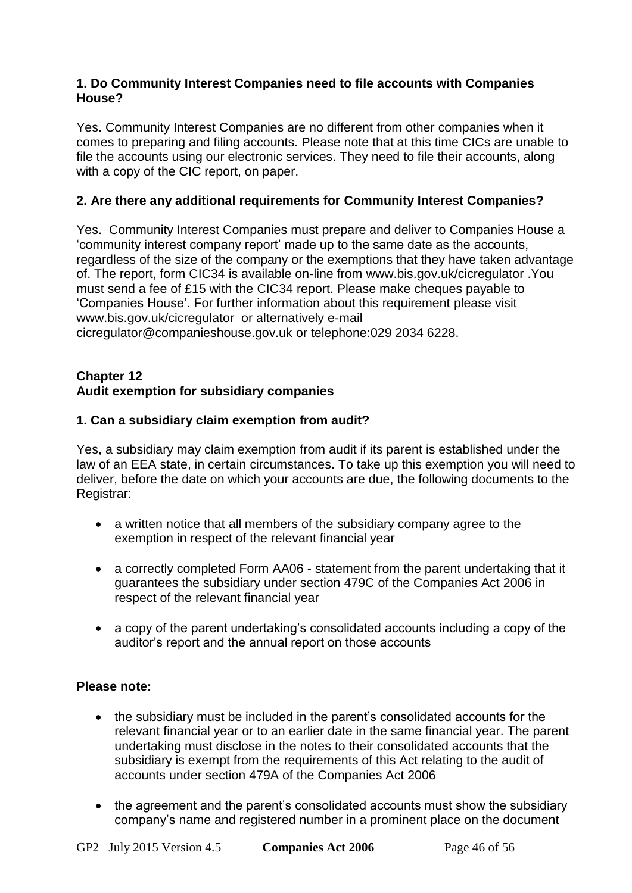**1. Do Community Interest Companies need to file accounts with Companies House?**

Yes. Community Interest Companies are no different from other companies when it comes to preparing and filing accounts. Please note that at this time CICs are unable to file the accounts using our electronic services. They need to file their accounts, along with a copy of the CIC report, on paper.

**2. Are there any additional requirements for Community Interest Companies?**

Yes. Community Interest Companies must prepare and deliver to Companies House a 'community interest company report' made up to the same date as the accounts, regardless of the size of the company or the exemptions that they have taken advantage of. The report, form CIC34 is available on-line from www.bis.gov.uk/cicregulator .You must send a fee of £15 with the CIC34 report. Please make cheques payable to 'Companies House'. For further information about this requirement please visit www.bis.gov.uk/cicregulator or alternatively e-mail cicregulator@companieshouse.gov.uk or telephone:029 2034 6228.

## Chapter 12
## Audit exemption for subsidiary companies

**1. Can a subsidiary claim exemption from audit?**

Yes, a subsidiary may claim exemption from audit if its parent is established under the law of an EEA state, in certain circumstances. To take up this exemption you will need to deliver, before the date on which your accounts are due, the following documents to the Registrar:

- a written notice that all members of the subsidiary company agree to the exemption in respect of the relevant financial year
- a correctly completed Form AA06 - statement from the parent undertaking that it guarantees the subsidiary under section 479C of the Companies Act 2006 in respect of the relevant financial year
- a copy of the parent undertaking's consolidated accounts including a copy of the auditor's report and the annual report on those accounts

**Please note:**

- the subsidiary must be included in the parent's consolidated accounts for the relevant financial year or to an earlier date in the same financial year. The parent undertaking must disclose in the notes to their consolidated accounts that the subsidiary is exempt from the requirements of this Act relating to the audit of accounts under section 479A of the Companies Act 2006
- the agreement and the parent's consolidated accounts must show the subsidiary company's name and registered number in a prominent place on the document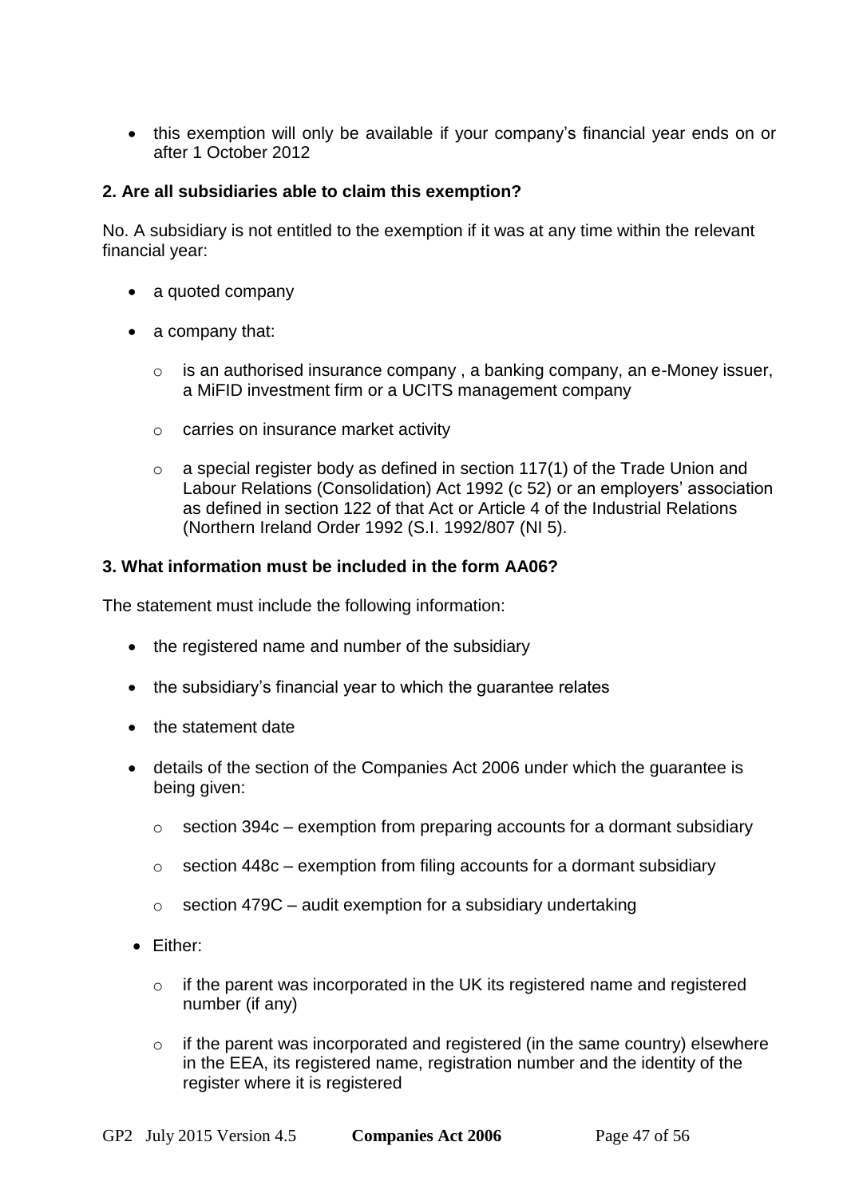- this exemption will only be available if your company's financial year ends on or after 1 October 2012

### 2. Are all subsidiaries able to claim this exemption?

No. A subsidiary is not entitled to the exemption if it was at any time within the relevant financial year:

- a quoted company
- a company that:
  - is an authorised insurance company , a banking company, an e-Money issuer, a MiFID investment firm or a UCITS management company
  - carries on insurance market activity
  - a special register body as defined in section 117(1) of the Trade Union and Labour Relations (Consolidation) Act 1992 (c 52) or an employers' association as defined in section 122 of that Act or Article 4 of the Industrial Relations (Northern Ireland Order 1992 (S.I. 1992/807 (NI 5).

### 3. What information must be included in the form AA06?

The statement must include the following information:

- the registered name and number of the subsidiary
- the subsidiary's financial year to which the guarantee relates
- the statement date
- details of the section of the Companies Act 2006 under which the guarantee is being given:
  - section 394c – exemption from preparing accounts for a dormant subsidiary
  - section 448c – exemption from filing accounts for a dormant subsidiary
  - section 479C – audit exemption for a subsidiary undertaking
- Either:
  - if the parent was incorporated in the UK its registered name and registered number (if any)
  - if the parent was incorporated and registered (in the same country) elsewhere in the EEA, its registered name, registration number and the identity of the register where it is registered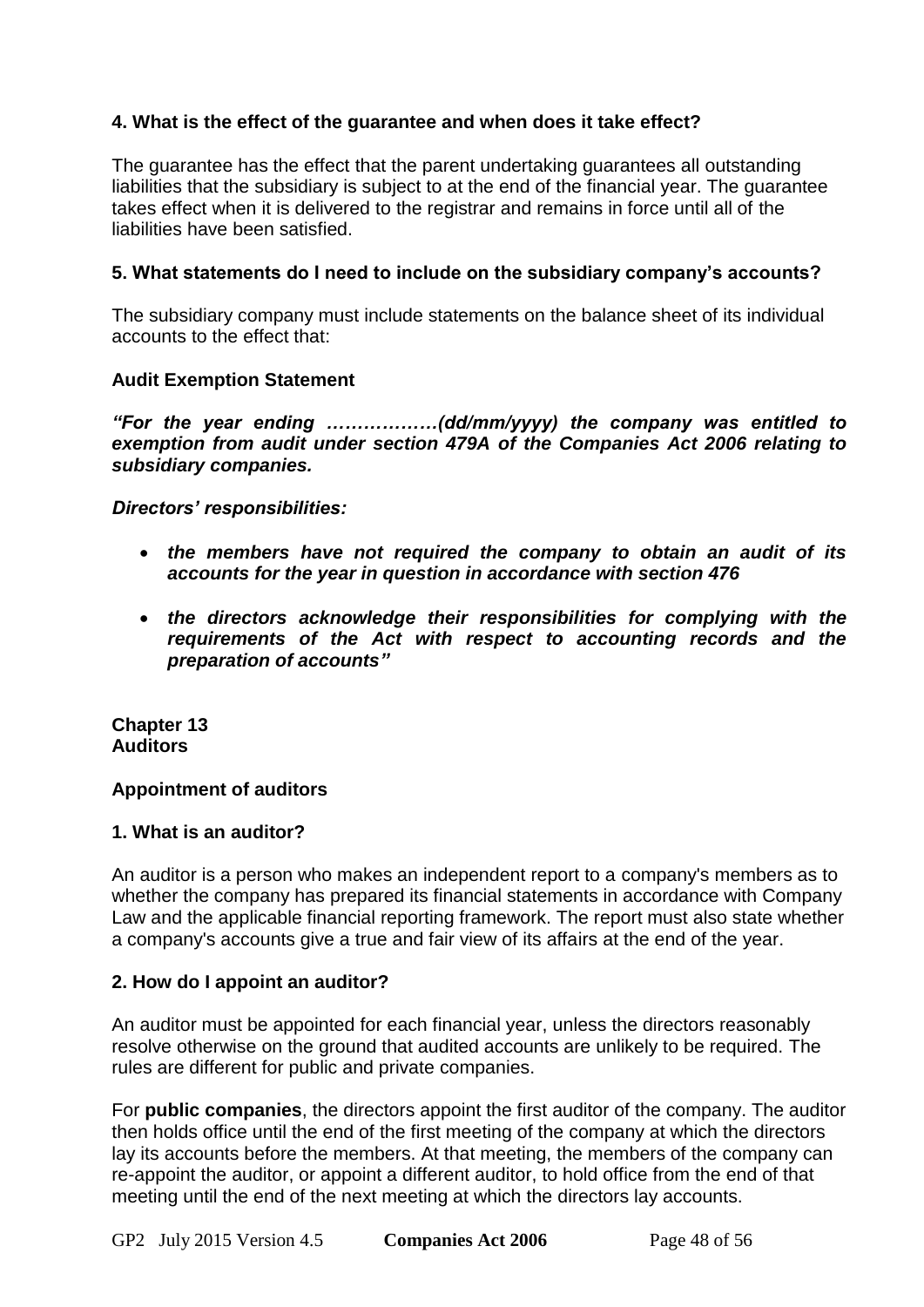**4. What is the effect of the guarantee and when does it take effect?**

The guarantee has the effect that the parent undertaking guarantees all outstanding liabilities that the subsidiary is subject to at the end of the financial year. The guarantee takes effect when it is delivered to the registrar and remains in force until all of the liabilities have been satisfied.

**5. What statements do I need to include on the subsidiary company's accounts?**

The subsidiary company must include statements on the balance sheet of its individual accounts to the effect that:

**Audit Exemption Statement**

***"For the year ending ………………(dd/mm/yyyy) the company was entitled to exemption from audit under section 479A of the Companies Act 2006 relating to subsidiary companies.***

***Directors' responsibilities:***

- ***the members have not required the company to obtain an audit of its accounts for the year in question in accordance with section 476***
- ***the directors acknowledge their responsibilities for complying with the requirements of the Act with respect to accounting records and the preparation of accounts"***

## Chapter 13
## Auditors

### Appointment of auditors

**1. What is an auditor?**

An auditor is a person who makes an independent report to a company's members as to whether the company has prepared its financial statements in accordance with Company Law and the applicable financial reporting framework. The report must also state whether a company's accounts give a true and fair view of its affairs at the end of the year.

**2. How do I appoint an auditor?**

An auditor must be appointed for each financial year, unless the directors reasonably resolve otherwise on the ground that audited accounts are unlikely to be required. The rules are different for public and private companies.

For **public companies**, the directors appoint the first auditor of the company. The auditor then holds office until the end of the first meeting of the company at which the directors lay its accounts before the members. At that meeting, the members of the company can re-appoint the auditor, or appoint a different auditor, to hold office from the end of that meeting until the end of the next meeting at which the directors lay accounts.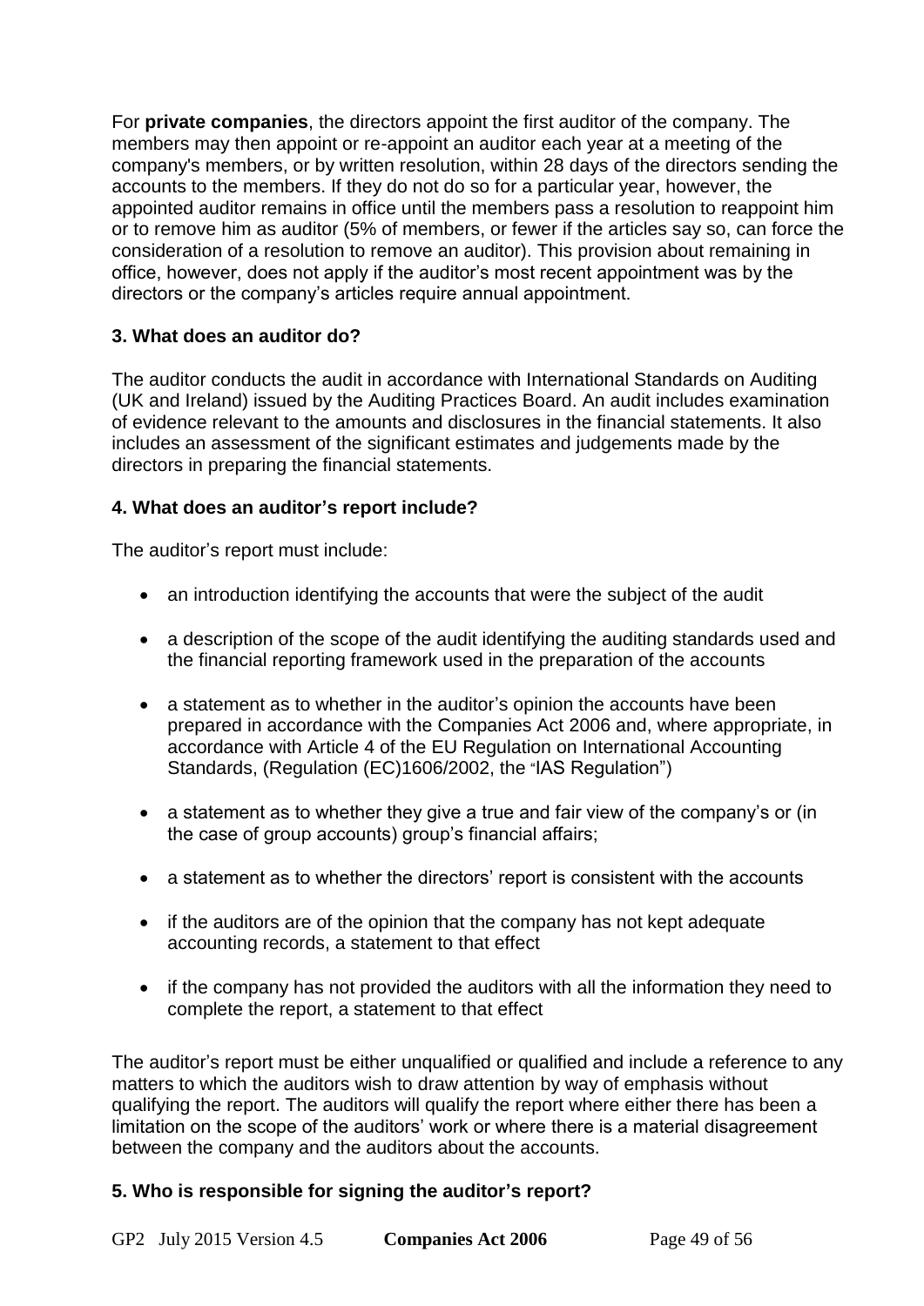For **private companies**, the directors appoint the first auditor of the company. The members may then appoint or re-appoint an auditor each year at a meeting of the company's members, or by written resolution, within 28 days of the directors sending the accounts to the members. If they do not do so for a particular year, however, the appointed auditor remains in office until the members pass a resolution to reappoint him or to remove him as auditor (5% of members, or fewer if the articles say so, can force the consideration of a resolution to remove an auditor). This provision about remaining in office, however, does not apply if the auditor's most recent appointment was by the directors or the company's articles require annual appointment.

### 3. What does an auditor do?

The auditor conducts the audit in accordance with International Standards on Auditing (UK and Ireland) issued by the Auditing Practices Board. An audit includes examination of evidence relevant to the amounts and disclosures in the financial statements. It also includes an assessment of the significant estimates and judgements made by the directors in preparing the financial statements.

### 4. What does an auditor's report include?

The auditor's report must include:

- an introduction identifying the accounts that were the subject of the audit
- a description of the scope of the audit identifying the auditing standards used and the financial reporting framework used in the preparation of the accounts
- a statement as to whether in the auditor's opinion the accounts have been prepared in accordance with the Companies Act 2006 and, where appropriate, in accordance with Article 4 of the EU Regulation on International Accounting Standards, (Regulation (EC)1606/2002, the "IAS Regulation")
- a statement as to whether they give a true and fair view of the company's or (in the case of group accounts) group's financial affairs;
- a statement as to whether the directors' report is consistent with the accounts
- if the auditors are of the opinion that the company has not kept adequate accounting records, a statement to that effect
- if the company has not provided the auditors with all the information they need to complete the report, a statement to that effect

The auditor's report must be either unqualified or qualified and include a reference to any matters to which the auditors wish to draw attention by way of emphasis without qualifying the report. The auditors will qualify the report where either there has been a limitation on the scope of the auditors' work or where there is a material disagreement between the company and the auditors about the accounts.

### 5. Who is responsible for signing the auditor's report?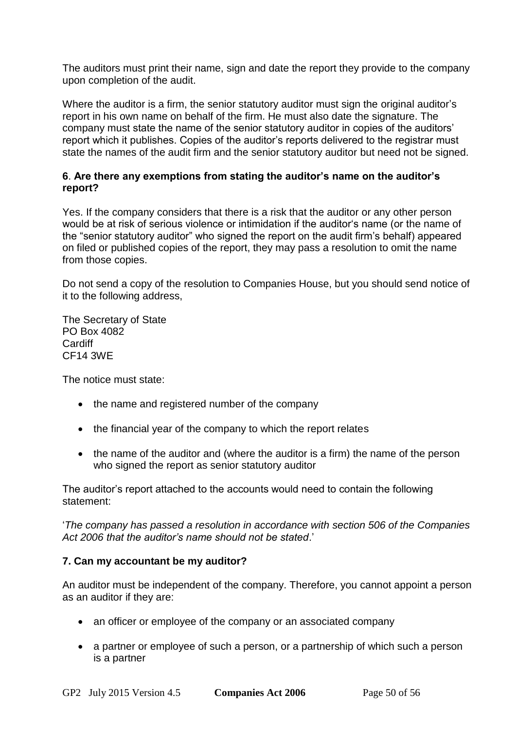The auditors must print their name, sign and date the report they provide to the company upon completion of the audit.

Where the auditor is a firm, the senior statutory auditor must sign the original auditor's report in his own name on behalf of the firm. He must also date the signature. The company must state the name of the senior statutory auditor in copies of the auditors' report which it publishes. Copies of the auditor's reports delivered to the registrar must state the names of the audit firm and the senior statutory auditor but need not be signed.

**6**. **Are there any exemptions from stating the auditor's name on the auditor's report?**

Yes. If the company considers that there is a risk that the auditor or any other person would be at risk of serious violence or intimidation if the auditor's name (or the name of the "senior statutory auditor" who signed the report on the audit firm's behalf) appeared on filed or published copies of the report, they may pass a resolution to omit the name from those copies.

Do not send a copy of the resolution to Companies House, but you should send notice of it to the following address,

The Secretary of State
PO Box 4082
Cardiff
CF14 3WE

The notice must state:

- the name and registered number of the company
- the financial year of the company to which the report relates
- the name of the auditor and (where the auditor is a firm) the name of the person who signed the report as senior statutory auditor

The auditor's report attached to the accounts would need to contain the following statement:

'*The company has passed a resolution in accordance with section 506 of the Companies Act 2006 that the auditor's name should not be stated*.'

**7. Can my accountant be my auditor?**

An auditor must be independent of the company. Therefore, you cannot appoint a person as an auditor if they are:

- an officer or employee of the company or an associated company
- a partner or employee of such a person, or a partnership of which such a person is a partner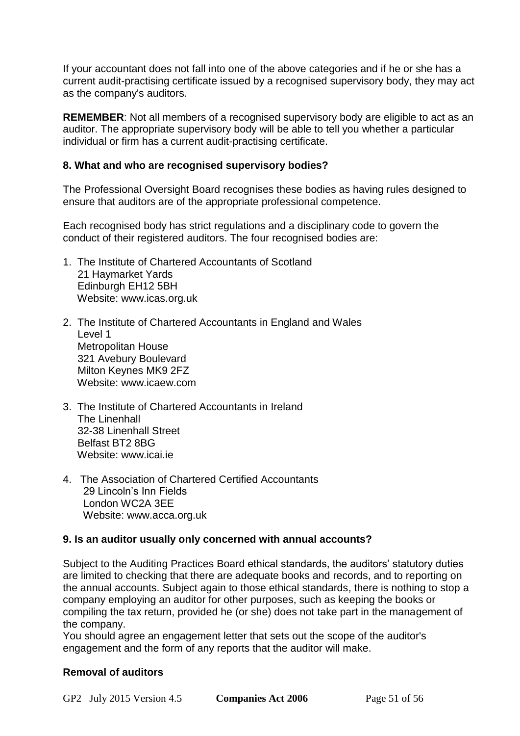If your accountant does not fall into one of the above categories and if he or she has a current audit-practising certificate issued by a recognised supervisory body, they may act as the company's auditors.

**REMEMBER**: Not all members of a recognised supervisory body are eligible to act as an auditor. The appropriate supervisory body will be able to tell you whether a particular individual or firm has a current audit-practising certificate.

### 8. What and who are recognised supervisory bodies?

The Professional Oversight Board recognises these bodies as having rules designed to ensure that auditors are of the appropriate professional competence.

Each recognised body has strict regulations and a disciplinary code to govern the conduct of their registered auditors. The four recognised bodies are:

1. The Institute of Chartered Accountants of Scotland
   21 Haymarket Yards
   Edinburgh EH12 5BH
   Website: www.icas.org.uk

2. The Institute of Chartered Accountants in England and Wales
   Level 1
   Metropolitan House
   321 Avebury Boulevard
   Milton Keynes MK9 2FZ
   Website: www.icaew.com

3. The Institute of Chartered Accountants in Ireland
   The Linenhall
   32-38 Linenhall Street
   Belfast BT2 8BG
   Website: www.icai.ie

4. The Association of Chartered Certified Accountants
   29 Lincoln's Inn Fields
   London WC2A 3EE
   Website: www.acca.org.uk

### 9. Is an auditor usually only concerned with annual accounts?

Subject to the Auditing Practices Board ethical standards, the auditors' statutory duties are limited to checking that there are adequate books and records, and to reporting on the annual accounts. Subject again to those ethical standards, there is nothing to stop a company employing an auditor for other purposes, such as keeping the books or compiling the tax return, provided he (or she) does not take part in the management of the company.

You should agree an engagement letter that sets out the scope of the auditor's engagement and the form of any reports that the auditor will make.

### Removal of auditors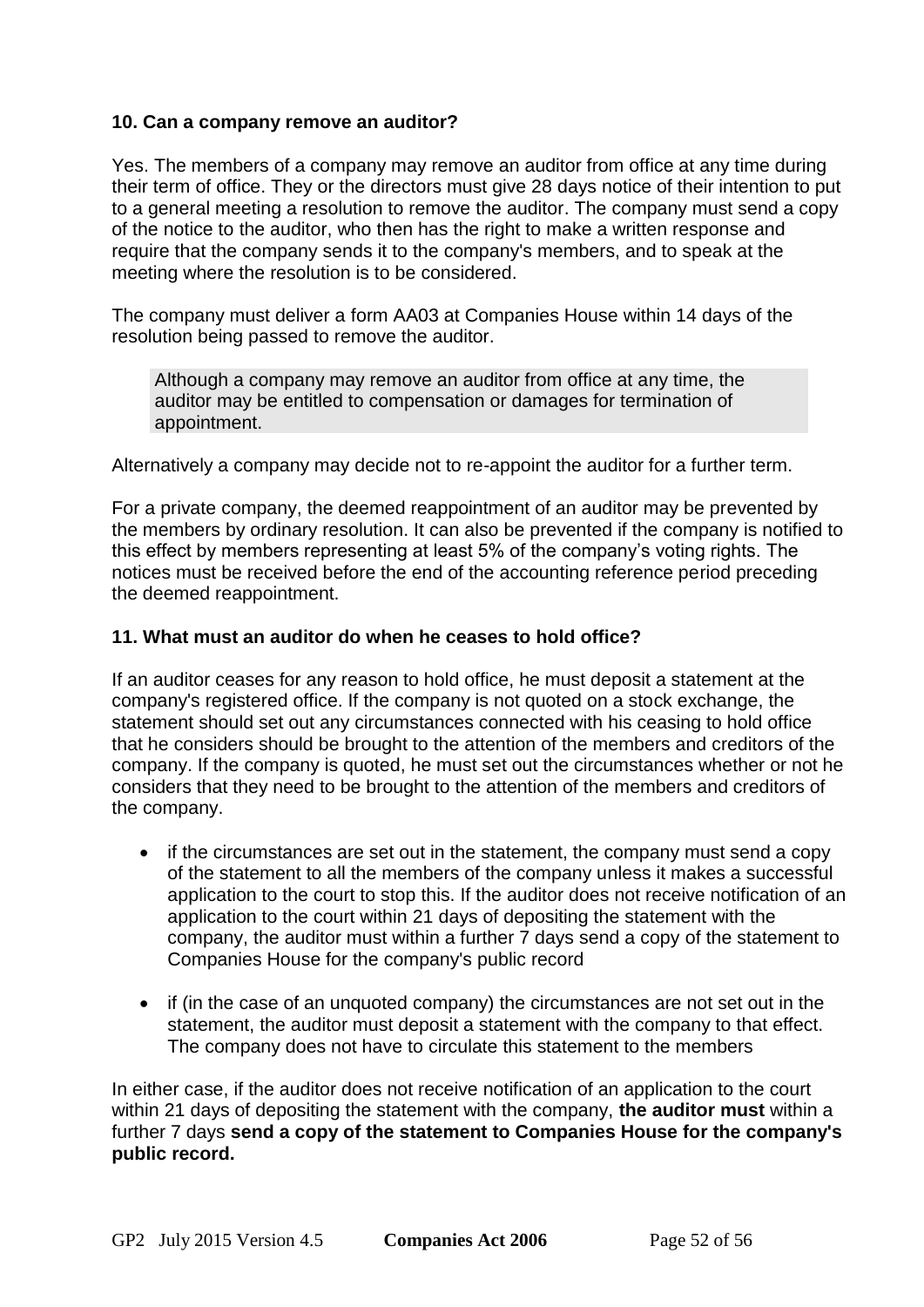### 10. Can a company remove an auditor?

Yes. The members of a company may remove an auditor from office at any time during their term of office. They or the directors must give 28 days notice of their intention to put to a general meeting a resolution to remove the auditor. The company must send a copy of the notice to the auditor, who then has the right to make a written response and require that the company sends it to the company's members, and to speak at the meeting where the resolution is to be considered.

The company must deliver a form AA03 at Companies House within 14 days of the resolution being passed to remove the auditor.

> Although a company may remove an auditor from office at any time, the auditor may be entitled to compensation or damages for termination of appointment.

Alternatively a company may decide not to re-appoint the auditor for a further term.

For a private company, the deemed reappointment of an auditor may be prevented by the members by ordinary resolution. It can also be prevented if the company is notified to this effect by members representing at least 5% of the company's voting rights. The notices must be received before the end of the accounting reference period preceding the deemed reappointment.

### 11. What must an auditor do when he ceases to hold office?

If an auditor ceases for any reason to hold office, he must deposit a statement at the company's registered office. If the company is not quoted on a stock exchange, the statement should set out any circumstances connected with his ceasing to hold office that he considers should be brought to the attention of the members and creditors of the company. If the company is quoted, he must set out the circumstances whether or not he considers that they need to be brought to the attention of the members and creditors of the company.

- if the circumstances are set out in the statement, the company must send a copy of the statement to all the members of the company unless it makes a successful application to the court to stop this. If the auditor does not receive notification of an application to the court within 21 days of depositing the statement with the company, the auditor must within a further 7 days send a copy of the statement to Companies House for the company's public record
- if (in the case of an unquoted company) the circumstances are not set out in the statement, the auditor must deposit a statement with the company to that effect. The company does not have to circulate this statement to the members

In either case, if the auditor does not receive notification of an application to the court within 21 days of depositing the statement with the company, **the auditor must** within a further 7 days **send a copy of the statement to Companies House for the company's public record.**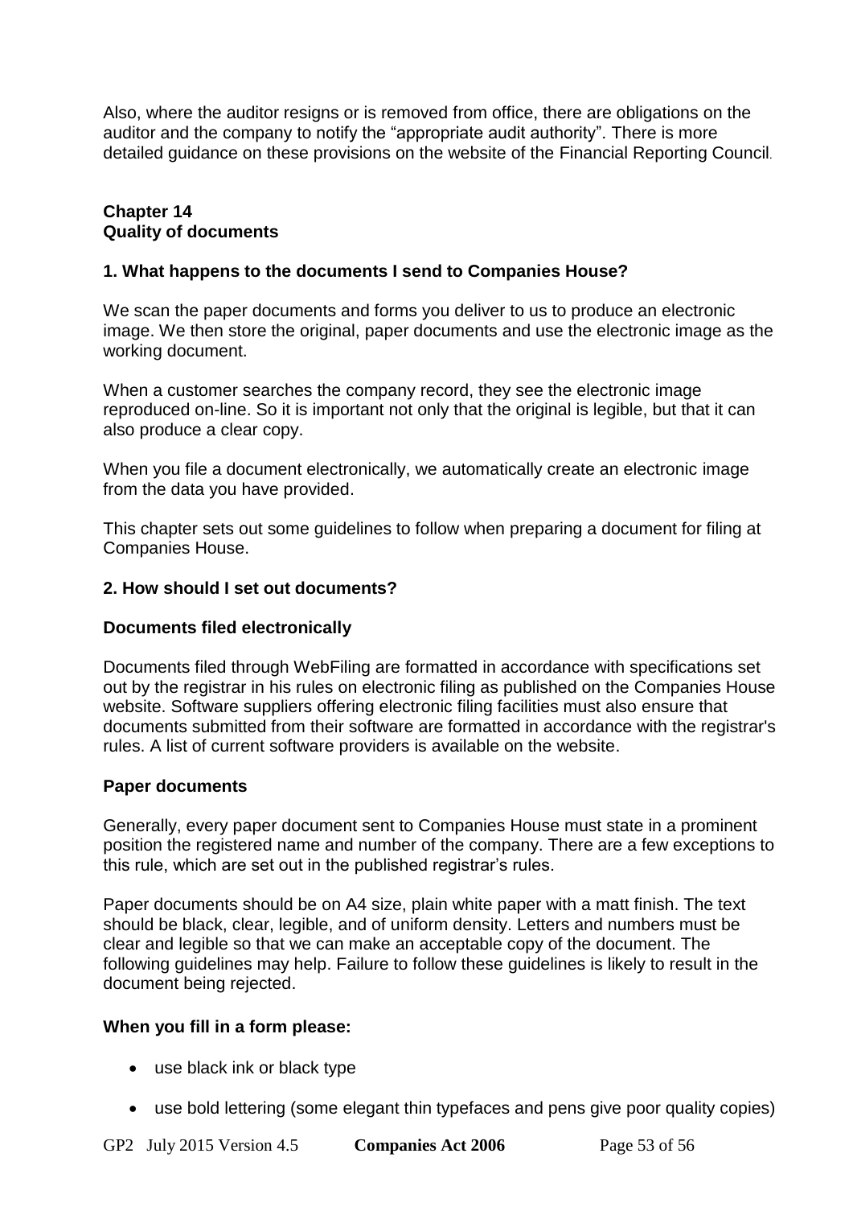Also, where the auditor resigns or is removed from office, there are obligations on the auditor and the company to notify the "appropriate audit authority". There is more detailed guidance on these provisions on the website of the Financial Reporting Council.

## Chapter 14
## Quality of documents

### 1. What happens to the documents I send to Companies House?

We scan the paper documents and forms you deliver to us to produce an electronic image. We then store the original, paper documents and use the electronic image as the working document.

When a customer searches the company record, they see the electronic image reproduced on-line. So it is important not only that the original is legible, but that it can also produce a clear copy.

When you file a document electronically, we automatically create an electronic image from the data you have provided.

This chapter sets out some guidelines to follow when preparing a document for filing at Companies House.

### 2. How should I set out documents?

#### Documents filed electronically

Documents filed through WebFiling are formatted in accordance with specifications set out by the registrar in his rules on electronic filing as published on the Companies House website. Software suppliers offering electronic filing facilities must also ensure that documents submitted from their software are formatted in accordance with the registrar's rules. A list of current software providers is available on the website.

#### Paper documents

Generally, every paper document sent to Companies House must state in a prominent position the registered name and number of the company. There are a few exceptions to this rule, which are set out in the published registrar's rules.

Paper documents should be on A4 size, plain white paper with a matt finish. The text should be black, clear, legible, and of uniform density. Letters and numbers must be clear and legible so that we can make an acceptable copy of the document. The following guidelines may help. Failure to follow these guidelines is likely to result in the document being rejected.

#### When you fill in a form please:

- use black ink or black type
- use bold lettering (some elegant thin typefaces and pens give poor quality copies)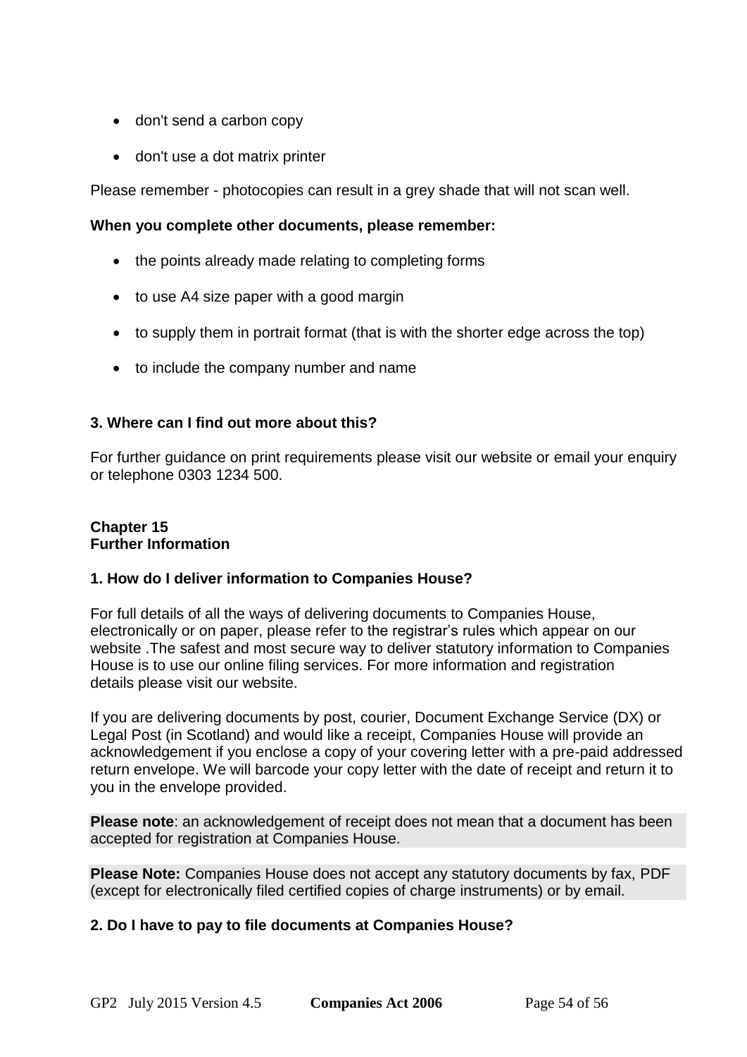- don't send a carbon copy
- don't use a dot matrix printer

Please remember - photocopies can result in a grey shade that will not scan well.

**When you complete other documents, please remember:**

- the points already made relating to completing forms
- to use A4 size paper with a good margin
- to supply them in portrait format (that is with the shorter edge across the top)
- to include the company number and name

### 3. Where can I find out more about this?

For further guidance on print requirements please visit our website or email your enquiry or telephone 0303 1234 500.

## Chapter 15
## Further Information

### 1. How do I deliver information to Companies House?

For full details of all the ways of delivering documents to Companies House, electronically or on paper, please refer to the registrar's rules which appear on our website .The safest and most secure way to deliver statutory information to Companies House is to use our online filing services. For more information and registration details please visit our website.

If you are delivering documents by post, courier, Document Exchange Service (DX) or Legal Post (in Scotland) and would like a receipt, Companies House will provide an acknowledgement if you enclose a copy of your covering letter with a pre-paid addressed return envelope. We will barcode your copy letter with the date of receipt and return it to you in the envelope provided.

**Please note**: an acknowledgement of receipt does not mean that a document has been accepted for registration at Companies House.

**Please Note:** Companies House does not accept any statutory documents by fax, PDF (except for electronically filed certified copies of charge instruments) or by email.

### 2. Do I have to pay to file documents at Companies House?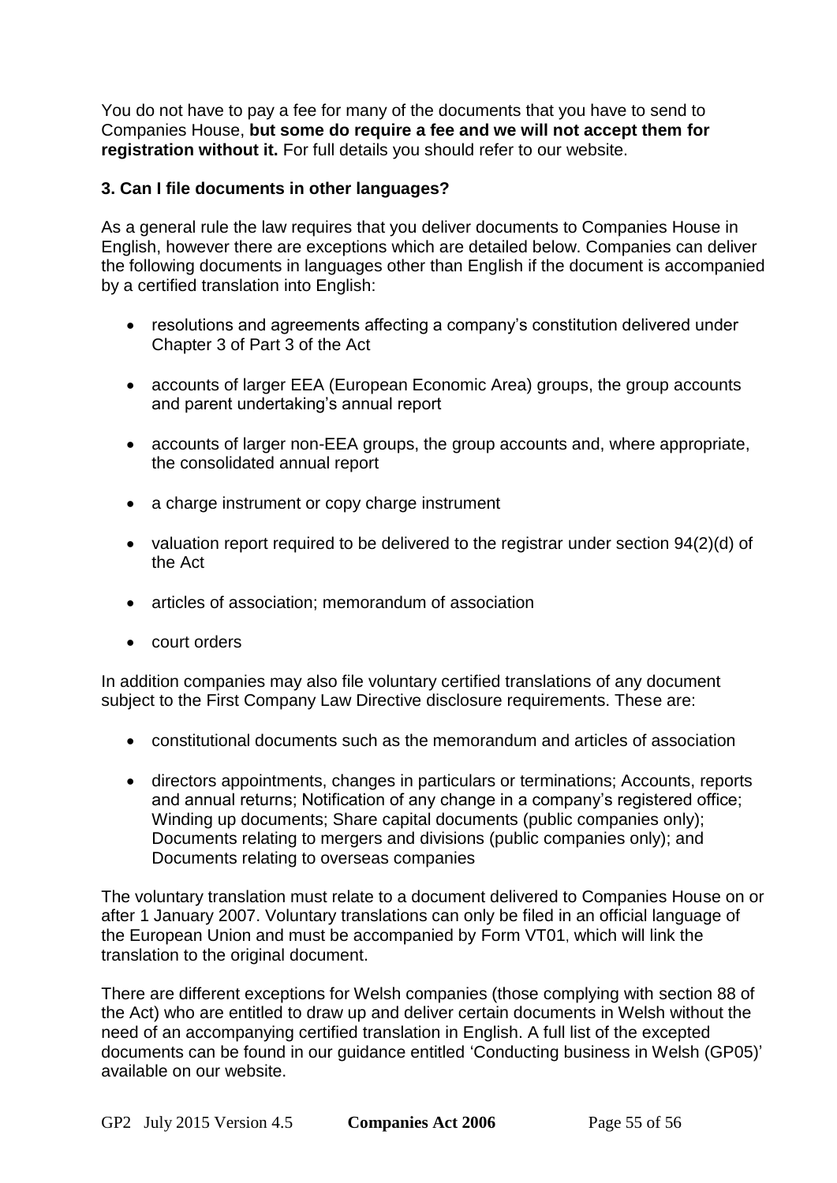You do not have to pay a fee for many of the documents that you have to send to Companies House, **but some do require a fee and we will not accept them for registration without it.** For full details you should refer to our website.

### 3. Can I file documents in other languages?

As a general rule the law requires that you deliver documents to Companies House in English, however there are exceptions which are detailed below. Companies can deliver the following documents in languages other than English if the document is accompanied by a certified translation into English:

- resolutions and agreements affecting a company's constitution delivered under Chapter 3 of Part 3 of the Act
- accounts of larger EEA (European Economic Area) groups, the group accounts and parent undertaking's annual report
- accounts of larger non-EEA groups, the group accounts and, where appropriate, the consolidated annual report
- a charge instrument or copy charge instrument
- valuation report required to be delivered to the registrar under section 94(2)(d) of the Act
- articles of association; memorandum of association
- court orders

In addition companies may also file voluntary certified translations of any document subject to the First Company Law Directive disclosure requirements. These are:

- constitutional documents such as the memorandum and articles of association
- directors appointments, changes in particulars or terminations; Accounts, reports and annual returns; Notification of any change in a company's registered office; Winding up documents; Share capital documents (public companies only); Documents relating to mergers and divisions (public companies only); and Documents relating to overseas companies

The voluntary translation must relate to a document delivered to Companies House on or after 1 January 2007. Voluntary translations can only be filed in an official language of the European Union and must be accompanied by Form VT01, which will link the translation to the original document.

There are different exceptions for Welsh companies (those complying with section 88 of the Act) who are entitled to draw up and deliver certain documents in Welsh without the need of an accompanying certified translation in English. A full list of the excepted documents can be found in our guidance entitled 'Conducting business in Welsh (GP05)' available on our website.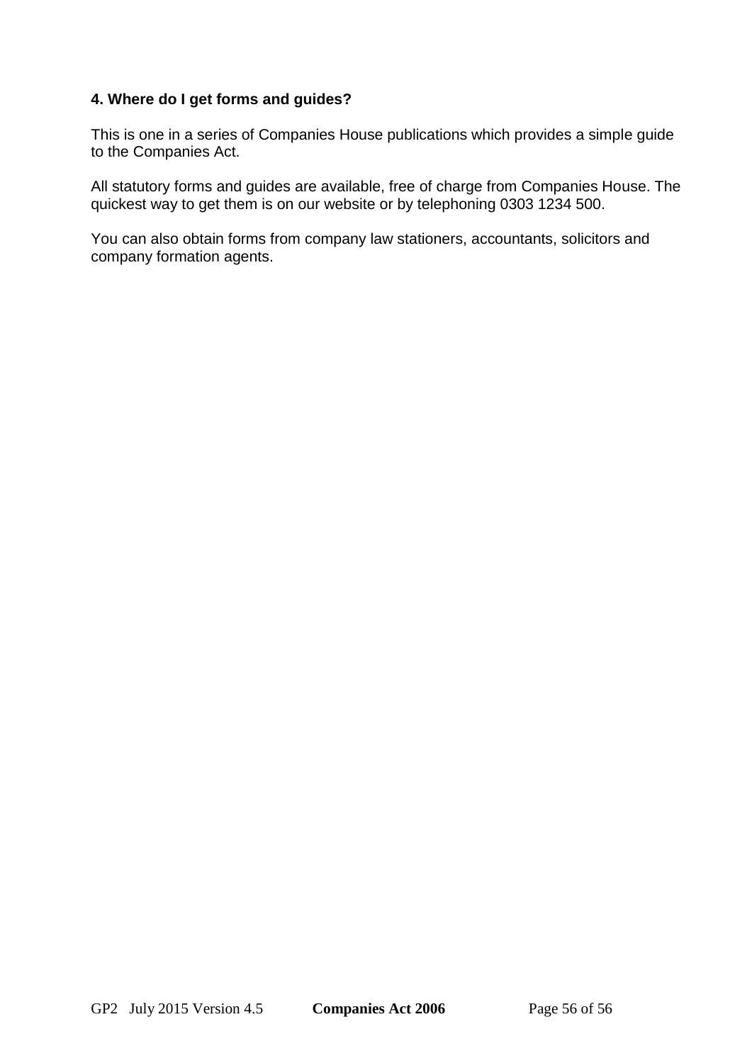### 4. Where do I get forms and guides?

This is one in a series of Companies House publications which provides a simple guide to the Companies Act.

All statutory forms and guides are available, free of charge from Companies House. The quickest way to get them is on our website or by telephoning 0303 1234 500.

You can also obtain forms from company law stationers, accountants, solicitors and company formation agents.